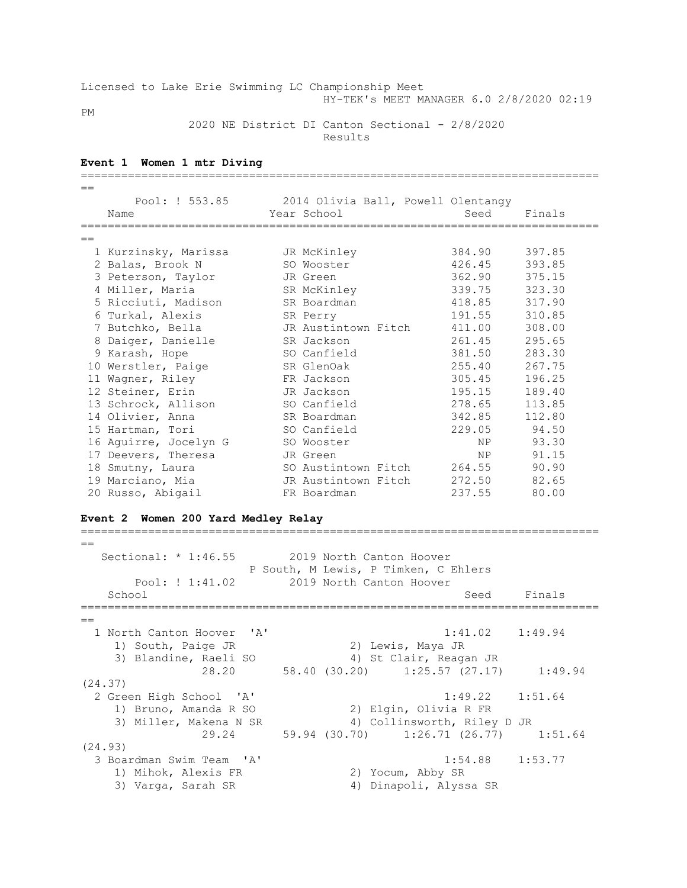Licensed to Lake Erie Swimming LC Championship Meet
HY-TEK's MEET MANAGER 6.0 2/8/2020 02:19 PM

2020 NE District DI Canton Sectional - 2/8/2020
Results

**Event 1 Women 1 mtr Diving**

Pool: ! 553.85 2014 Olivia Ball, Powell Olentangy

| | Name | Year | School | Seed | Finals |
|---|---|---|---|---|---|
| 1 | Kurzinsky, Marissa | JR | McKinley | 384.90 | 397.85 |
| 2 | Balas, Brook N | SO | Wooster | 426.45 | 393.85 |
| 3 | Peterson, Taylor | JR | Green | 362.90 | 375.15 |
| 4 | Miller, Maria | SR | McKinley | 339.75 | 323.30 |
| 5 | Ricciuti, Madison | SR | Boardman | 418.85 | 317.90 |
| 6 | Turkal, Alexis | SR | Perry | 191.55 | 310.85 |
| 7 | Butchko, Bella | JR | Austintown Fitch | 411.00 | 308.00 |
| 8 | Daiger, Danielle | SR | Jackson | 261.45 | 295.65 |
| 9 | Karash, Hope | SO | Canfield | 381.50 | 283.30 |
| 10 | Werstler, Paige | SR | GlenOak | 255.40 | 267.75 |
| 11 | Wagner, Riley | FR | Jackson | 305.45 | 196.25 |
| 12 | Steiner, Erin | JR | Jackson | 195.15 | 189.40 |
| 13 | Schrock, Allison | SO | Canfield | 278.65 | 113.85 |
| 14 | Olivier, Anna | SR | Boardman | 342.85 | 112.80 |
| 15 | Hartman, Tori | SO | Canfield | 229.05 | 94.50 |
| 16 | Aguirre, Jocelyn G | SO | Wooster | NP | 93.30 |
| 17 | Deevers, Theresa | JR | Green | NP | 91.15 |
| 18 | Smutny, Laura | SO | Austintown Fitch | 264.55 | 90.90 |
| 19 | Marciano, Mia | JR | Austintown Fitch | 272.50 | 82.65 |
| 20 | Russo, Abigail | FR | Boardman | 237.55 | 80.00 |

**Event 2 Women 200 Yard Medley Relay**

Sectional: * 1:46.55 2019 North Canton Hoover
P South, M Lewis, P Timken, C Ehlers
Pool: ! 1:41.02 2019 North Canton Hoover

| | School | Seed | Finals |
|---|---|---|---|
| 1 | North Canton Hoover 'A' | 1:41.02 | 1:49.94 |
| | 1) South, Paige JR; 2) Lewis, Maya JR; 3) Blandine, Raeli SO; 4) St Clair, Reagan JR | | |
| | 28.20 / 58.40 (30.20) / 1:25.57 (27.17) / 1:49.94 (24.37) | | |
| 2 | Green High School 'A' | 1:49.22 | 1:51.64 |
| | 1) Bruno, Amanda R SO; 2) Elgin, Olivia R FR; 3) Miller, Makena N SR; 4) Collinsworth, Riley D JR | | |
| | 29.24 / 59.94 (30.70) / 1:26.71 (26.77) / 1:51.64 (24.93) | | |
| 3 | Boardman Swim Team 'A' | 1:54.88 | 1:53.77 |
| | 1) Mihok, Alexis FR; 2) Yocum, Abby SR; 3) Varga, Sarah SR; 4) Dinapoli, Alyssa SR | | |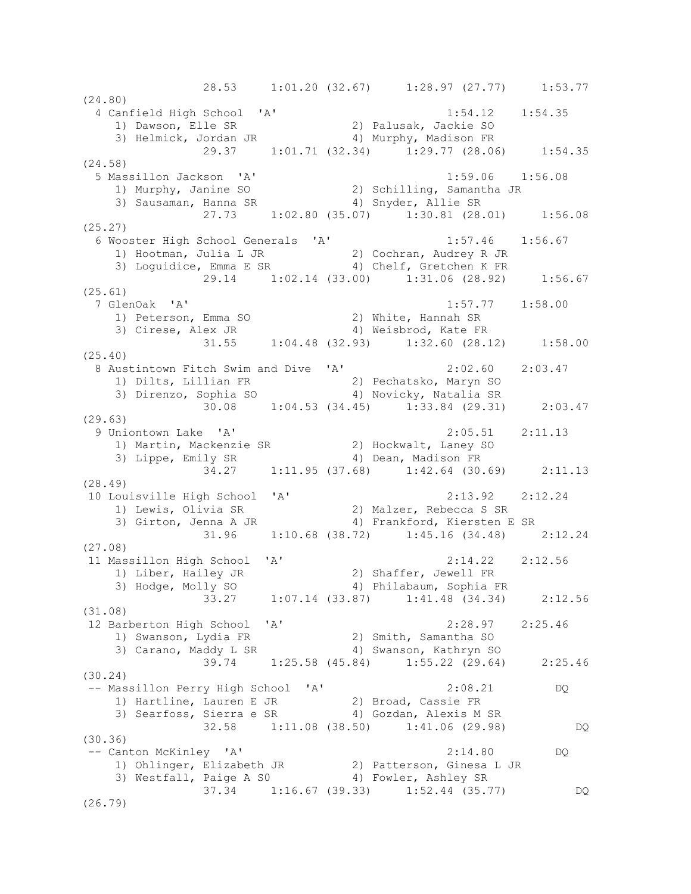```
                28.53     1:01.20 (32.67)     1:28.97 (27.77)     1:53.77
(24.80)
  4 Canfield High School  'A'                       1:54.12    1:54.35
     1) Dawson, Elle SR                2) Palusak, Jackie SO
     3) Helmick, Jordan JR             4) Murphy, Madison FR
                29.37     1:01.71 (32.34)     1:29.77 (28.06)     1:54.35
(24.58)
  5 Massillon Jackson  'A'                          1:59.06    1:56.08
     1) Murphy, Janine SO              2) Schilling, Samantha JR
     3) Sausaman, Hanna SR             4) Snyder, Allie SR
                27.73     1:02.80 (35.07)     1:30.81 (28.01)     1:56.08
(25.27)
  6 Wooster High School Generals  'A'               1:57.46    1:56.67
     1) Hootman, Julia L JR            2) Cochran, Audrey R JR
     3) Loguidice, Emma E SR           4) Chelf, Gretchen K FR
                29.14     1:02.14 (33.00)     1:31.06 (28.92)     1:56.67
(25.61)
  7 GlenOak  'A'                                    1:57.77    1:58.00
     1) Peterson, Emma SO              2) White, Hannah SR
     3) Cirese, Alex JR                4) Weisbrod, Kate FR
                31.55     1:04.48 (32.93)     1:32.60 (28.12)     1:58.00
(25.40)
  8 Austintown Fitch Swim and Dive  'A'             2:02.60    2:03.47
     1) Dilts, Lillian FR              2) Pechatsko, Maryn SO
     3) Direnzo, Sophia SO             4) Novicky, Natalia SR
                30.08     1:04.53 (34.45)     1:33.84 (29.31)     2:03.47
(29.63)
  9 Uniontown Lake  'A'                             2:05.51    2:11.13
     1) Martin, Mackenzie SR           2) Hockwalt, Laney SO
     3) Lippe, Emily SR                4) Dean, Madison FR
                34.27     1:11.95 (37.68)     1:42.64 (30.69)     2:11.13
(28.49)
 10 Louisville High School  'A'                     2:13.92    2:12.24
     1) Lewis, Olivia SR               2) Malzer, Rebecca S SR
     3) Girton, Jenna A JR             4) Frankford, Kiersten E SR
                31.96     1:10.68 (38.72)     1:45.16 (34.48)     2:12.24
(27.08)
 11 Massillon High School  'A'                      2:14.22    2:12.56
     1) Liber, Hailey JR               2) Shaffer, Jewell FR
     3) Hodge, Molly SO                4) Philabaum, Sophia FR
                33.27     1:07.14 (33.87)     1:41.48 (34.34)     2:12.56
(31.08)
 12 Barberton High School  'A'                      2:28.97    2:25.46
     1) Swanson, Lydia FR              2) Smith, Samantha SO
     3) Carano, Maddy L SR             4) Swanson, Kathryn SO
                39.74     1:25.58 (45.84)     1:55.22 (29.64)     2:25.46
(30.24)
 -- Massillon Perry High School  'A'                2:08.21         DQ
     1) Hartline, Lauren E JR          2) Broad, Cassie FR
     3) Searfoss, Sierra e SR          4) Gozdan, Alexis M SR
                32.58     1:11.08 (38.50)     1:41.06 (29.98)          DQ
(30.36)
 -- Canton McKinley  'A'                            2:14.80         DQ
     1) Ohlinger, Elizabeth JR         2) Patterson, Ginesa L JR
     3) Westfall, Paige A S0           4) Fowler, Ashley SR
                37.34     1:16.67 (39.33)     1:52.44 (35.77)          DQ
(26.79)
```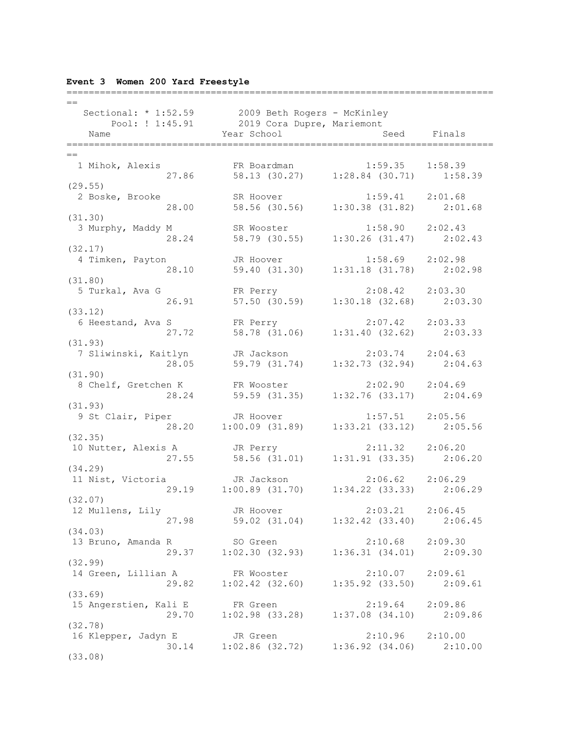### Event 3 Women 200 Yard Freestyle

Sectional: * 1:52.59 — 2009 Beth Rogers - McKinley
Pool: ! 1:45.91 — 2019 Cora Dupre, Mariemont

| | Name | Year | School | Seed | Finals |
|---|---|---|---|---|---|
| 1 | Mihok, Alexis | FR | Boardman | 1:59.35 | 1:58.39 |
| | 27.86 | 58.13 (30.27) | 1:28.84 (30.71) | 1:58.39 (29.55) | |
| 2 | Boske, Brooke | SR | Hoover | 1:59.41 | 2:01.68 |
| | 28.00 | 58.56 (30.56) | 1:30.38 (31.82) | 2:01.68 (31.30) | |
| 3 | Murphy, Maddy M | SR | Wooster | 1:58.90 | 2:02.43 |
| | 28.24 | 58.79 (30.55) | 1:30.26 (31.47) | 2:02.43 (32.17) | |
| 4 | Timken, Payton | JR | Hoover | 1:58.69 | 2:02.98 |
| | 28.10 | 59.40 (31.30) | 1:31.18 (31.78) | 2:02.98 (31.80) | |
| 5 | Turkal, Ava G | FR | Perry | 2:08.42 | 2:03.30 |
| | 26.91 | 57.50 (30.59) | 1:30.18 (32.68) | 2:03.30 (33.12) | |
| 6 | Heestand, Ava S | FR | Perry | 2:07.42 | 2:03.33 |
| | 27.72 | 58.78 (31.06) | 1:31.40 (32.62) | 2:03.33 (31.93) | |
| 7 | Sliwinski, Kaitlyn | JR | Jackson | 2:03.74 | 2:04.63 |
| | 28.05 | 59.79 (31.74) | 1:32.73 (32.94) | 2:04.63 (31.90) | |
| 8 | Chelf, Gretchen K | FR | Wooster | 2:02.90 | 2:04.69 |
| | 28.24 | 59.59 (31.35) | 1:32.76 (33.17) | 2:04.69 (31.93) | |
| 9 | St Clair, Piper | JR | Hoover | 1:57.51 | 2:05.56 |
| | 28.20 | 1:00.09 (31.89) | 1:33.21 (33.12) | 2:05.56 (32.35) | |
| 10 | Nutter, Alexis A | JR | Perry | 2:11.32 | 2:06.20 |
| | 27.55 | 58.56 (31.01) | 1:31.91 (33.35) | 2:06.20 (34.29) | |
| 11 | Nist, Victoria | JR | Jackson | 2:06.62 | 2:06.29 |
| | 29.19 | 1:00.89 (31.70) | 1:34.22 (33.33) | 2:06.29 (32.07) | |
| 12 | Mullens, Lily | JR | Hoover | 2:03.21 | 2:06.45 |
| | 27.98 | 59.02 (31.04) | 1:32.42 (33.40) | 2:06.45 (34.03) | |
| 13 | Bruno, Amanda R | SO | Green | 2:10.68 | 2:09.30 |
| | 29.37 | 1:02.30 (32.93) | 1:36.31 (34.01) | 2:09.30 (32.99) | |
| 14 | Green, Lillian A | FR | Wooster | 2:10.07 | 2:09.61 |
| | 29.82 | 1:02.42 (32.60) | 1:35.92 (33.50) | 2:09.61 (33.69) | |
| 15 | Angerstien, Kali E | FR | Green | 2:19.64 | 2:09.86 |
| | 29.70 | 1:02.98 (33.28) | 1:37.08 (34.10) | 2:09.86 (32.78) | |
| 16 | Klepper, Jadyn E | JR | Green | 2:10.96 | 2:10.00 |
| | 30.14 | 1:02.86 (32.72) | 1:36.92 (34.06) | 2:10.00 (33.08) | |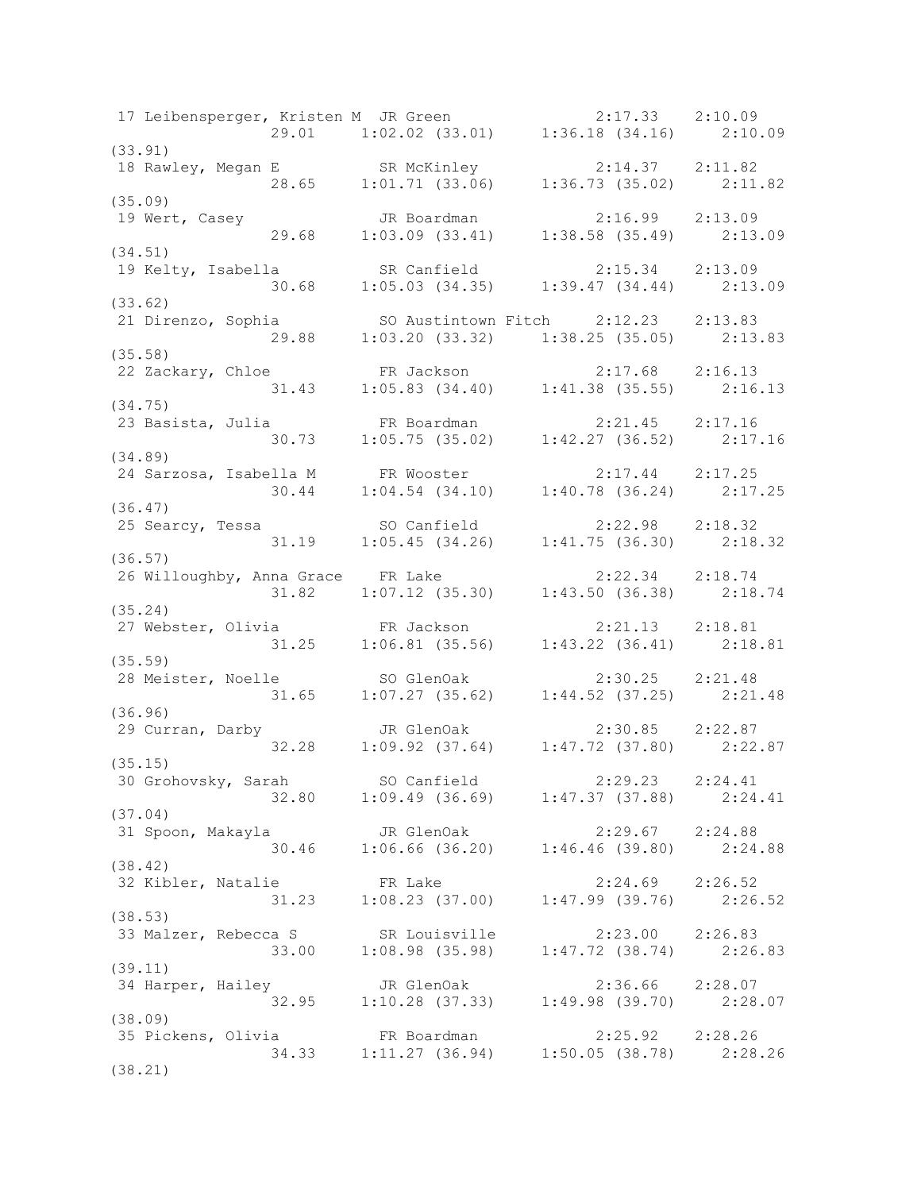```
 17 Leibensperger, Kristen M  JR Green              2:17.33    2:10.09  
                29.01     1:02.02 (33.01)     1:36.18 (34.16)     2:10.09 
(33.91)
 18 Rawley, Megan E           SR McKinley           2:14.37    2:11.82  
                28.65     1:01.71 (33.06)     1:36.73 (35.02)     2:11.82 
(35.09)
 19 Wert, Casey               JR Boardman           2:16.99    2:13.09  
                29.68     1:03.09 (33.41)     1:38.58 (35.49)     2:13.09 
(34.51)
 19 Kelty, Isabella           SR Canfield           2:15.34    2:13.09  
                30.68     1:05.03 (34.35)     1:39.47 (34.44)     2:13.09 
(33.62)
 21 Direnzo, Sophia           SO Austintown Fitch   2:12.23    2:13.83  
                29.88     1:03.20 (33.32)     1:38.25 (35.05)     2:13.83 
(35.58)
 22 Zackary, Chloe            FR Jackson            2:17.68    2:16.13  
                31.43     1:05.83 (34.40)     1:41.38 (35.55)     2:16.13 
(34.75)
 23 Basista, Julia            FR Boardman           2:21.45    2:17.16  
                30.73     1:05.75 (35.02)     1:42.27 (36.52)     2:17.16 
(34.89)
 24 Sarzosa, Isabella M       FR Wooster            2:17.44    2:17.25  
                30.44     1:04.54 (34.10)     1:40.78 (36.24)     2:17.25 
(36.47)
 25 Searcy, Tessa             SO Canfield           2:22.98    2:18.32  
                31.19     1:05.45 (34.26)     1:41.75 (36.30)     2:18.32 
(36.57)
 26 Willoughby, Anna Grace    FR Lake               2:22.34    2:18.74  
                31.82     1:07.12 (35.30)     1:43.50 (36.38)     2:18.74 
(35.24)
 27 Webster, Olivia           FR Jackson            2:21.13    2:18.81  
                31.25     1:06.81 (35.56)     1:43.22 (36.41)     2:18.81 
(35.59)
 28 Meister, Noelle           SO GlenOak            2:30.25    2:21.48  
                31.65     1:07.27 (35.62)     1:44.52 (37.25)     2:21.48 
(36.96)
 29 Curran, Darby             JR GlenOak            2:30.85    2:22.87  
                32.28     1:09.92 (37.64)     1:47.72 (37.80)     2:22.87 
(35.15)
 30 Grohovsky, Sarah          SO Canfield           2:29.23    2:24.41  
                32.80     1:09.49 (36.69)     1:47.37 (37.88)     2:24.41 
(37.04)
 31 Spoon, Makayla            JR GlenOak            2:29.67    2:24.88  
                30.46     1:06.66 (36.20)     1:46.46 (39.80)     2:24.88 
(38.42)
 32 Kibler, Natalie           FR Lake               2:24.69    2:26.52  
                31.23     1:08.23 (37.00)     1:47.99 (39.76)     2:26.52 
(38.53)
 33 Malzer, Rebecca S         SR Louisville         2:23.00    2:26.83  
                33.00     1:08.98 (35.98)     1:47.72 (38.74)     2:26.83 
(39.11)
 34 Harper, Hailey            JR GlenOak            2:36.66    2:28.07  
                32.95     1:10.28 (37.33)     1:49.98 (39.70)     2:28.07 
(38.09)
 35 Pickens, Olivia           FR Boardman           2:25.92    2:28.26  
                34.33     1:11.27 (36.94)     1:50.05 (38.78)     2:28.26 
(38.21)
```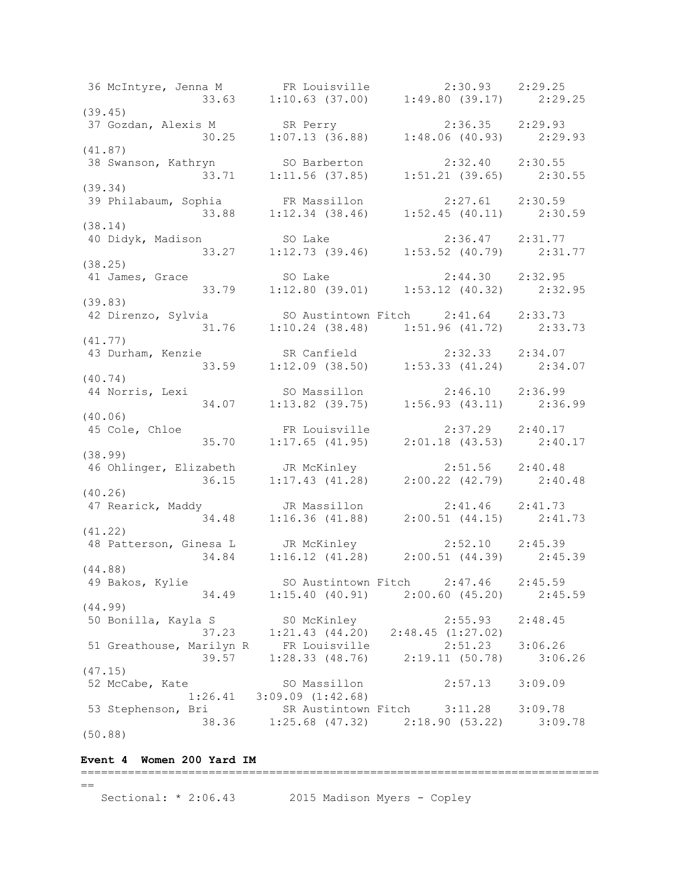```
 36 McIntyre, Jenna M        FR Louisville           2:30.93    2:29.25
              33.63     1:10.63 (37.00)     1:49.80 (39.17)     2:29.25
(39.45)
 37 Gozdan, Alexis M         SR Perry                2:36.35    2:29.93
              30.25     1:07.13 (36.88)     1:48.06 (40.93)     2:29.93
(41.87)
 38 Swanson, Kathryn         SO Barberton            2:32.40    2:30.55
              33.71     1:11.56 (37.85)     1:51.21 (39.65)     2:30.55
(39.34)
 39 Philabaum, Sophia        FR Massillon            2:27.61    2:30.59
              33.88     1:12.34 (38.46)     1:52.45 (40.11)     2:30.59
(38.14)
 40 Didyk, Madison           SO Lake                 2:36.47    2:31.77
              33.27     1:12.73 (39.46)     1:53.52 (40.79)     2:31.77
(38.25)
 41 James, Grace             SO Lake                 2:44.30    2:32.95
              33.79     1:12.80 (39.01)     1:53.12 (40.32)     2:32.95
(39.83)
 42 Direnzo, Sylvia          SO Austintown Fitch     2:41.64    2:33.73
              31.76     1:10.24 (38.48)     1:51.96 (41.72)     2:33.73
(41.77)
 43 Durham, Kenzie           SR Canfield             2:32.33    2:34.07
              33.59     1:12.09 (38.50)     1:53.33 (41.24)     2:34.07
(40.74)
 44 Norris, Lexi             SO Massillon            2:46.10    2:36.99
              34.07     1:13.82 (39.75)     1:56.93 (43.11)     2:36.99
(40.06)
 45 Cole, Chloe              FR Louisville           2:37.29    2:40.17
              35.70     1:17.65 (41.95)     2:01.18 (43.53)     2:40.17
(38.99)
 46 Ohlinger, Elizabeth      JR McKinley             2:51.56    2:40.48
              36.15     1:17.43 (41.28)     2:00.22 (42.79)     2:40.48
(40.26)
 47 Rearick, Maddy           JR Massillon            2:41.46    2:41.73
              34.48     1:16.36 (41.88)     2:00.51 (44.15)     2:41.73
(41.22)
 48 Patterson, Ginesa L      JR McKinley             2:52.10    2:45.39
              34.84     1:16.12 (41.28)     2:00.51 (44.39)     2:45.39
(44.88)
 49 Bakos, Kylie             SO Austintown Fitch     2:47.46    2:45.59
              34.49     1:15.40 (40.91)     2:00.60 (45.20)     2:45.59
(44.99)
 50 Bonilla, Kayla S         SO McKinley             2:55.93    2:48.45
              37.23     1:21.43 (44.20)   2:48.45 (1:27.02)
 51 Greathouse, Marilyn R    FR Louisville           2:51.23    3:06.26
              39.57     1:28.33 (48.76)     2:19.11 (50.78)     3:06.26
(47.15)
 52 McCabe, Kate             SO Massillon            2:57.13    3:09.09
            1:26.41   3:09.09 (1:42.68)
 53 Stephenson, Bri          SR Austintown Fitch     3:11.28    3:09.78
              38.36     1:25.68 (47.32)     2:18.90 (53.22)     3:09.78
(50.88)
```

**Event 4 Women 200 Yard IM**

```
===============================================================================
==
   Sectional: * 2:06.43        2015 Madison Myers - Copley
```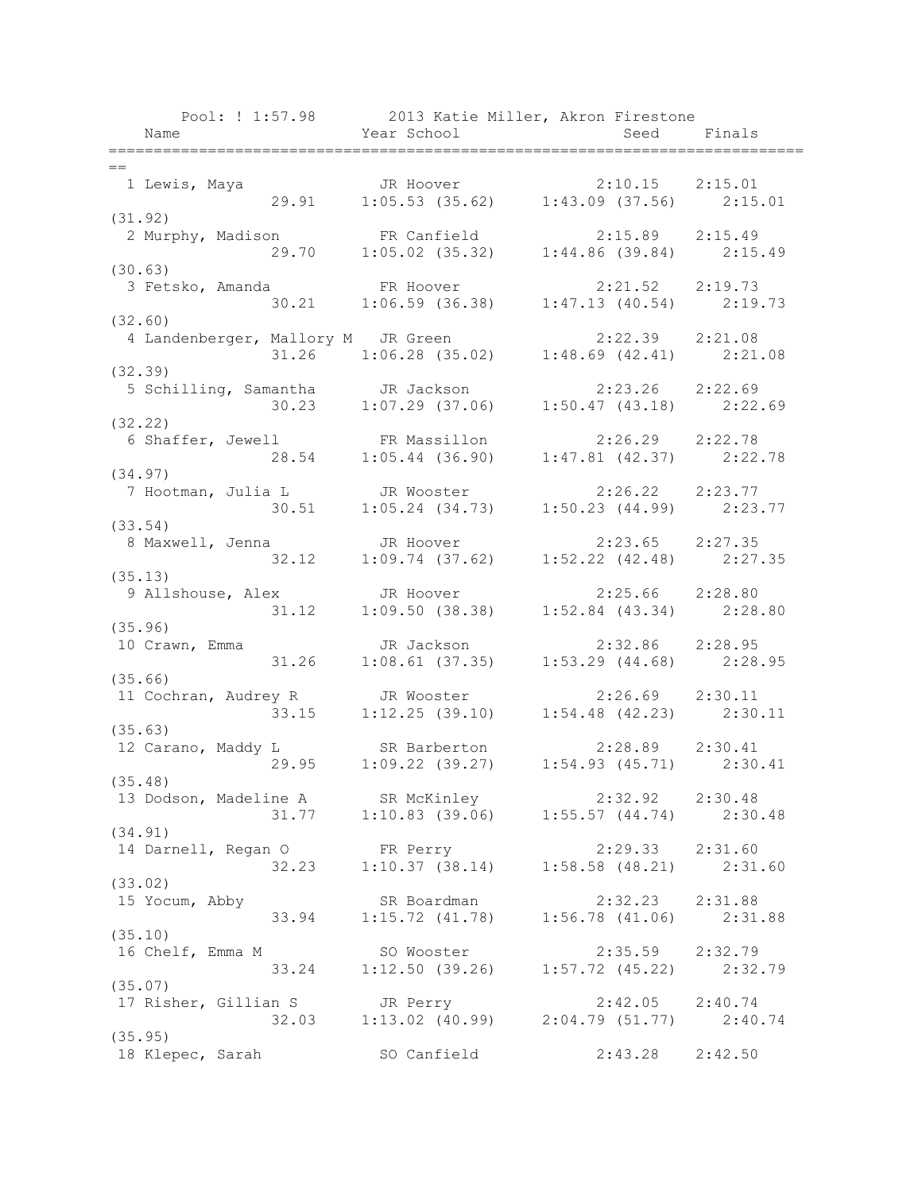Pool: ! 1:57.98 2013 Katie Miller, Akron Firestone

| Name | Year | School | Seed | Finals |
|---|---|---|---|---|
| 1 Lewis, Maya | JR | Hoover | 2:10.15 | 2:15.01 |
| 29.91 | 1:05.53 (35.62) | 1:43.09 (37.56) | 2:15.01 (31.92) | |
| 2 Murphy, Madison | FR | Canfield | 2:15.89 | 2:15.49 |
| 29.70 | 1:05.02 (35.32) | 1:44.86 (39.84) | 2:15.49 (30.63) | |
| 3 Fetsko, Amanda | FR | Hoover | 2:21.52 | 2:19.73 |
| 30.21 | 1:06.59 (36.38) | 1:47.13 (40.54) | 2:19.73 (32.60) | |
| 4 Landenberger, Mallory M | JR | Green | 2:22.39 | 2:21.08 |
| 31.26 | 1:06.28 (35.02) | 1:48.69 (42.41) | 2:21.08 (32.39) | |
| 5 Schilling, Samantha | JR | Jackson | 2:23.26 | 2:22.69 |
| 30.23 | 1:07.29 (37.06) | 1:50.47 (43.18) | 2:22.69 (32.22) | |
| 6 Shaffer, Jewell | FR | Massillon | 2:26.29 | 2:22.78 |
| 28.54 | 1:05.44 (36.90) | 1:47.81 (42.37) | 2:22.78 (34.97) | |
| 7 Hootman, Julia L | JR | Wooster | 2:26.22 | 2:23.77 |
| 30.51 | 1:05.24 (34.73) | 1:50.23 (44.99) | 2:23.77 (33.54) | |
| 8 Maxwell, Jenna | JR | Hoover | 2:23.65 | 2:27.35 |
| 32.12 | 1:09.74 (37.62) | 1:52.22 (42.48) | 2:27.35 (35.13) | |
| 9 Allshouse, Alex | JR | Hoover | 2:25.66 | 2:28.80 |
| 31.12 | 1:09.50 (38.38) | 1:52.84 (43.34) | 2:28.80 (35.96) | |
| 10 Crawn, Emma | JR | Jackson | 2:32.86 | 2:28.95 |
| 31.26 | 1:08.61 (37.35) | 1:53.29 (44.68) | 2:28.95 (35.66) | |
| 11 Cochran, Audrey R | JR | Wooster | 2:26.69 | 2:30.11 |
| 33.15 | 1:12.25 (39.10) | 1:54.48 (42.23) | 2:30.11 (35.63) | |
| 12 Carano, Maddy L | SR | Barberton | 2:28.89 | 2:30.41 |
| 29.95 | 1:09.22 (39.27) | 1:54.93 (45.71) | 2:30.41 (35.48) | |
| 13 Dodson, Madeline A | SR | McKinley | 2:32.92 | 2:30.48 |
| 31.77 | 1:10.83 (39.06) | 1:55.57 (44.74) | 2:30.48 (34.91) | |
| 14 Darnell, Regan O | FR | Perry | 2:29.33 | 2:31.60 |
| 32.23 | 1:10.37 (38.14) | 1:58.58 (48.21) | 2:31.60 (33.02) | |
| 15 Yocum, Abby | SR | Boardman | 2:32.23 | 2:31.88 |
| 33.94 | 1:15.72 (41.78) | 1:56.78 (41.06) | 2:31.88 (35.10) | |
| 16 Chelf, Emma M | SO | Wooster | 2:35.59 | 2:32.79 |
| 33.24 | 1:12.50 (39.26) | 1:57.72 (45.22) | 2:32.79 (35.07) | |
| 17 Risher, Gillian S | JR | Perry | 2:42.05 | 2:40.74 |
| 32.03 | 1:13.02 (40.99) | 2:04.79 (51.77) | 2:40.74 (35.95) | |
| 18 Klepec, Sarah | SO | Canfield | 2:43.28 | 2:42.50 |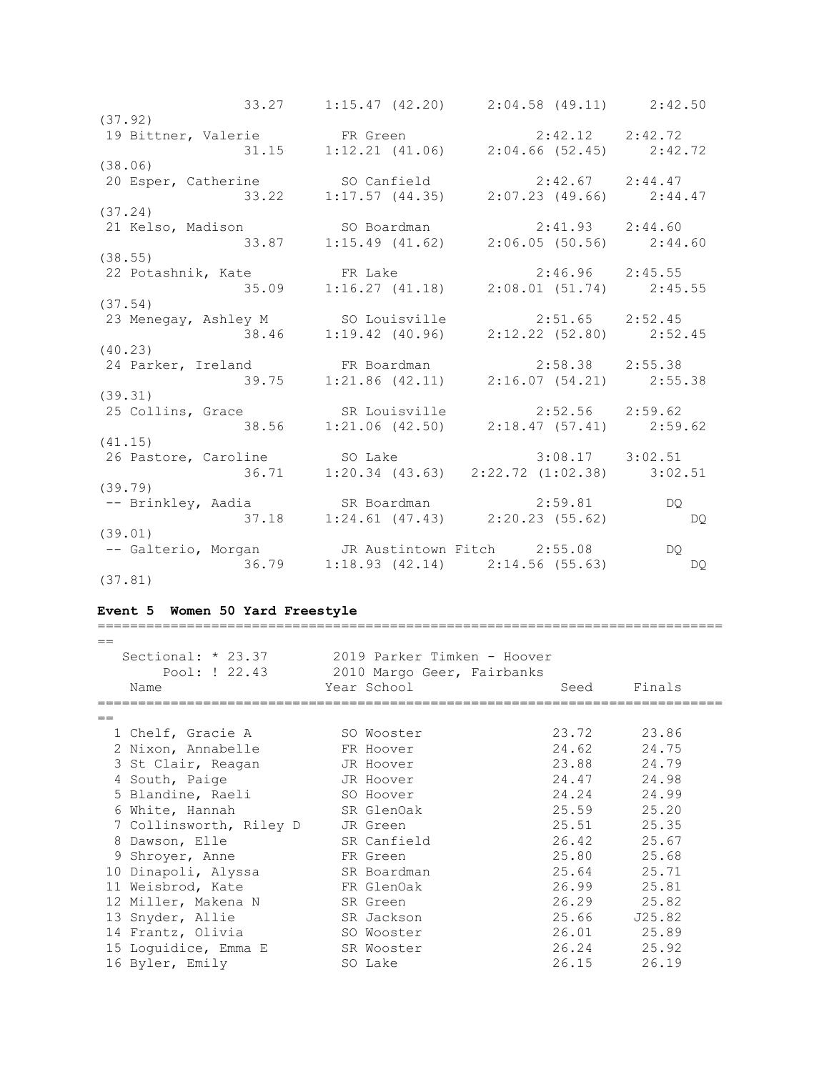```
                33.27     1:15.47 (42.20)     2:04.58 (49.11)     2:42.50
(37.92)
 19 Bittner, Valerie          FR Green                 2:42.12    2:42.72
                31.15     1:12.21 (41.06)     2:04.66 (52.45)     2:42.72
(38.06)
 20 Esper, Catherine          SO Canfield              2:42.67    2:44.47
                33.22     1:17.57 (44.35)     2:07.23 (49.66)     2:44.47
(37.24)
 21 Kelso, Madison            SO Boardman              2:41.93    2:44.60
                33.87     1:15.49 (41.62)     2:06.05 (50.56)     2:44.60
(38.55)
 22 Potashnik, Kate           FR Lake                  2:46.96    2:45.55
                35.09     1:16.27 (41.18)     2:08.01 (51.74)     2:45.55
(37.54)
 23 Menegay, Ashley M         SO Louisville            2:51.65    2:52.45
                38.46     1:19.42 (40.96)     2:12.22 (52.80)     2:52.45
(40.23)
 24 Parker, Ireland           FR Boardman              2:58.38    2:55.38
                39.75     1:21.86 (42.11)     2:16.07 (54.21)     2:55.38
(39.31)
 25 Collins, Grace            SR Louisville            2:52.56    2:59.62
                38.56     1:21.06 (42.50)     2:18.47 (57.41)     2:59.62
(41.15)
 26 Pastore, Caroline         SO Lake                  3:08.17    3:02.51
                36.71     1:20.34 (43.63)   2:22.72 (1:02.38)     3:02.51
(39.79)
 -- Brinkley, Aadia           SR Boardman              2:59.81         DQ
                37.18     1:24.61 (47.43)     2:20.23 (55.62)          DQ
(39.01)
 -- Galterio, Morgan          JR Austintown Fitch     2:55.08         DQ
                36.79     1:18.93 (42.14)     2:14.56 (55.63)          DQ
(37.81)
```

**Event 5  Women 50 Yard Freestyle**

```
===============================================================================
==
   Sectional: * 23.37        2019 Parker Timken - Hoover
        Pool: ! 22.43        2010 Margo Geer, Fairbanks
    Name                    Year School                 Seed     Finals
===============================================================================
==
  1 Chelf, Gracie A          SO Wooster                23.72      23.86
  2 Nixon, Annabelle         FR Hoover                 24.62      24.75
  3 St Clair, Reagan         JR Hoover                 23.88      24.79
  4 South, Paige             JR Hoover                 24.47      24.98
  5 Blandine, Raeli          SO Hoover                 24.24      24.99
  6 White, Hannah            SR GlenOak                25.59      25.20
  7 Collinsworth, Riley D    JR Green                  25.51      25.35
  8 Dawson, Elle             SR Canfield               26.42      25.67
  9 Shroyer, Anne            FR Green                  25.80      25.68
 10 Dinapoli, Alyssa         SR Boardman               25.64      25.71
 11 Weisbrod, Kate           FR GlenOak                26.99      25.81
 12 Miller, Makena N         SR Green                  26.29      25.82
 13 Snyder, Allie            SR Jackson                25.66     J25.82
 14 Frantz, Olivia           SO Wooster                26.01      25.89
 15 Loguidice, Emma E        SR Wooster                26.24      25.92
 16 Byler, Emily             SO Lake                   26.15      26.19
```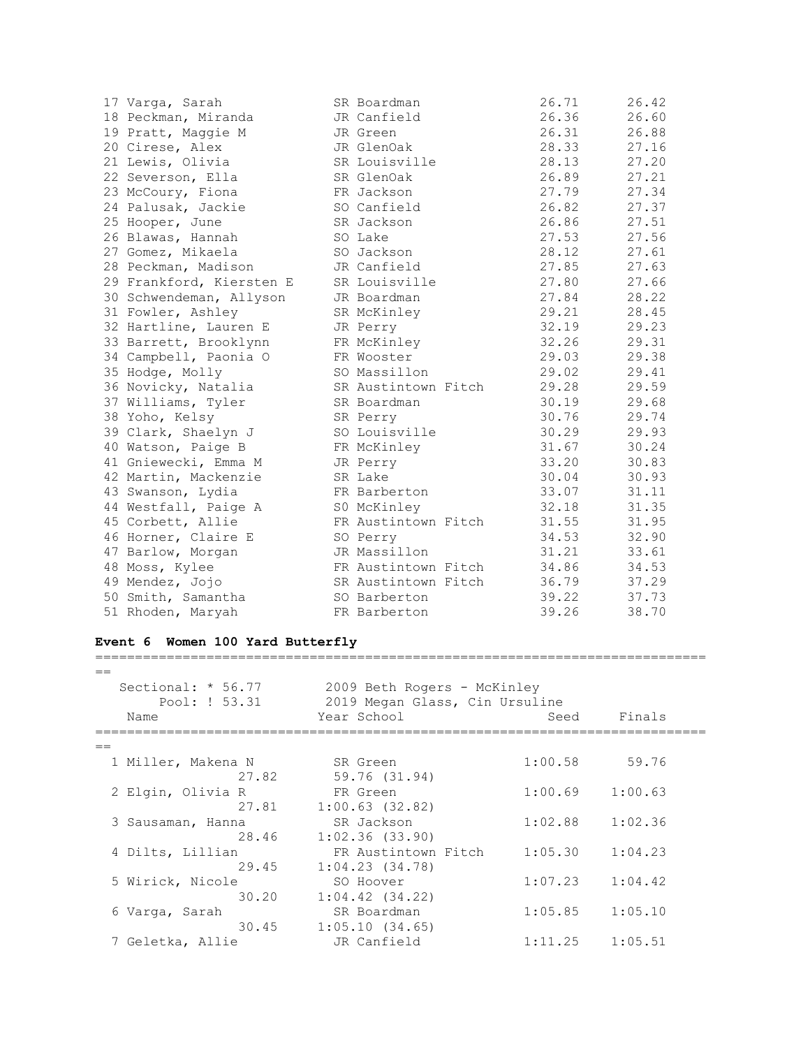| Place | Name | Year | School | Seed | Finals |
|---|---|---|---|---|---|
| 17 | Varga, Sarah | SR | Boardman | 26.71 | 26.42 |
| 18 | Peckman, Miranda | JR | Canfield | 26.36 | 26.60 |
| 19 | Pratt, Maggie M | JR | Green | 26.31 | 26.88 |
| 20 | Cirese, Alex | JR | GlenOak | 28.33 | 27.16 |
| 21 | Lewis, Olivia | SR | Louisville | 28.13 | 27.20 |
| 22 | Severson, Ella | SR | GlenOak | 26.89 | 27.21 |
| 23 | McCoury, Fiona | FR | Jackson | 27.79 | 27.34 |
| 24 | Palusak, Jackie | SO | Canfield | 26.82 | 27.37 |
| 25 | Hooper, June | SR | Jackson | 26.86 | 27.51 |
| 26 | Blawas, Hannah | SO | Lake | 27.53 | 27.56 |
| 27 | Gomez, Mikaela | SO | Jackson | 28.12 | 27.61 |
| 28 | Peckman, Madison | JR | Canfield | 27.85 | 27.63 |
| 29 | Frankford, Kiersten E | SR | Louisville | 27.80 | 27.66 |
| 30 | Schwendeman, Allyson | JR | Boardman | 27.84 | 28.22 |
| 31 | Fowler, Ashley | SR | McKinley | 29.21 | 28.45 |
| 32 | Hartline, Lauren E | JR | Perry | 32.19 | 29.23 |
| 33 | Barrett, Brooklynn | FR | McKinley | 32.26 | 29.31 |
| 34 | Campbell, Paonia O | FR | Wooster | 29.03 | 29.38 |
| 35 | Hodge, Molly | SO | Massillon | 29.02 | 29.41 |
| 36 | Novicky, Natalia | SR | Austintown Fitch | 29.28 | 29.59 |
| 37 | Williams, Tyler | SR | Boardman | 30.19 | 29.68 |
| 38 | Yoho, Kelsy | SR | Perry | 30.76 | 29.74 |
| 39 | Clark, Shaelyn J | SO | Louisville | 30.29 | 29.93 |
| 40 | Watson, Paige B | FR | McKinley | 31.67 | 30.24 |
| 41 | Gniewecki, Emma M | JR | Perry | 33.20 | 30.83 |
| 42 | Martin, Mackenzie | SR | Lake | 30.04 | 30.93 |
| 43 | Swanson, Lydia | FR | Barberton | 33.07 | 31.11 |
| 44 | Westfall, Paige A | SO | McKinley | 32.18 | 31.35 |
| 45 | Corbett, Allie | FR | Austintown Fitch | 31.55 | 31.95 |
| 46 | Horner, Claire E | SO | Perry | 34.53 | 32.90 |
| 47 | Barlow, Morgan | JR | Massillon | 31.21 | 33.61 |
| 48 | Moss, Kylee | FR | Austintown Fitch | 34.86 | 34.53 |
| 49 | Mendez, Jojo | SR | Austintown Fitch | 36.79 | 37.29 |
| 50 | Smith, Samantha | SO | Barberton | 39.22 | 37.73 |
| 51 | Rhoden, Maryah | FR | Barberton | 39.26 | 38.70 |

### Event 6 Women 100 Yard Butterfly

Sectional: * 56.77 — 2009 Beth Rogers - McKinley

Pool: ! 53.31 — 2019 Megan Glass, Cin Ursuline

| Place | Name | Year | School | Seed | Finals | Splits |
|---|---|---|---|---|---|---|
| 1 | Miller, Makena N | SR | Green | 1:00.58 | 59.76 | 27.82, 59.76 (31.94) |
| 2 | Elgin, Olivia R | FR | Green | 1:00.69 | 1:00.63 | 27.81, 1:00.63 (32.82) |
| 3 | Sausaman, Hanna | SR | Jackson | 1:02.88 | 1:02.36 | 28.46, 1:02.36 (33.90) |
| 4 | Dilts, Lillian | FR | Austintown Fitch | 1:05.30 | 1:04.23 | 29.45, 1:04.23 (34.78) |
| 5 | Wirick, Nicole | SO | Hoover | 1:07.23 | 1:04.42 | 30.20, 1:04.42 (34.22) |
| 6 | Varga, Sarah | SR | Boardman | 1:05.85 | 1:05.10 | 30.45, 1:05.10 (34.65) |
| 7 | Geletka, Allie | JR | Canfield | 1:11.25 | 1:05.51 | |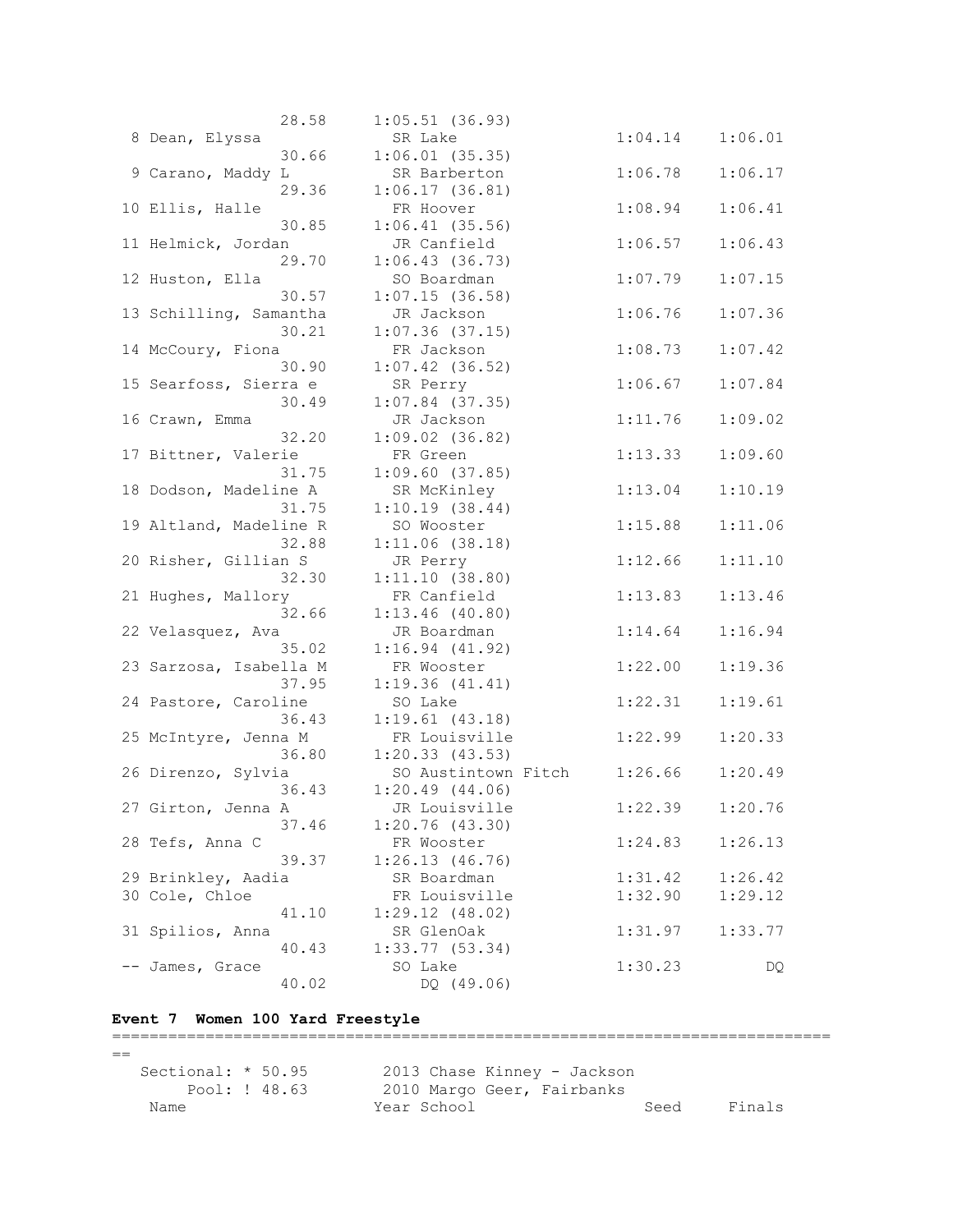```
             28.58     1:05.51 (36.93)
  8 Dean, Elyssa          SR Lake                 1:04.14    1:06.01  
             30.66     1:06.01 (35.35)
  9 Carano, Maddy L       SR Barberton            1:06.78    1:06.17  
             29.36     1:06.17 (36.81)
 10 Ellis, Halle          FR Hoover               1:08.94    1:06.41  
             30.85     1:06.41 (35.56)
 11 Helmick, Jordan       JR Canfield             1:06.57    1:06.43  
             29.70     1:06.43 (36.73)
 12 Huston, Ella          SO Boardman             1:07.79    1:07.15  
             30.57     1:07.15 (36.58)
 13 Schilling, Samantha   JR Jackson              1:06.76    1:07.36  
             30.21     1:07.36 (37.15)
 14 McCoury, Fiona        FR Jackson              1:08.73    1:07.42  
             30.90     1:07.42 (36.52)
 15 Searfoss, Sierra e     SR Perry               1:06.67    1:07.84  
             30.49     1:07.84 (37.35)
 16 Crawn, Emma           JR Jackson              1:11.76    1:09.02  
             32.20     1:09.02 (36.82)
 17 Bittner, Valerie      FR Green                1:13.33    1:09.60  
             31.75     1:09.60 (37.85)
 18 Dodson, Madeline A    SR McKinley             1:13.04    1:10.19  
             31.75     1:10.19 (38.44)
 19 Altland, Madeline R   SO Wooster              1:15.88    1:11.06  
             32.88     1:11.06 (38.18)
 20 Risher, Gillian S     JR Perry                1:12.66    1:11.10  
             32.30     1:11.10 (38.80)
 21 Hughes, Mallory       FR Canfield             1:13.83    1:13.46  
             32.66     1:13.46 (40.80)
 22 Velasquez, Ava        JR Boardman             1:14.64    1:16.94  
             35.02     1:16.94 (41.92)
 23 Sarzosa, Isabella M   FR Wooster              1:22.00    1:19.36  
             37.95     1:19.36 (41.41)
 24 Pastore, Caroline     SO Lake                 1:22.31    1:19.61  
             36.43     1:19.61 (43.18)
 25 McIntyre, Jenna M     FR Louisville           1:22.99    1:20.33  
             36.80     1:20.33 (43.53)
 26 Direnzo, Sylvia       SO Austintown Fitch     1:26.66    1:20.49  
             36.43     1:20.49 (44.06)
 27 Girton, Jenna A       JR Louisville           1:22.39    1:20.76  
             37.46     1:20.76 (43.30)
 28 Tefs, Anna C          FR Wooster              1:24.83    1:26.13  
             39.37     1:26.13 (46.76)
 29 Brinkley, Aadia       SR Boardman             1:31.42    1:26.42  
 30 Cole, Chloe           FR Louisville           1:32.90    1:29.12  
             41.10     1:29.12 (48.02)
 31 Spilios, Anna         SR GlenOak              1:31.97    1:33.77  
             40.43     1:33.77 (53.34)
 -- James, Grace          SO Lake                 1:30.23         DQ  
             40.02        DQ (49.06)
```

**Event 7  Women 100 Yard Freestyle**

```
===============================================================================
==
   Sectional: * 50.95        2013 Chase Kinney - Jackson
        Pool: ! 48.63        2010 Margo Geer, Fairbanks
    Name                    Year School                 Seed     Finals  
```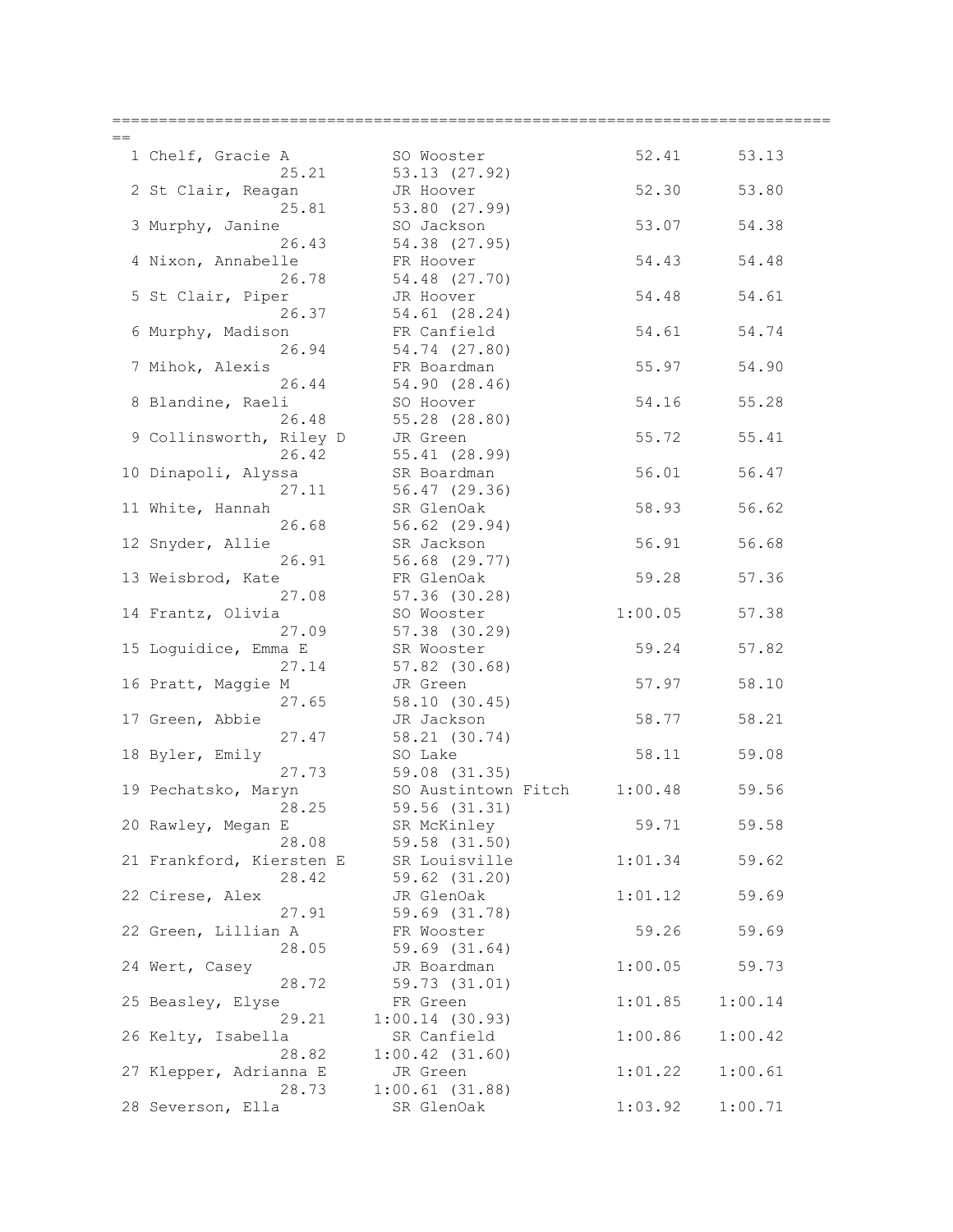```
===============================================================================
==
  1 Chelf, Gracie A          SO Wooster              52.41      53.13  
            25.21         53.13 (27.92)
  2 St Clair, Reagan         JR Hoover               52.30      53.80  
            25.81         53.80 (27.99)
  3 Murphy, Janine           SO Jackson              53.07      54.38  
            26.43         54.38 (27.95)
  4 Nixon, Annabelle         FR Hoover               54.43      54.48  
            26.78         54.48 (27.70)
  5 St Clair, Piper          JR Hoover               54.48      54.61  
            26.37         54.61 (28.24)
  6 Murphy, Madison          FR Canfield             54.61      54.74  
            26.94         54.74 (27.80)
  7 Mihok, Alexis            FR Boardman             55.97      54.90  
            26.44         54.90 (28.46)
  8 Blandine, Raeli          SO Hoover               54.16      55.28  
            26.48         55.28 (28.80)
  9 Collinsworth, Riley D    JR Green                55.72      55.41  
            26.42         55.41 (28.99)
 10 Dinapoli, Alyssa         SR Boardman             56.01      56.47  
            27.11         56.47 (29.36)
 11 White, Hannah            SR GlenOak              58.93      56.62  
            26.68         56.62 (29.94)
 12 Snyder, Allie            SR Jackson              56.91      56.68  
            26.91         56.68 (29.77)
 13 Weisbrod, Kate           FR GlenOak              59.28      57.36  
            27.08         57.36 (30.28)
 14 Frantz, Olivia           SO Wooster            1:00.05      57.38  
            27.09         57.38 (30.29)
 15 Loguidice, Emma E        SR Wooster              59.24      57.82  
            27.14         57.82 (30.68)
 16 Pratt, Maggie M          JR Green                57.97      58.10  
            27.65         58.10 (30.45)
 17 Green, Abbie             JR Jackson              58.77      58.21  
            27.47         58.21 (30.74)
 18 Byler, Emily             SO Lake                 58.11      59.08  
            27.73         59.08 (31.35)
 19 Pechatsko, Maryn         SO Austintown Fitch   1:00.48      59.56  
            28.25         59.56 (31.31)
 20 Rawley, Megan E          SR McKinley             59.71      59.58  
            28.08         59.58 (31.50)
 21 Frankford, Kiersten E    SR Louisville         1:01.34      59.62  
            28.42         59.62 (31.20)
 22 Cirese, Alex             JR GlenOak            1:01.12      59.69  
            27.91         59.69 (31.78)
 22 Green, Lillian A         FR Wooster              59.26      59.69  
            28.05         59.69 (31.64)
 24 Wert, Casey              JR Boardman           1:00.05      59.73  
            28.72         59.73 (31.01)
 25 Beasley, Elyse           FR Green              1:01.85    1:00.14  
            29.21       1:00.14 (30.93)
 26 Kelty, Isabella          SR Canfield           1:00.86    1:00.42  
            28.82       1:00.42 (31.60)
 27 Klepper, Adrianna E      JR Green              1:01.22    1:00.61  
            28.73       1:00.61 (31.88)
 28 Severson, Ella           SR GlenOak            1:03.92    1:00.71  
```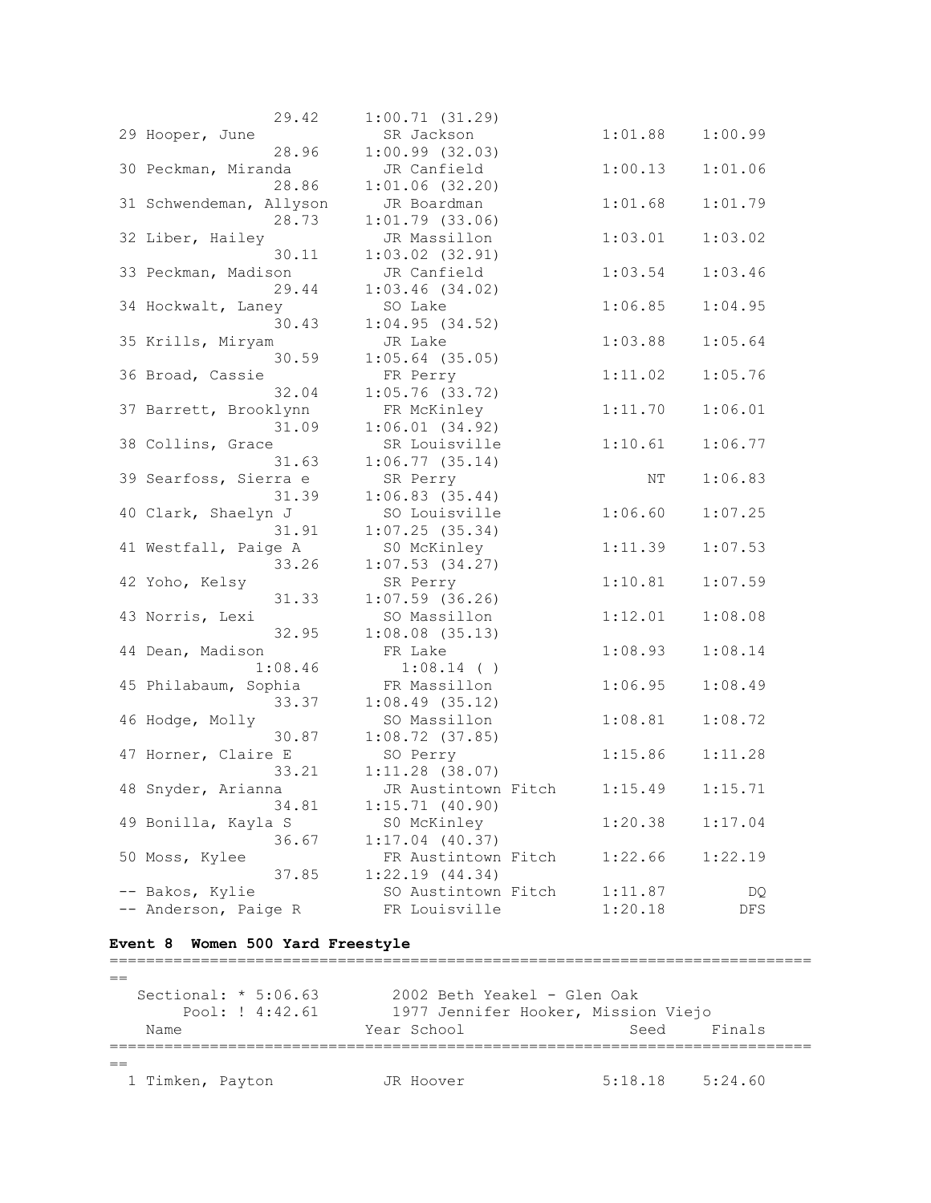```
                 29.42     1:00.71 (31.29)
 29 Hooper, June            SR Jackson              1:01.88    1:00.99
                 28.96     1:00.99 (32.03)
 30 Peckman, Miranda        JR Canfield             1:00.13    1:01.06
                 28.86     1:01.06 (32.20)
 31 Schwendeman, Allyson    JR Boardman             1:01.68    1:01.79
                 28.73     1:01.79 (33.06)
 32 Liber, Hailey           JR Massillon            1:03.01    1:03.02
                 30.11     1:03.02 (32.91)
 33 Peckman, Madison        JR Canfield             1:03.54    1:03.46
                 29.44     1:03.46 (34.02)
 34 Hockwalt, Laney         SO Lake                 1:06.85    1:04.95
                 30.43     1:04.95 (34.52)
 35 Krills, Miryam          JR Lake                 1:03.88    1:05.64
                 30.59     1:05.64 (35.05)
 36 Broad, Cassie           FR Perry                1:11.02    1:05.76
                 32.04     1:05.76 (33.72)
 37 Barrett, Brooklynn      FR McKinley             1:11.70    1:06.01
                 31.09     1:06.01 (34.92)
 38 Collins, Grace          SR Louisville           1:10.61    1:06.77
                 31.63     1:06.77 (35.14)
 39 Searfoss, Sierra e      SR Perry                     NT    1:06.83
                 31.39     1:06.83 (35.44)
 40 Clark, Shaelyn J        SO Louisville           1:06.60    1:07.25
                 31.91     1:07.25 (35.34)
 41 Westfall, Paige A       S0 McKinley             1:11.39    1:07.53
                 33.26     1:07.53 (34.27)
 42 Yoho, Kelsy             SR Perry                1:10.81    1:07.59
                 31.33     1:07.59 (36.26)
 43 Norris, Lexi            SO Massillon            1:12.01    1:08.08
                 32.95     1:08.08 (35.13)
 44 Dean, Madison           FR Lake                 1:08.93    1:08.14
               1:08.46       1:08.14 ( )
 45 Philabaum, Sophia       FR Massillon            1:06.95    1:08.49
                 33.37     1:08.49 (35.12)
 46 Hodge, Molly            SO Massillon            1:08.81    1:08.72
                 30.87     1:08.72 (37.85)
 47 Horner, Claire E        SO Perry                1:15.86    1:11.28
                 33.21     1:11.28 (38.07)
 48 Snyder, Arianna         JR Austintown Fitch     1:15.49    1:15.71
                 34.81     1:15.71 (40.90)
 49 Bonilla, Kayla S        S0 McKinley             1:20.38    1:17.04
                 36.67     1:17.04 (40.37)
 50 Moss, Kylee             FR Austintown Fitch     1:22.66    1:22.19
                 37.85     1:22.19 (44.34)
 -- Bakos, Kylie            SO Austintown Fitch     1:11.87         DQ
 -- Anderson, Paige R       FR Louisville           1:20.18        DFS
```

### Event 8  Women 500 Yard Freestyle

```
===========================================================================
==
   Sectional: * 5:06.63       2002 Beth Yeakel - Glen Oak
        Pool: ! 4:42.61       1977 Jennifer Hooker, Mission Viejo
    Name                    Year School                 Seed     Finals
===========================================================================
==
  1 Timken, Payton          JR Hoover               5:18.18    5:24.60
```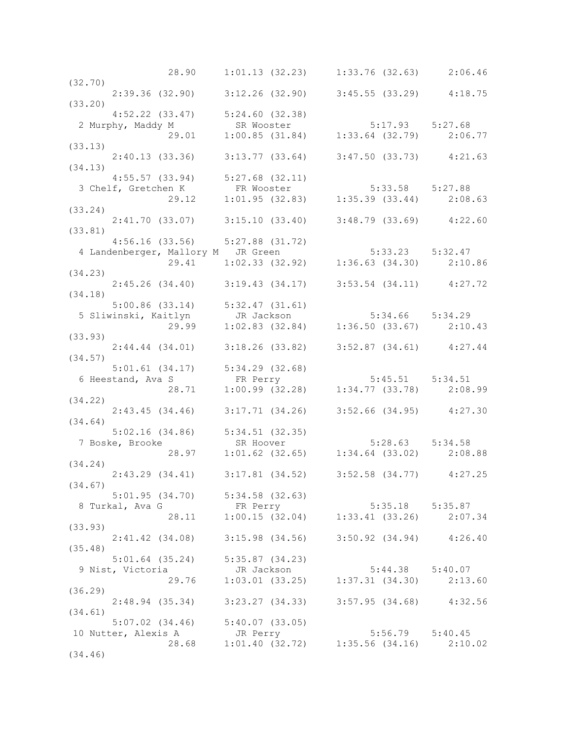```
                28.90     1:01.13 (32.23)     1:33.76 (32.63)     2:06.46
(32.70)
       2:39.36 (32.90)     3:12.26 (32.90)     3:45.55 (33.29)     4:18.75
(33.20)
       4:52.22 (33.47)     5:24.60 (32.38)
  2 Murphy, Maddy M         SR Wooster              5:17.93    5:27.68
                29.01     1:00.85 (31.84)     1:33.64 (32.79)     2:06.77
(33.13)
       2:40.13 (33.36)     3:13.77 (33.64)     3:47.50 (33.73)     4:21.63
(34.13)
       4:55.57 (33.94)     5:27.68 (32.11)
  3 Chelf, Gretchen K        FR Wooster              5:33.58    5:27.88
                29.12     1:01.95 (32.83)     1:35.39 (33.44)     2:08.63
(33.24)
       2:41.70 (33.07)     3:15.10 (33.40)     3:48.79 (33.69)     4:22.60
(33.81)
       4:56.16 (33.56)     5:27.88 (31.72)
  4 Landenberger, Mallory M   JR Green                5:33.23    5:32.47
                29.41     1:02.33 (32.92)     1:36.63 (34.30)     2:10.86
(34.23)
       2:45.26 (34.40)     3:19.43 (34.17)     3:53.54 (34.11)     4:27.72
(34.18)
       5:00.86 (33.14)     5:32.47 (31.61)
  5 Sliwinski, Kaitlyn       JR Jackson              5:34.66    5:34.29
                29.99     1:02.83 (32.84)     1:36.50 (33.67)     2:10.43
(33.93)
       2:44.44 (34.01)     3:18.26 (33.82)     3:52.87 (34.61)     4:27.44
(34.57)
       5:01.61 (34.17)     5:34.29 (32.68)
  6 Heestand, Ava S          FR Perry                5:45.51    5:34.51
                28.71     1:00.99 (32.28)     1:34.77 (33.78)     2:08.99
(34.22)
       2:43.45 (34.46)     3:17.71 (34.26)     3:52.66 (34.95)     4:27.30
(34.64)
       5:02.16 (34.86)     5:34.51 (32.35)
  7 Boske, Brooke            SR Hoover               5:28.63    5:34.58
                28.97     1:01.62 (32.65)     1:34.64 (33.02)     2:08.88
(34.24)
       2:43.29 (34.41)     3:17.81 (34.52)     3:52.58 (34.77)     4:27.25
(34.67)
       5:01.95 (34.70)     5:34.58 (32.63)
  8 Turkal, Ava G            FR Perry                5:35.18    5:35.87
                28.11     1:00.15 (32.04)     1:33.41 (33.26)     2:07.34
(33.93)
       2:41.42 (34.08)     3:15.98 (34.56)     3:50.92 (34.94)     4:26.40
(35.48)
       5:01.64 (35.24)     5:35.87 (34.23)
  9 Nist, Victoria           JR Jackson              5:44.38    5:40.07
                29.76     1:03.01 (33.25)     1:37.31 (34.30)     2:13.60
(36.29)
       2:48.94 (35.34)     3:23.27 (34.33)     3:57.95 (34.68)     4:32.56
(34.61)
       5:07.02 (34.46)     5:40.07 (33.05)
 10 Nutter, Alexis A         JR Perry                5:56.79    5:40.45
                28.68     1:01.40 (32.72)     1:35.56 (34.16)     2:10.02
(34.46)
```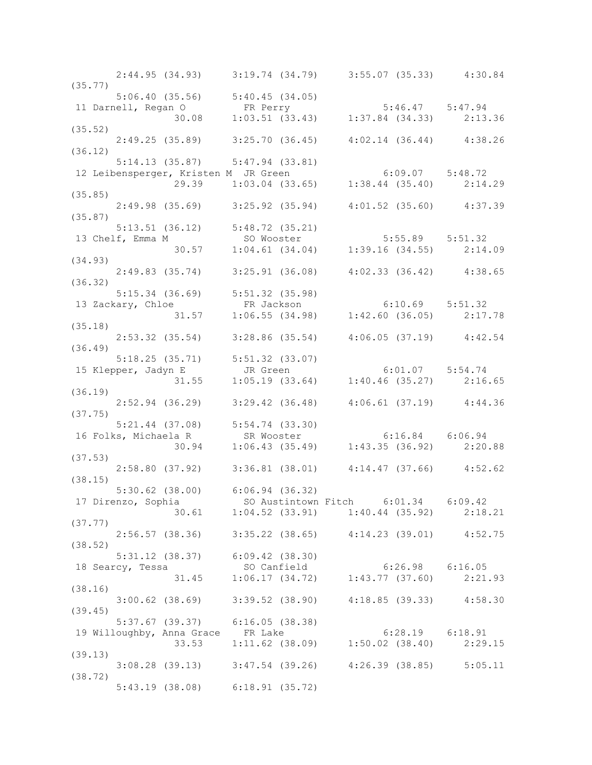```
      2:44.95 (34.93)     3:19.74 (34.79)     3:55.07 (35.33)     4:30.84
(35.77)
      5:06.40 (35.56)     5:40.45 (34.05)
 11 Darnell, Regan O         FR Perry                  5:46.47   5:47.94
                30.08     1:03.51 (33.43)     1:37.84 (34.33)     2:13.36
(35.52)
      2:49.25 (35.89)     3:25.70 (36.45)     4:02.14 (36.44)     4:38.26
(36.12)
      5:14.13 (35.87)     5:47.94 (33.81)
 12 Leibensperger, Kristen M  JR Green                 6:09.07   5:48.72
                29.39     1:03.04 (33.65)     1:38.44 (35.40)     2:14.29
(35.85)
      2:49.98 (35.69)     3:25.92 (35.94)     4:01.52 (35.60)     4:37.39
(35.87)
      5:13.51 (36.12)     5:48.72 (35.21)
 13 Chelf, Emma M            SO Wooster                5:55.89   5:51.32
                30.57     1:04.61 (34.04)     1:39.16 (34.55)     2:14.09
(34.93)
      2:49.83 (35.74)     3:25.91 (36.08)     4:02.33 (36.42)     4:38.65
(36.32)
      5:15.34 (36.69)     5:51.32 (35.98)
 13 Zackary, Chloe           FR Jackson                6:10.69   5:51.32
                31.57     1:06.55 (34.98)     1:42.60 (36.05)     2:17.78
(35.18)
      2:53.32 (35.54)     3:28.86 (35.54)     4:06.05 (37.19)     4:42.54
(36.49)
      5:18.25 (35.71)     5:51.32 (33.07)
 15 Klepper, Jadyn E         JR Green                  6:01.07   5:54.74
                31.55     1:05.19 (33.64)     1:40.46 (35.27)     2:16.65
(36.19)
      2:52.94 (36.29)     3:29.42 (36.48)     4:06.61 (37.19)     4:44.36
(37.75)
      5:21.44 (37.08)     5:54.74 (33.30)
 16 Folks, Michaela R        SR Wooster                6:16.84   6:06.94
                30.94     1:06.43 (35.49)     1:43.35 (36.92)     2:20.88
(37.53)
      2:58.80 (37.92)     3:36.81 (38.01)     4:14.47 (37.66)     4:52.62
(38.15)
      5:30.62 (38.00)     6:06.94 (36.32)
 17 Direnzo, Sophia          SO Austintown Fitch    6:01.34   6:09.42
                30.61     1:04.52 (33.91)     1:40.44 (35.92)     2:18.21
(37.77)
      2:56.57 (38.36)     3:35.22 (38.65)     4:14.23 (39.01)     4:52.75
(38.52)
      5:31.12 (38.37)     6:09.42 (38.30)
 18 Searcy, Tessa            SO Canfield               6:26.98   6:16.05
                31.45     1:06.17 (34.72)     1:43.77 (37.60)     2:21.93
(38.16)
      3:00.62 (38.69)     3:39.52 (38.90)     4:18.85 (39.33)     4:58.30
(39.45)
      5:37.67 (39.37)     6:16.05 (38.38)
 19 Willoughby, Anna Grace   FR Lake                   6:28.19   6:18.91
                33.53     1:11.62 (38.09)     1:50.02 (38.40)     2:29.15
(39.13)
      3:08.28 (39.13)     3:47.54 (39.26)     4:26.39 (38.85)     5:05.11
(38.72)
      5:43.19 (38.08)     6:18.91 (35.72)
```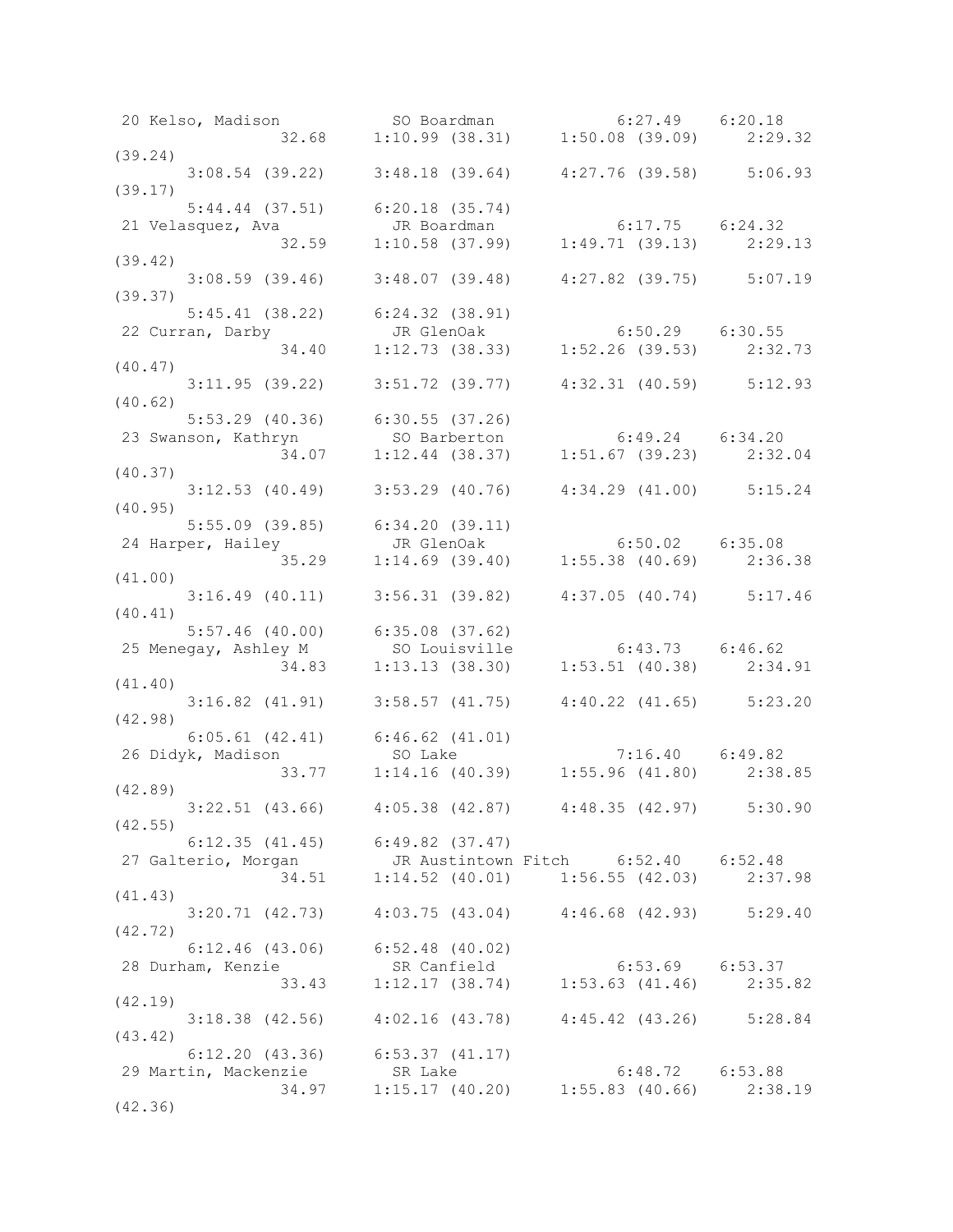```
 20 Kelso, Madison           SO Boardman             6:27.49   6:20.18 
               32.68     1:10.99 (38.31)     1:50.08 (39.09)     2:29.32 
(39.24)
       3:08.54 (39.22)     3:48.18 (39.64)     4:27.76 (39.58)     5:06.93 
(39.17)
       5:44.44 (37.51)     6:20.18 (35.74)
 21 Velasquez, Ava           JR Boardman             6:17.75   6:24.32 
               32.59     1:10.58 (37.99)     1:49.71 (39.13)     2:29.13 
(39.42)
       3:08.59 (39.46)     3:48.07 (39.48)     4:27.82 (39.75)     5:07.19 
(39.37)
       5:45.41 (38.22)     6:24.32 (38.91)
 22 Curran, Darby            JR GlenOak              6:50.29   6:30.55 
               34.40     1:12.73 (38.33)     1:52.26 (39.53)     2:32.73 
(40.47)
       3:11.95 (39.22)     3:51.72 (39.77)     4:32.31 (40.59)     5:12.93 
(40.62)
       5:53.29 (40.36)     6:30.55 (37.26)
 23 Swanson, Kathryn         SO Barberton            6:49.24   6:34.20 
               34.07     1:12.44 (38.37)     1:51.67 (39.23)     2:32.04 
(40.37)
       3:12.53 (40.49)     3:53.29 (40.76)     4:34.29 (41.00)     5:15.24 
(40.95)
       5:55.09 (39.85)     6:34.20 (39.11)
 24 Harper, Hailey           JR GlenOak              6:50.02   6:35.08 
               35.29     1:14.69 (39.40)     1:55.38 (40.69)     2:36.38 
(41.00)
       3:16.49 (40.11)     3:56.31 (39.82)     4:37.05 (40.74)     5:17.46 
(40.41)
       5:57.46 (40.00)     6:35.08 (37.62)
 25 Menegay, Ashley M        SO Louisville           6:43.73   6:46.62 
               34.83     1:13.13 (38.30)     1:53.51 (40.38)     2:34.91 
(41.40)
       3:16.82 (41.91)     3:58.57 (41.75)     4:40.22 (41.65)     5:23.20 
(42.98)
       6:05.61 (42.41)     6:46.62 (41.01)
 26 Didyk, Madison           SO Lake                 7:16.40   6:49.82 
               33.77     1:14.16 (40.39)     1:55.96 (41.80)     2:38.85 
(42.89)
       3:22.51 (43.66)     4:05.38 (42.87)     4:48.35 (42.97)     5:30.90 
(42.55)
       6:12.35 (41.45)     6:49.82 (37.47)
 27 Galterio, Morgan         JR Austintown Fitch     6:52.40   6:52.48 
               34.51     1:14.52 (40.01)     1:56.55 (42.03)     2:37.98 
(41.43)
       3:20.71 (42.73)     4:03.75 (43.04)     4:46.68 (42.93)     5:29.40 
(42.72)
       6:12.46 (43.06)     6:52.48 (40.02)
 28 Durham, Kenzie           SR Canfield             6:53.69   6:53.37 
               33.43     1:12.17 (38.74)     1:53.63 (41.46)     2:35.82 
(42.19)
       3:18.38 (42.56)     4:02.16 (43.78)     4:45.42 (43.26)     5:28.84 
(43.42)
       6:12.20 (43.36)     6:53.37 (41.17)
 29 Martin, Mackenzie        SR Lake                 6:48.72   6:53.88 
               34.97     1:15.17 (40.20)     1:55.83 (40.66)     2:38.19 
(42.36)
```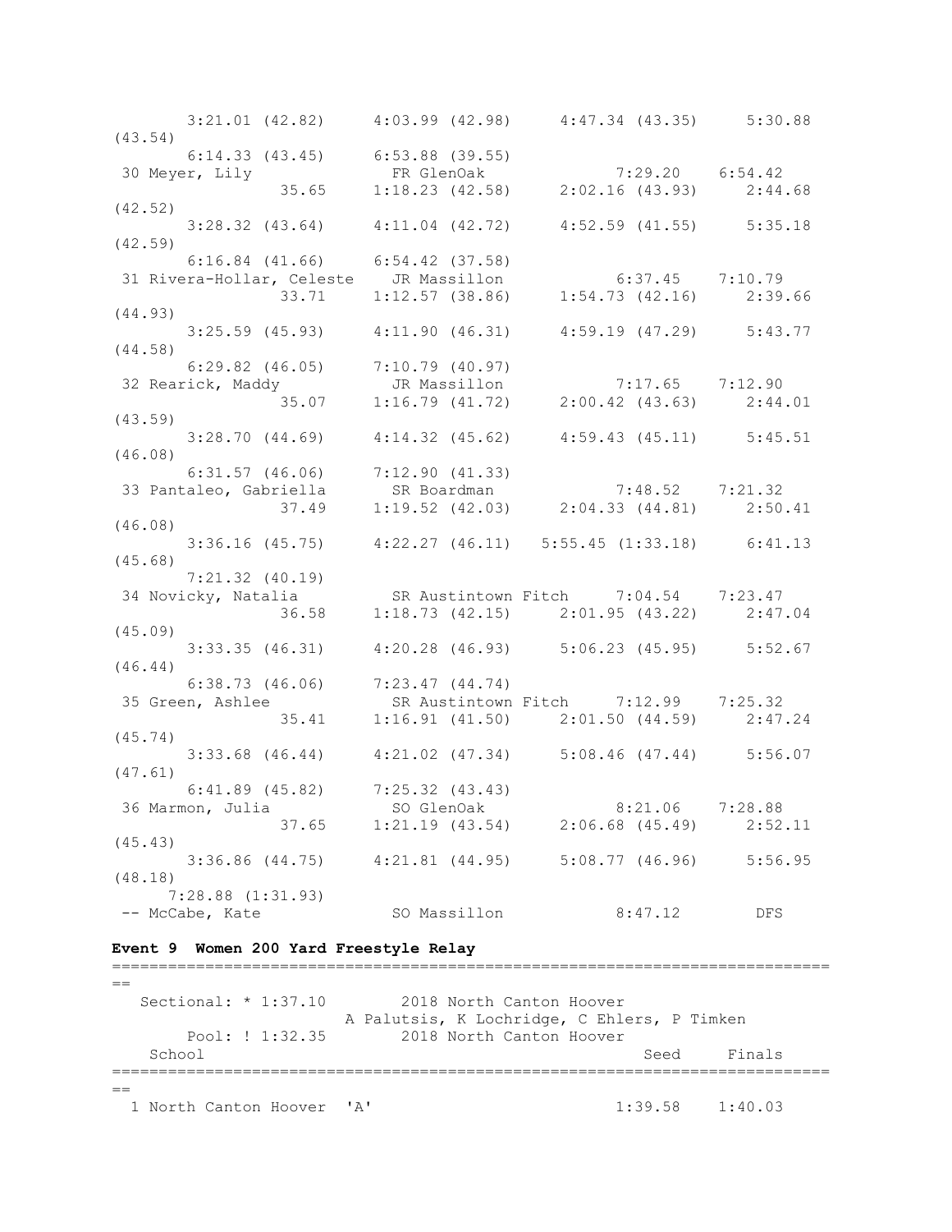```
      3:21.01 (42.82)     4:03.99 (42.98)     4:47.34 (43.35)     5:30.88
(43.54)
      6:14.33 (43.45)     6:53.88 (39.55)
 30 Meyer, Lily             FR GlenOak               7:29.20    6:54.42
              35.65     1:18.23 (42.58)     2:02.16 (43.93)     2:44.68
(42.52)
      3:28.32 (43.64)     4:11.04 (42.72)     4:52.59 (41.55)     5:35.18
(42.59)
      6:16.84 (41.66)     6:54.42 (37.58)
 31 Rivera-Hollar, Celeste    JR Massillon             6:37.45    7:10.79
              33.71     1:12.57 (38.86)     1:54.73 (42.16)     2:39.66
(44.93)
      3:25.59 (45.93)     4:11.90 (46.31)     4:59.19 (47.29)     5:43.77
(44.58)
      6:29.82 (46.05)     7:10.79 (40.97)
 32 Rearick, Maddy          JR Massillon             7:17.65    7:12.90
              35.07     1:16.79 (41.72)     2:00.42 (43.63)     2:44.01
(43.59)
      3:28.70 (44.69)     4:14.32 (45.62)     4:59.43 (45.11)     5:45.51
(46.08)
      6:31.57 (46.06)     7:12.90 (41.33)
 33 Pantaleo, Gabriella      SR Boardman              7:48.52    7:21.32
              37.49     1:19.52 (42.03)     2:04.33 (44.81)     2:50.41
(46.08)
      3:36.16 (45.75)     4:22.27 (46.11)   5:55.45 (1:33.18)     6:41.13
(45.68)
      7:21.32 (40.19)
 34 Novicky, Natalia         SR Austintown Fitch     7:04.54    7:23.47
              36.58     1:18.73 (42.15)     2:01.95 (43.22)     2:47.04
(45.09)
      3:33.35 (46.31)     4:20.28 (46.93)     5:06.23 (45.95)     5:52.67
(46.44)
      6:38.73 (46.06)     7:23.47 (44.74)
 35 Green, Ashlee            SR Austintown Fitch     7:12.99    7:25.32
              35.41     1:16.91 (41.50)     2:01.50 (44.59)     2:47.24
(45.74)
      3:33.68 (46.44)     4:21.02 (47.34)     5:08.46 (47.44)     5:56.07
(47.61)
      6:41.89 (45.82)     7:25.32 (43.43)
 36 Marmon, Julia            SO GlenOak               8:21.06    7:28.88
              37.65     1:21.19 (43.54)     2:06.68 (45.49)     2:52.11
(45.43)
      3:36.86 (44.75)     4:21.81 (44.95)     5:08.77 (46.96)     5:56.95
(48.18)
     7:28.88 (1:31.93)
 -- McCabe, Kate             SO Massillon             8:47.12       DFS
```

**Event 9  Women 200 Yard Freestyle Relay**

```
===============================================================================
==
   Sectional: * 1:37.10        2018 North Canton Hoover
                      A Palutsis, K Lochridge, C Ehlers, P Timken
       Pool: ! 1:32.35        2018 North Canton Hoover
    School                                               Seed     Finals
===============================================================================
==
  1 North Canton Hoover  'A'                          1:39.58    1:40.03
```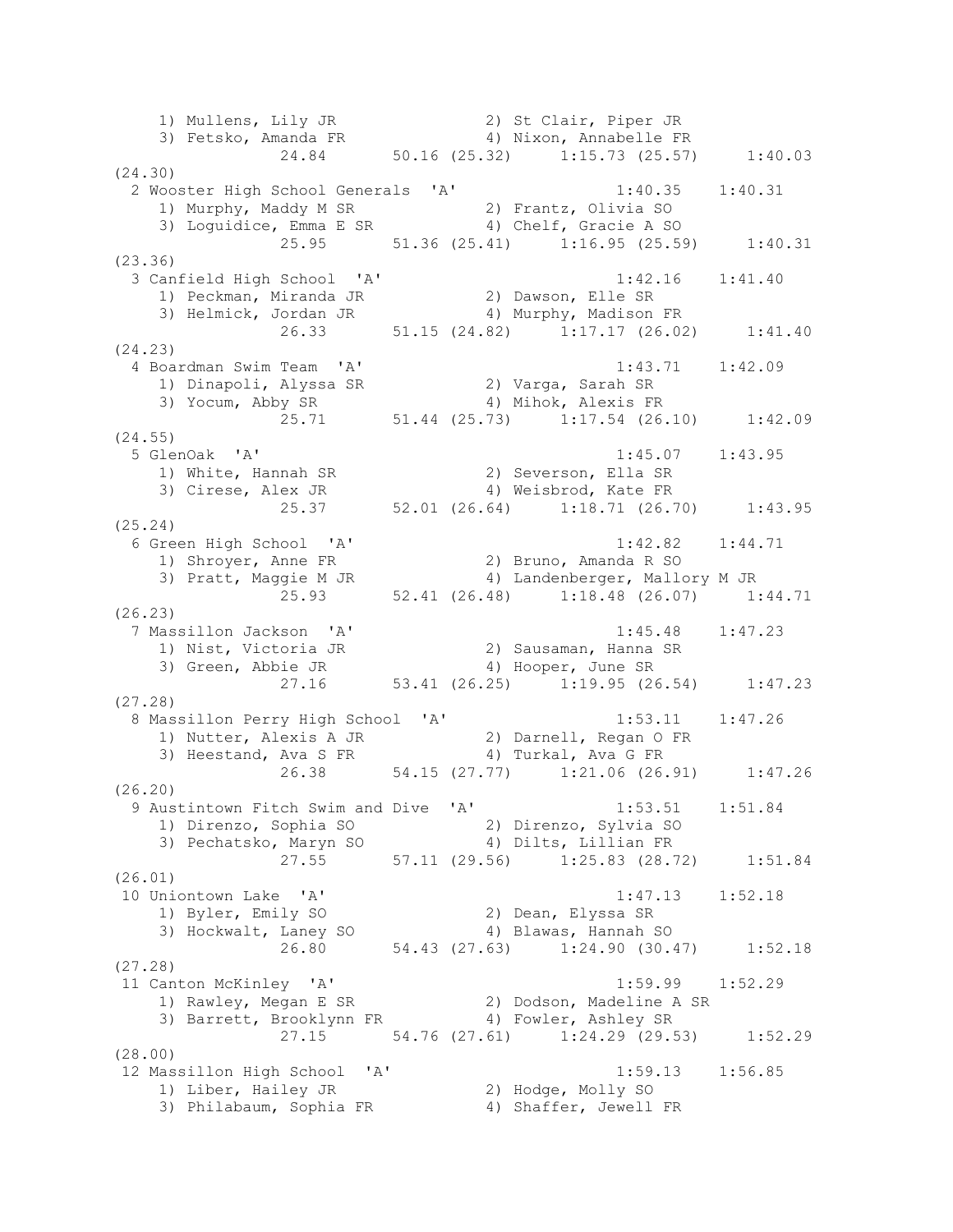```
    1) Mullens, Lily JR                2) St Clair, Piper JR
    3) Fetsko, Amanda FR               4) Nixon, Annabelle FR
              24.84       50.16 (25.32)     1:15.73 (25.57)     1:40.03
(24.30)
  2 Wooster High School Generals  'A'                1:40.35    1:40.31
    1) Murphy, Maddy M SR              2) Frantz, Olivia SO
    3) Loguidice, Emma E SR            4) Chelf, Gracie A SO
              25.95       51.36 (25.41)     1:16.95 (25.59)     1:40.31
(23.36)
  3 Canfield High School  'A'                        1:42.16    1:41.40
    1) Peckman, Miranda JR             2) Dawson, Elle SR
    3) Helmick, Jordan JR              4) Murphy, Madison FR
              26.33       51.15 (24.82)     1:17.17 (26.02)     1:41.40
(24.23)
  4 Boardman Swim Team  'A'                          1:43.71    1:42.09
    1) Dinapoli, Alyssa SR             2) Varga, Sarah SR
    3) Yocum, Abby SR                  4) Mihok, Alexis FR
              25.71       51.44 (25.73)     1:17.54 (26.10)     1:42.09
(24.55)
  5 GlenOak  'A'                                     1:45.07    1:43.95
    1) White, Hannah SR                2) Severson, Ella SR
    3) Cirese, Alex JR                 4) Weisbrod, Kate FR
              25.37       52.01 (26.64)     1:18.71 (26.70)     1:43.95
(25.24)
  6 Green High School  'A'                           1:42.82    1:44.71
    1) Shroyer, Anne FR                2) Bruno, Amanda R SO
    3) Pratt, Maggie M JR              4) Landenberger, Mallory M JR
              25.93       52.41 (26.48)     1:18.48 (26.07)     1:44.71
(26.23)
  7 Massillon Jackson  'A'                           1:45.48    1:47.23
    1) Nist, Victoria JR               2) Sausaman, Hanna SR
    3) Green, Abbie JR                 4) Hooper, June SR
              27.16       53.41 (26.25)     1:19.95 (26.54)     1:47.23
(27.28)
  8 Massillon Perry High School  'A'                 1:53.11    1:47.26
    1) Nutter, Alexis A JR             2) Darnell, Regan O FR
    3) Heestand, Ava S FR              4) Turkal, Ava G FR
              26.38       54.15 (27.77)     1:21.06 (26.91)     1:47.26
(26.20)
  9 Austintown Fitch Swim and Dive  'A'              1:53.51    1:51.84
    1) Direnzo, Sophia SO              2) Direnzo, Sylvia SO
    3) Pechatsko, Maryn SO             4) Dilts, Lillian FR
              27.55       57.11 (29.56)     1:25.83 (28.72)     1:51.84
(26.01)
 10 Uniontown Lake  'A'                              1:47.13    1:52.18
    1) Byler, Emily SO                 2) Dean, Elyssa SR
    3) Hockwalt, Laney SO              4) Blawas, Hannah SO
              26.80       54.43 (27.63)     1:24.90 (30.47)     1:52.18
(27.28)
 11 Canton McKinley  'A'                             1:59.99    1:52.29
    1) Rawley, Megan E SR              2) Dodson, Madeline A SR
    3) Barrett, Brooklynn FR           4) Fowler, Ashley SR
              27.15       54.76 (27.61)     1:24.29 (29.53)     1:52.29
(28.00)
 12 Massillon High School  'A'                       1:59.13    1:56.85
    1) Liber, Hailey JR                2) Hodge, Molly SO
    3) Philabaum, Sophia FR            4) Shaffer, Jewell FR
```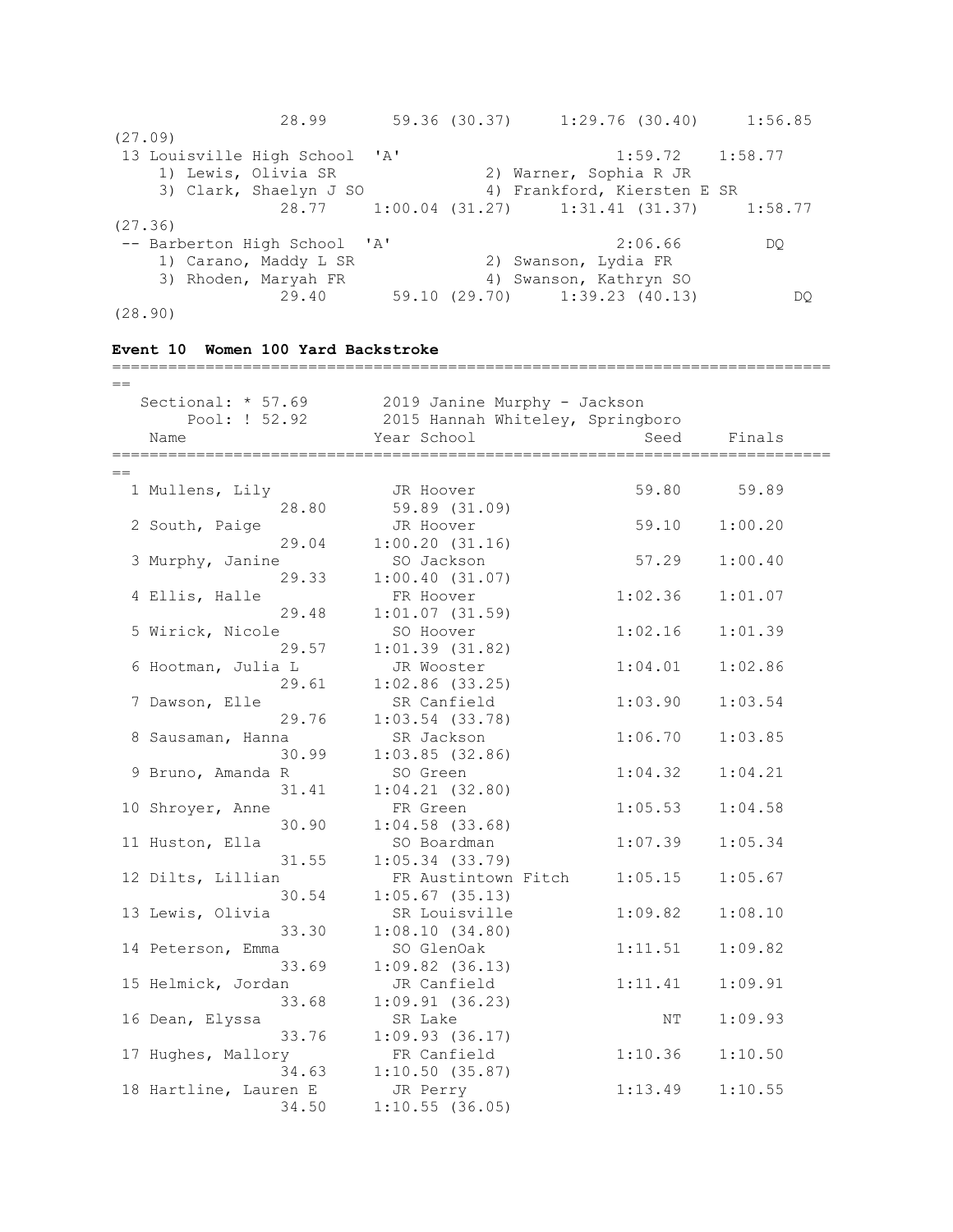```
              28.99       59.36 (30.37)     1:29.76 (30.40)     1:56.85
(27.09)
 13 Louisville High School  'A'                       1:59.72    1:58.77
     1) Lewis, Olivia SR              2) Warner, Sophia R JR
     3) Clark, Shaelyn J SO           4) Frankford, Kiersten E SR
              28.77     1:00.04 (31.27)     1:31.41 (31.37)     1:58.77
(27.36)
 -- Barberton High School  'A'                        2:06.66         DQ
     1) Carano, Maddy L SR            2) Swanson, Lydia FR
     3) Rhoden, Maryah FR             4) Swanson, Kathryn SO
              29.40       59.10 (29.70)     1:39.23 (40.13)           DQ
(28.90)
```

**Event 10  Women 100 Yard Backstroke**

```
===============================================================================
==
   Sectional: * 57.69       2019 Janine Murphy - Jackson
        Pool: ! 52.92       2015 Hannah Whiteley, Springboro
    Name                    Year School                 Seed     Finals
===============================================================================
==
  1 Mullens, Lily           JR Hoover                  59.80      59.89
              28.80       59.89 (31.09)
  2 South, Paige            JR Hoover                  59.10    1:00.20
              29.04     1:00.20 (31.16)
  3 Murphy, Janine          SO Jackson                 57.29    1:00.40
              29.33     1:00.40 (31.07)
  4 Ellis, Halle            FR Hoover                1:02.36    1:01.07
              29.48     1:01.07 (31.59)
  5 Wirick, Nicole          SO Hoover                1:02.16    1:01.39
              29.57     1:01.39 (31.82)
  6 Hootman, Julia L        JR Wooster               1:04.01    1:02.86
              29.61     1:02.86 (33.25)
  7 Dawson, Elle            SR Canfield              1:03.90    1:03.54
              29.76     1:03.54 (33.78)
  8 Sausaman, Hanna         SR Jackson               1:06.70    1:03.85
              30.99     1:03.85 (32.86)
  9 Bruno, Amanda R         SO Green                 1:04.32    1:04.21
              31.41     1:04.21 (32.80)
 10 Shroyer, Anne           FR Green                 1:05.53    1:04.58
              30.90     1:04.58 (33.68)
 11 Huston, Ella            SO Boardman              1:07.39    1:05.34
              31.55     1:05.34 (33.79)
 12 Dilts, Lillian          FR Austintown Fitch      1:05.15    1:05.67
              30.54     1:05.67 (35.13)
 13 Lewis, Olivia           SR Louisville            1:09.82    1:08.10
              33.30     1:08.10 (34.80)
 14 Peterson, Emma          SO GlenOak               1:11.51    1:09.82
              33.69     1:09.82 (36.13)
 15 Helmick, Jordan         JR Canfield              1:11.41    1:09.91
              33.68     1:09.91 (36.23)
 16 Dean, Elyssa            SR Lake                       NT    1:09.93
              33.76     1:09.93 (36.17)
 17 Hughes, Mallory         FR Canfield              1:10.36    1:10.50
              34.63     1:10.50 (35.87)
 18 Hartline, Lauren E      JR Perry                 1:13.49    1:10.55
              34.50     1:10.55 (36.05)
```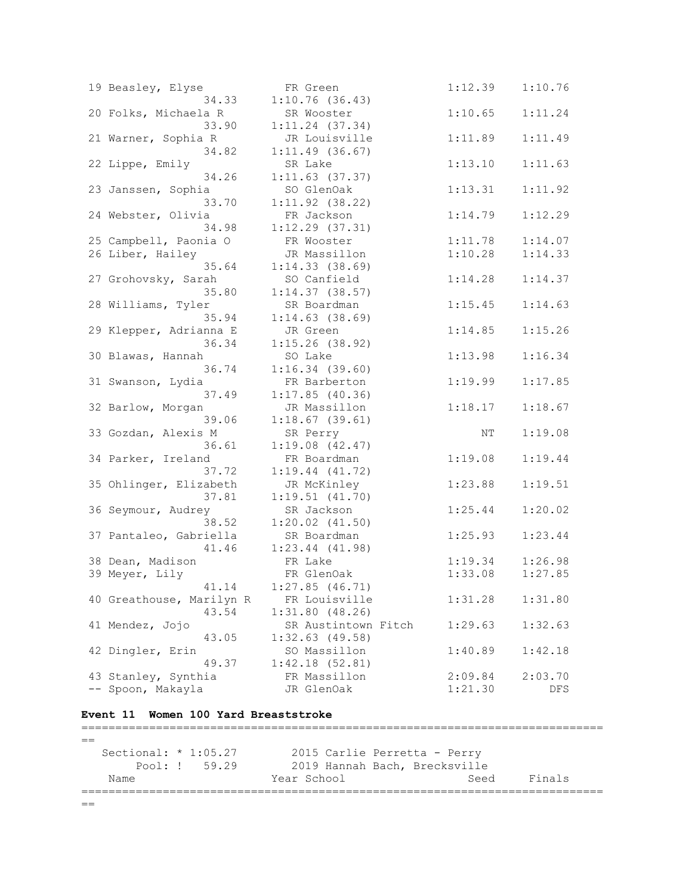```
 19 Beasley, Elyse             FR Green                  1:12.39    1:10.76
                    34.33     1:10.76 (36.43)
 20 Folks, Michaela R          SR Wooster                1:10.65    1:11.24
                    33.90     1:11.24 (37.34)
 21 Warner, Sophia R           JR Louisville             1:11.89    1:11.49
                    34.82     1:11.49 (36.67)
 22 Lippe, Emily               SR Lake                   1:13.10    1:11.63
                    34.26     1:11.63 (37.37)
 23 Janssen, Sophia            SO GlenOak                1:13.31    1:11.92
                    33.70     1:11.92 (38.22)
 24 Webster, Olivia            FR Jackson                1:14.79    1:12.29
                    34.98     1:12.29 (37.31)
 25 Campbell, Paonia O         FR Wooster                1:11.78    1:14.07
 26 Liber, Hailey              JR Massillon              1:10.28    1:14.33
                    35.64     1:14.33 (38.69)
 27 Grohovsky, Sarah           SO Canfield               1:14.28    1:14.37
                    35.80     1:14.37 (38.57)
 28 Williams, Tyler            SR Boardman               1:15.45    1:14.63
                    35.94     1:14.63 (38.69)
 29 Klepper, Adrianna E        JR Green                  1:14.85    1:15.26
                    36.34     1:15.26 (38.92)
 30 Blawas, Hannah             SO Lake                   1:13.98    1:16.34
                    36.74     1:16.34 (39.60)
 31 Swanson, Lydia             FR Barberton              1:19.99    1:17.85
                    37.49     1:17.85 (40.36)
 32 Barlow, Morgan             JR Massillon              1:18.17    1:18.67
                    39.06     1:18.67 (39.61)
 33 Gozdan, Alexis M           SR Perry                       NT    1:19.08
                    36.61     1:19.08 (42.47)
 34 Parker, Ireland            FR Boardman               1:19.08    1:19.44
                    37.72     1:19.44 (41.72)
 35 Ohlinger, Elizabeth        JR McKinley               1:23.88    1:19.51
                    37.81     1:19.51 (41.70)
 36 Seymour, Audrey            SR Jackson                1:25.44    1:20.02
                    38.52     1:20.02 (41.50)
 37 Pantaleo, Gabriella        SR Boardman               1:25.93    1:23.44
                    41.46     1:23.44 (41.98)
 38 Dean, Madison              FR Lake                   1:19.34    1:26.98
 39 Meyer, Lily                FR GlenOak                1:33.08    1:27.85
                    41.14     1:27.85 (46.71)
 40 Greathouse, Marilyn R      FR Louisville             1:31.28    1:31.80
                    43.54     1:31.80 (48.26)
 41 Mendez, Jojo               SR Austintown Fitch       1:29.63    1:32.63
                    43.05     1:32.63 (49.58)
 42 Dingler, Erin              SO Massillon              1:40.89    1:42.18
                    49.37     1:42.18 (52.81)
 43 Stanley, Synthia           FR Massillon              2:09.84    2:03.70
 -- Spoon, Makayla             JR GlenOak                1:21.30        DFS
```

**Event 11  Women 100 Yard Breaststroke**

```
===============================================================================
==
   Sectional: * 1:05.27        2015 Carlie Perretta - Perry
       Pool: !  59.29         2019 Hannah Bach, Brecksville
   Name                    Year School                  Seed     Finals
===============================================================================
==
```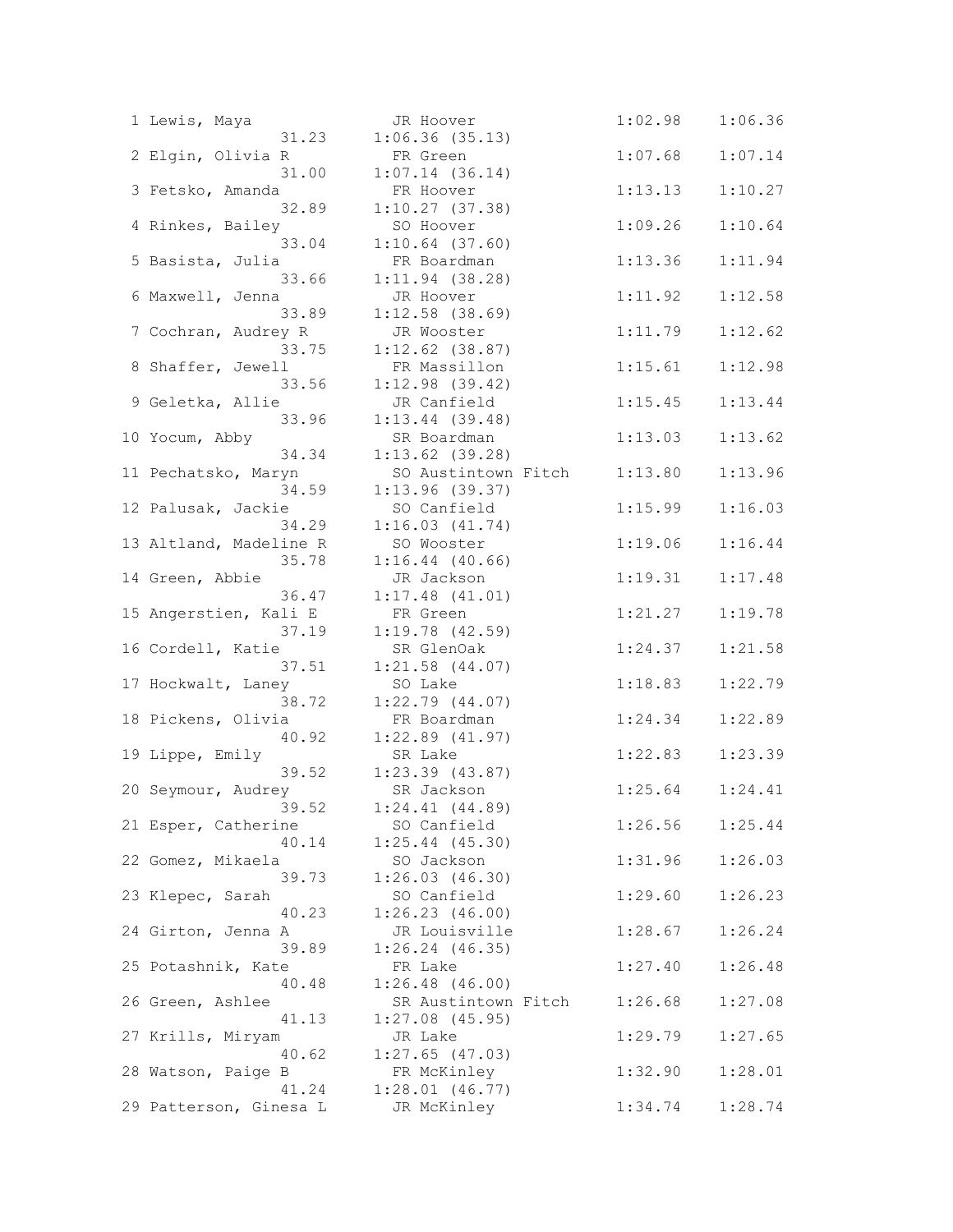```
  1 Lewis, Maya              JR Hoover                1:02.98    1:06.36
               31.23      1:06.36 (35.13)
  2 Elgin, Olivia R          FR Green                 1:07.68    1:07.14
               31.00      1:07.14 (36.14)
  3 Fetsko, Amanda           FR Hoover                1:13.13    1:10.27
               32.89      1:10.27 (37.38)
  4 Rinkes, Bailey           SO Hoover                1:09.26    1:10.64
               33.04      1:10.64 (37.60)
  5 Basista, Julia           FR Boardman              1:13.36    1:11.94
               33.66      1:11.94 (38.28)
  6 Maxwell, Jenna           JR Hoover                1:11.92    1:12.58
               33.89      1:12.58 (38.69)
  7 Cochran, Audrey R        JR Wooster               1:11.79    1:12.62
               33.75      1:12.62 (38.87)
  8 Shaffer, Jewell          FR Massillon             1:15.61    1:12.98
               33.56      1:12.98 (39.42)
  9 Geletka, Allie           JR Canfield              1:15.45    1:13.44
               33.96      1:13.44 (39.48)
 10 Yocum, Abby              SR Boardman              1:13.03    1:13.62
               34.34      1:13.62 (39.28)
 11 Pechatsko, Maryn         SO Austintown Fitch      1:13.80    1:13.96
               34.59      1:13.96 (39.37)
 12 Palusak, Jackie          SO Canfield              1:15.99    1:16.03
               34.29      1:16.03 (41.74)
 13 Altland, Madeline R      SO Wooster               1:19.06    1:16.44
               35.78      1:16.44 (40.66)
 14 Green, Abbie             JR Jackson               1:19.31    1:17.48
               36.47      1:17.48 (41.01)
 15 Angerstien, Kali E       FR Green                 1:21.27    1:19.78
               37.19      1:19.78 (42.59)
 16 Cordell, Katie           SR GlenOak               1:24.37    1:21.58
               37.51      1:21.58 (44.07)
 17 Hockwalt, Laney          SO Lake                  1:18.83    1:22.79
               38.72      1:22.79 (44.07)
 18 Pickens, Olivia          FR Boardman              1:24.34    1:22.89
               40.92      1:22.89 (41.97)
 19 Lippe, Emily             SR Lake                  1:22.83    1:23.39
               39.52      1:23.39 (43.87)
 20 Seymour, Audrey          SR Jackson               1:25.64    1:24.41
               39.52      1:24.41 (44.89)
 21 Esper, Catherine         SO Canfield              1:26.56    1:25.44
               40.14      1:25.44 (45.30)
 22 Gomez, Mikaela           SO Jackson               1:31.96    1:26.03
               39.73      1:26.03 (46.30)
 23 Klepec, Sarah            SO Canfield              1:29.60    1:26.23
               40.23      1:26.23 (46.00)
 24 Girton, Jenna A          JR Louisville            1:28.67    1:26.24
               39.89      1:26.24 (46.35)
 25 Potashnik, Kate          FR Lake                  1:27.40    1:26.48
               40.48      1:26.48 (46.00)
 26 Green, Ashlee            SR Austintown Fitch      1:26.68    1:27.08
               41.13      1:27.08 (45.95)
 27 Krills, Miryam           JR Lake                  1:29.79    1:27.65
               40.62      1:27.65 (47.03)
 28 Watson, Paige B          FR McKinley              1:32.90    1:28.01
               41.24      1:28.01 (46.77)
 29 Patterson, Ginesa L      JR McKinley              1:34.74    1:28.74
```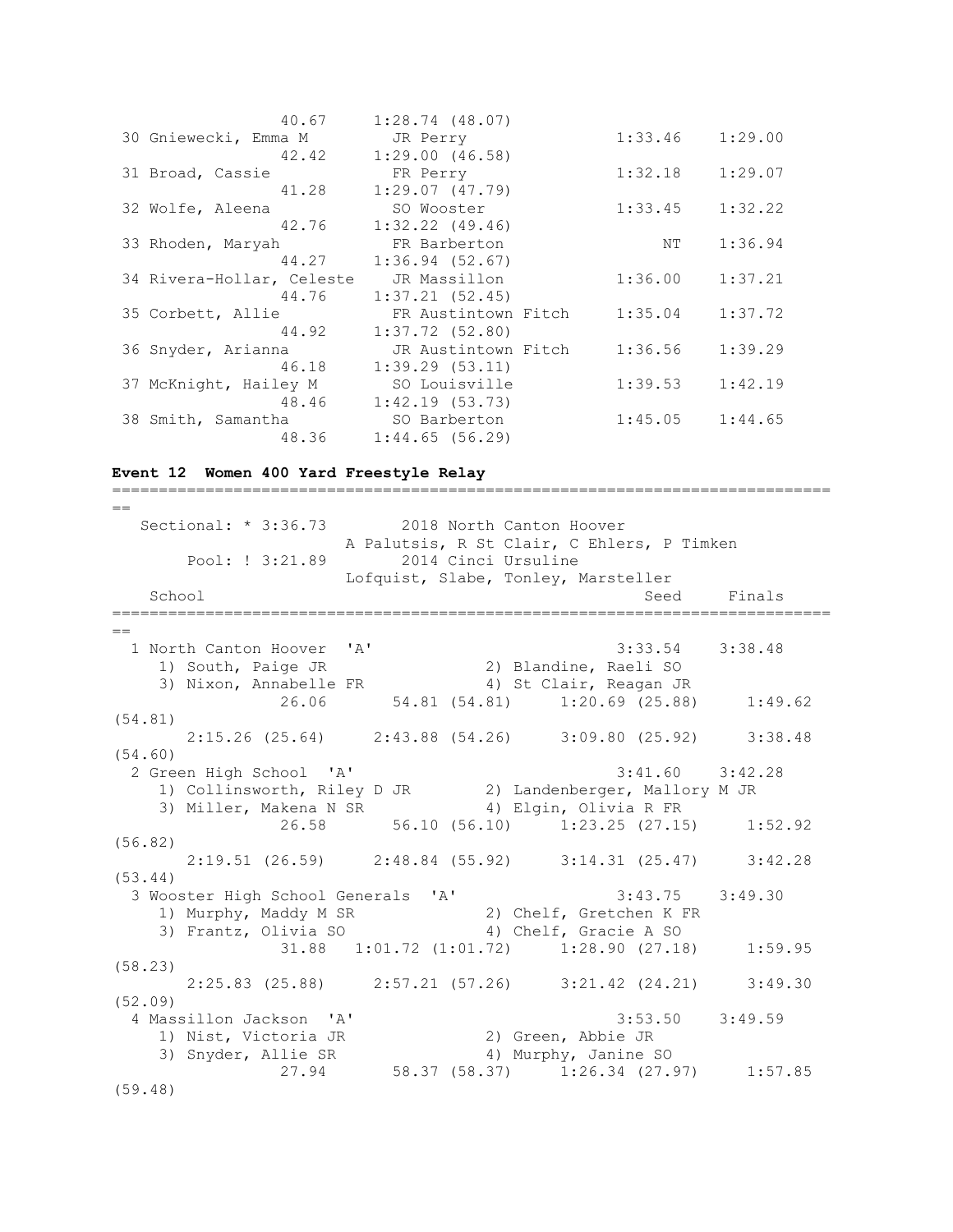```
                40.67     1:28.74 (48.07)
 30 Gniewecki, Emma M        JR Perry               1:33.46    1:29.00
                42.42     1:29.00 (46.58)
 31 Broad, Cassie            FR Perry               1:32.18    1:29.07
                41.28     1:29.07 (47.79)
 32 Wolfe, Aleena            SO Wooster             1:33.45    1:32.22
                42.76     1:32.22 (49.46)
 33 Rhoden, Maryah           FR Barberton                NT    1:36.94
                44.27     1:36.94 (52.67)
 34 Rivera-Hollar, Celeste   JR Massillon           1:36.00    1:37.21
                44.76     1:37.21 (52.45)
 35 Corbett, Allie           FR Austintown Fitch    1:35.04    1:37.72
                44.92     1:37.72 (52.80)
 36 Snyder, Arianna          JR Austintown Fitch    1:36.56    1:39.29
                46.18     1:39.29 (53.11)
 37 McKnight, Hailey M       SO Louisville          1:39.53    1:42.19
                48.46     1:42.19 (53.73)
 38 Smith, Samantha          SO Barberton           1:45.05    1:44.65
                48.36     1:44.65 (56.29)
```

**Event 12 Women 400 Yard Freestyle Relay**

```
===============================================================================
==
   Sectional: * 3:36.73        2018 North Canton Hoover
                        A Palutsis, R St Clair, C Ehlers, P Timken
        Pool: ! 3:21.89        2014 Cinci Ursuline
                        Lofquist, Slabe, Tonley, Marsteller
    School                                               Seed     Finals
===============================================================================
==
  1 North Canton Hoover  'A'                          3:33.54    3:38.48
     1) South, Paige JR                2) Blandine, Raeli SO
     3) Nixon, Annabelle FR            4) St Clair, Reagan JR
                26.06       54.81 (54.81)     1:20.69 (25.88)     1:49.62
(54.81)
        2:15.26 (25.64)     2:43.88 (54.26)     3:09.80 (25.92)     3:38.48
(54.60)
  2 Green High School  'A'                            3:41.60    3:42.28
     1) Collinsworth, Riley D JR       2) Landenberger, Mallory M JR
     3) Miller, Makena N SR            4) Elgin, Olivia R FR
                26.58       56.10 (56.10)     1:23.25 (27.15)     1:52.92
(56.82)
        2:19.51 (26.59)     2:48.84 (55.92)     3:14.31 (25.47)     3:42.28
(53.44)
  3 Wooster High School Generals  'A'                 3:43.75    3:49.30
     1) Murphy, Maddy M SR             2) Chelf, Gretchen K FR
     3) Frantz, Olivia SO              4) Chelf, Gracie A SO
                31.88   1:01.72 (1:01.72)     1:28.90 (27.18)     1:59.95
(58.23)
        2:25.83 (25.88)     2:57.21 (57.26)     3:21.42 (24.21)     3:49.30
(52.09)
  4 Massillon Jackson  'A'                            3:53.50    3:49.59
     1) Nist, Victoria JR              2) Green, Abbie JR
     3) Snyder, Allie SR               4) Murphy, Janine SO
                27.94       58.37 (58.37)     1:26.34 (27.97)     1:57.85
(59.48)
```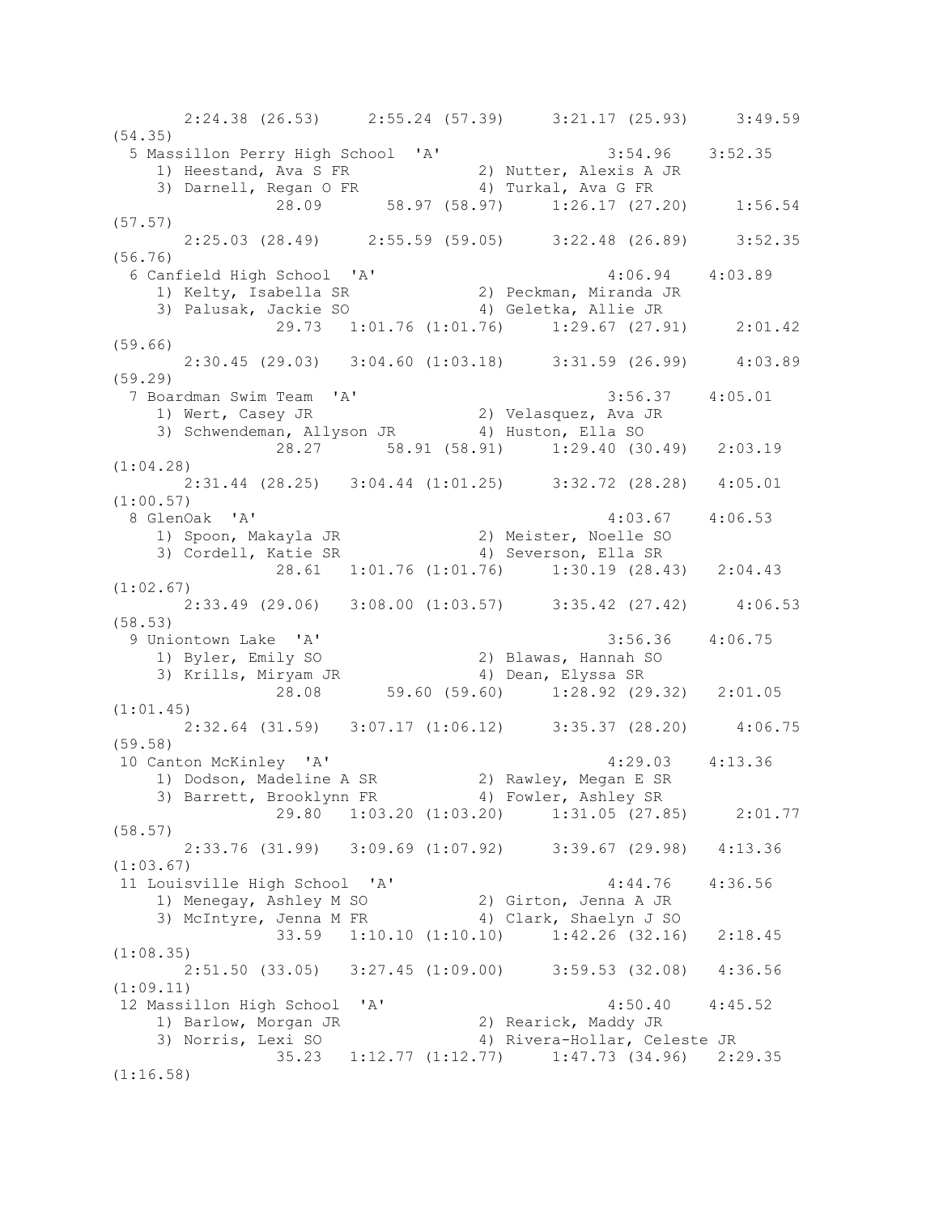```
       2:24.38 (26.53)     2:55.24 (57.39)     3:21.17 (25.93)     3:49.59
(54.35)
  5 Massillon Perry High School  'A'                 3:54.96    3:52.35
     1) Heestand, Ava S FR              2) Nutter, Alexis A JR
     3) Darnell, Regan O FR             4) Turkal, Ava G FR
               28.09       58.97 (58.97)     1:26.17 (27.20)     1:56.54
(57.57)
       2:25.03 (28.49)     2:55.59 (59.05)     3:22.48 (26.89)     3:52.35
(56.76)
  6 Canfield High School  'A'                        4:06.94    4:03.89
     1) Kelty, Isabella SR              2) Peckman, Miranda JR
     3) Palusak, Jackie SO              4) Geletka, Allie JR
               29.73   1:01.76 (1:01.76)     1:29.67 (27.91)     2:01.42
(59.66)
       2:30.45 (29.03)   3:04.60 (1:03.18)     3:31.59 (26.99)     4:03.89
(59.29)
  7 Boardman Swim Team  'A'                          3:56.37    4:05.01
     1) Wert, Casey JR                  2) Velasquez, Ava JR
     3) Schwendeman, Allyson JR         4) Huston, Ella SO
               28.27       58.91 (58.91)     1:29.40 (30.49)   2:03.19
(1:04.28)
       2:31.44 (28.25)   3:04.44 (1:01.25)     3:32.72 (28.28)   4:05.01
(1:00.57)
  8 GlenOak  'A'                                     4:03.67    4:06.53
     1) Spoon, Makayla JR               2) Meister, Noelle SO
     3) Cordell, Katie SR               4) Severson, Ella SR
               28.61   1:01.76 (1:01.76)     1:30.19 (28.43)   2:04.43
(1:02.67)
       2:33.49 (29.06)   3:08.00 (1:03.57)     3:35.42 (27.42)     4:06.53
(58.53)
  9 Uniontown Lake  'A'                              3:56.36    4:06.75
     1) Byler, Emily SO                 2) Blawas, Hannah SO
     3) Krills, Miryam JR               4) Dean, Elyssa SR
               28.08       59.60 (59.60)     1:28.92 (29.32)   2:01.05
(1:01.45)
       2:32.64 (31.59)   3:07.17 (1:06.12)     3:35.37 (28.20)     4:06.75
(59.58)
 10 Canton McKinley  'A'                             4:29.03    4:13.36
     1) Dodson, Madeline A SR           2) Rawley, Megan E SR
     3) Barrett, Brooklynn FR           4) Fowler, Ashley SR
               29.80   1:03.20 (1:03.20)     1:31.05 (27.85)     2:01.77
(58.57)
       2:33.76 (31.99)   3:09.69 (1:07.92)     3:39.67 (29.98)   4:13.36
(1:03.67)
 11 Louisville High School  'A'                      4:44.76    4:36.56
     1) Menegay, Ashley M SO            2) Girton, Jenna A JR
     3) McIntyre, Jenna M FR            4) Clark, Shaelyn J SO
               33.59   1:10.10 (1:10.10)     1:42.26 (32.16)   2:18.45
(1:08.35)
       2:51.50 (33.05)   3:27.45 (1:09.00)     3:59.53 (32.08)   4:36.56
(1:09.11)
 12 Massillon High School  'A'                       4:50.40    4:45.52
     1) Barlow, Morgan JR               2) Rearick, Maddy JR
     3) Norris, Lexi SO                 4) Rivera-Hollar, Celeste JR
               35.23   1:12.77 (1:12.77)     1:47.73 (34.96)   2:29.35
(1:16.58)
```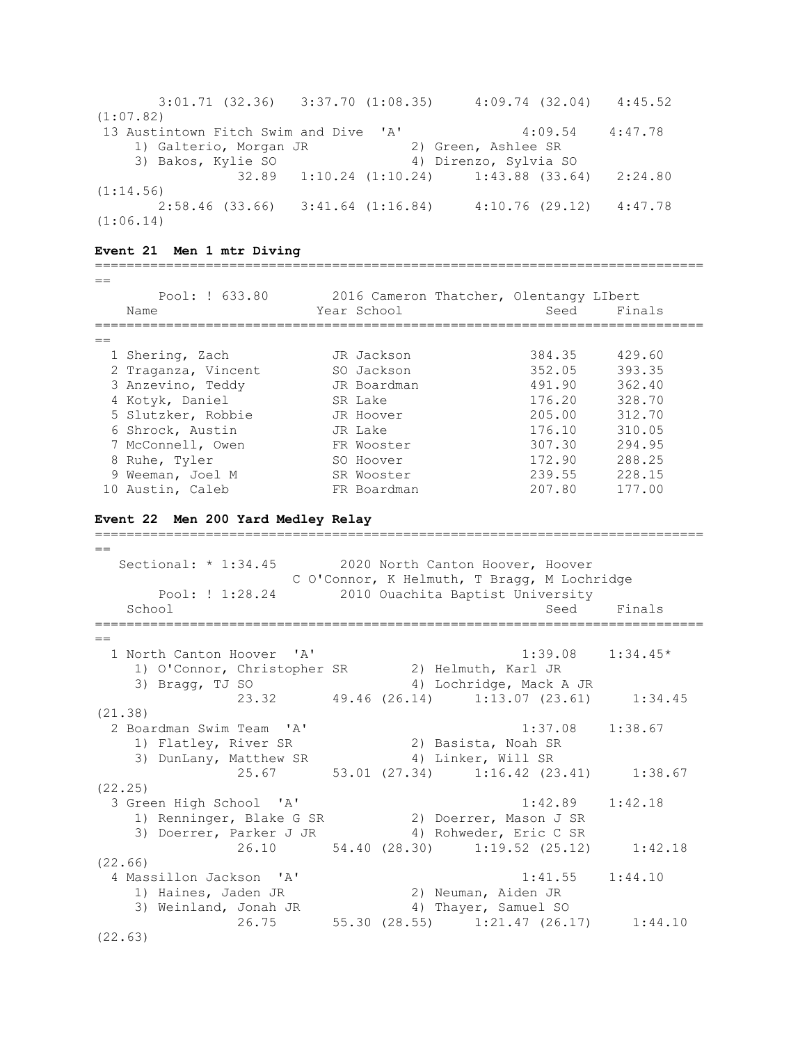```
       3:01.71 (32.36)   3:37.70 (1:08.35)     4:09.74 (32.04)   4:45.52
(1:07.82)
 13 Austintown Fitch Swim and Dive  'A'               4:09.54    4:47.78
     1) Galterio, Morgan JR             2) Green, Ashlee SR
     3) Bakos, Kylie SO                 4) Direnzo, Sylvia SO
               32.89   1:10.24 (1:10.24)     1:43.88 (33.64)   2:24.80
(1:14.56)
       2:58.46 (33.66)   3:41.64 (1:16.84)     4:10.76 (29.12)   4:47.78
(1:06.14)
```

**Event 21  Men 1 mtr Diving**

```
===============================================================================
==
       Pool: ! 633.80        2016 Cameron Thatcher, Olentangy LIbert
    Name                    Year School                      Seed     Finals
===============================================================================
==
  1 Shering, Zach           JR Jackson                    384.35     429.60
  2 Traganza, Vincent       SO Jackson                    352.05     393.35
  3 Anzevino, Teddy         JR Boardman                   491.90     362.40
  4 Kotyk, Daniel           SR Lake                       176.20     328.70
  5 Slutzker, Robbie        JR Hoover                     205.00     312.70
  6 Shrock, Austin          JR Lake                       176.10     310.05
  7 McConnell, Owen         FR Wooster                    307.30     294.95
  8 Ruhe, Tyler             SO Hoover                     172.90     288.25
  9 Weeman, Joel M          SR Wooster                    239.55     228.15
 10 Austin, Caleb           FR Boardman                   207.80     177.00
```

**Event 22  Men 200 Yard Medley Relay**

```
===============================================================================
==
   Sectional: * 1:34.45        2020 North Canton Hoover, Hoover
                      C O'Connor, K Helmuth, T Bragg, M Lochridge
       Pool: ! 1:28.24        2010 Ouachita Baptist University
    School                                               Seed     Finals
===============================================================================
==
  1 North Canton Hoover  'A'                          1:39.08    1:34.45*
     1) O'Connor, Christopher SR        2) Helmuth, Karl JR
     3) Bragg, TJ SO                    4) Lochridge, Mack A JR
               23.32       49.46 (26.14)     1:13.07 (23.61)     1:34.45
(21.38)
  2 Boardman Swim Team  'A'                           1:37.08    1:38.67
     1) Flatley, River SR               2) Basista, Noah SR
     3) DunLany, Matthew SR             4) Linker, Will SR
               25.67       53.01 (27.34)     1:16.42 (23.41)     1:38.67
(22.25)
  3 Green High School  'A'                            1:42.89    1:42.18
     1) Renninger, Blake G SR           2) Doerrer, Mason J SR
     3) Doerrer, Parker J JR            4) Rohweder, Eric C SR
               26.10       54.40 (28.30)     1:19.52 (25.12)     1:42.18
(22.66)
  4 Massillon Jackson  'A'                            1:41.55    1:44.10
     1) Haines, Jaden JR                2) Neuman, Aiden JR
     3) Weinland, Jonah JR              4) Thayer, Samuel SO
               26.75       55.30 (28.55)     1:21.47 (26.17)     1:44.10
(22.63)
```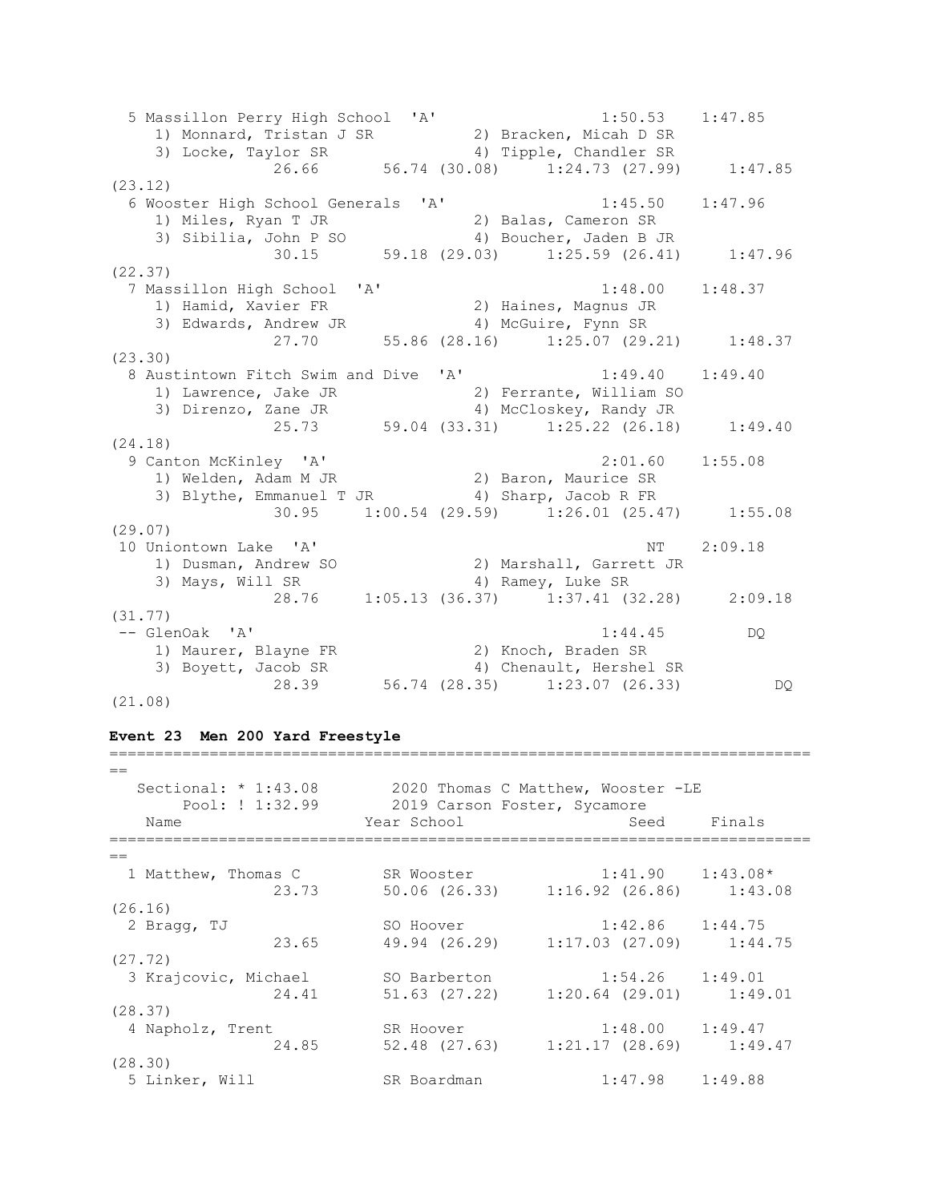```
  5 Massillon Perry High School  'A'                  1:50.53    1:47.85
     1) Monnard, Tristan J SR           2) Bracken, Micah D SR
     3) Locke, Taylor SR                4) Tipple, Chandler SR
               26.66       56.74 (30.08)     1:24.73 (27.99)     1:47.85
(23.12)
  6 Wooster High School Generals  'A'                 1:45.50    1:47.96
     1) Miles, Ryan T JR                2) Balas, Cameron SR
     3) Sibilia, John P SO              4) Boucher, Jaden B JR
               30.15       59.18 (29.03)     1:25.59 (26.41)     1:47.96
(22.37)
  7 Massillon High School  'A'                        1:48.00    1:48.37
     1) Hamid, Xavier FR                2) Haines, Magnus JR
     3) Edwards, Andrew JR              4) McGuire, Fynn SR
               27.70       55.86 (28.16)     1:25.07 (29.21)     1:48.37
(23.30)
  8 Austintown Fitch Swim and Dive  'A'               1:49.40    1:49.40
     1) Lawrence, Jake JR               2) Ferrante, William SO
     3) Direnzo, Zane JR                4) McCloskey, Randy JR
               25.73       59.04 (33.31)     1:25.22 (26.18)     1:49.40
(24.18)
  9 Canton McKinley  'A'                              2:01.60    1:55.08
     1) Welden, Adam M JR               2) Baron, Maurice SR
     3) Blythe, Emmanuel T JR           4) Sharp, Jacob R FR
               30.95     1:00.54 (29.59)     1:26.01 (25.47)     1:55.08
(29.07)
 10 Uniontown Lake  'A'                                    NT    2:09.18
     1) Dusman, Andrew SO               2) Marshall, Garrett JR
     3) Mays, Will SR                   4) Ramey, Luke SR
               28.76     1:05.13 (36.37)     1:37.41 (32.28)     2:09.18
(31.77)
 -- GlenOak  'A'                                      1:44.45         DQ
     1) Maurer, Blayne FR               2) Knoch, Braden SR
     3) Boyett, Jacob SR                4) Chenault, Hershel SR
               28.39       56.74 (28.35)     1:23.07 (26.33)          DQ
(21.08)
```

**Event 23  Men 200 Yard Freestyle**

```
===============================================================================
==
   Sectional: * 1:43.08        2020 Thomas C Matthew, Wooster -LE
        Pool: ! 1:32.99        2019 Carson Foster, Sycamore
    Name                    Year School                 Seed     Finals
===============================================================================
==
  1 Matthew, Thomas C        SR Wooster              1:41.90    1:43.08*
               23.73        50.06 (26.33)     1:16.92 (26.86)     1:43.08
(26.16)
  2 Bragg, TJ                SO Hoover               1:42.86    1:44.75
               23.65        49.94 (26.29)     1:17.03 (27.09)     1:44.75
(27.72)
  3 Krajcovic, Michael       SO Barberton            1:54.26    1:49.01
               24.41        51.63 (27.22)     1:20.64 (29.01)     1:49.01
(28.37)
  4 Napholz, Trent           SR Hoover               1:48.00    1:49.47
               24.85        52.48 (27.63)     1:21.17 (28.69)     1:49.47
(28.30)
  5 Linker, Will             SR Boardman             1:47.98    1:49.88
```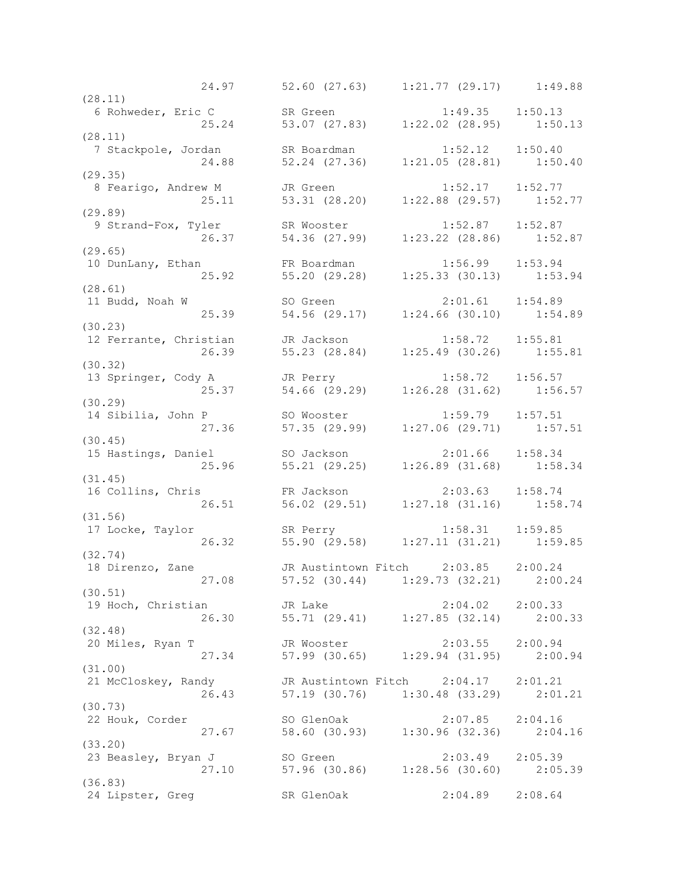```
             24.97      52.60 (27.63)    1:21.77 (29.17)    1:49.88
(28.11)
  6 Rohweder, Eric C        SR Green                 1:49.35    1:50.13
             25.24      53.07 (27.83)    1:22.02 (28.95)    1:50.13
(28.11)
  7 Stackpole, Jordan       SR Boardman              1:52.12    1:50.40
             24.88      52.24 (27.36)    1:21.05 (28.81)    1:50.40
(29.35)
  8 Fearigo, Andrew M       JR Green                 1:52.17    1:52.77
             25.11      53.31 (28.20)    1:22.88 (29.57)    1:52.77
(29.89)
  9 Strand-Fox, Tyler       SR Wooster               1:52.87    1:52.87
             26.37      54.36 (27.99)    1:23.22 (28.86)    1:52.87
(29.65)
 10 DunLany, Ethan          FR Boardman              1:56.99    1:53.94
             25.92      55.20 (29.28)    1:25.33 (30.13)    1:53.94
(28.61)
 11 Budd, Noah W            SO Green                 2:01.61    1:54.89
             25.39      54.56 (29.17)    1:24.66 (30.10)    1:54.89
(30.23)
 12 Ferrante, Christian     JR Jackson               1:58.72    1:55.81
             26.39      55.23 (28.84)    1:25.49 (30.26)    1:55.81
(30.32)
 13 Springer, Cody A        JR Perry                 1:58.72    1:56.57
             25.37      54.66 (29.29)    1:26.28 (31.62)    1:56.57
(30.29)
 14 Sibilia, John P         SO Wooster               1:59.79    1:57.51
             27.36      57.35 (29.99)    1:27.06 (29.71)    1:57.51
(30.45)
 15 Hastings, Daniel        SO Jackson               2:01.66    1:58.34
             25.96      55.21 (29.25)    1:26.89 (31.68)    1:58.34
(31.45)
 16 Collins, Chris          FR Jackson               2:03.63    1:58.74
             26.51      56.02 (29.51)    1:27.18 (31.16)    1:58.74
(31.56)
 17 Locke, Taylor           SR Perry                 1:58.31    1:59.85
             26.32      55.90 (29.58)    1:27.11 (31.21)    1:59.85
(32.74)
 18 Direnzo, Zane           JR Austintown Fitch      2:03.85    2:00.24
             27.08      57.52 (30.44)    1:29.73 (32.21)    2:00.24
(30.51)
 19 Hoch, Christian         JR Lake                  2:04.02    2:00.33
             26.30      55.71 (29.41)    1:27.85 (32.14)    2:00.33
(32.48)
 20 Miles, Ryan T           JR Wooster               2:03.55    2:00.94
             27.34      57.99 (30.65)    1:29.94 (31.95)    2:00.94
(31.00)
 21 McCloskey, Randy        JR Austintown Fitch      2:04.17    2:01.21
             26.43      57.19 (30.76)    1:30.48 (33.29)    2:01.21
(30.73)
 22 Houk, Corder            SO GlenOak               2:07.85    2:04.16
             27.67      58.60 (30.93)    1:30.96 (32.36)    2:04.16
(33.20)
 23 Beasley, Bryan J        SO Green                 2:03.49    2:05.39
             27.10      57.96 (30.86)    1:28.56 (30.60)    2:05.39
(36.83)
 24 Lipster, Greg           SR GlenOak               2:04.89    2:08.64
```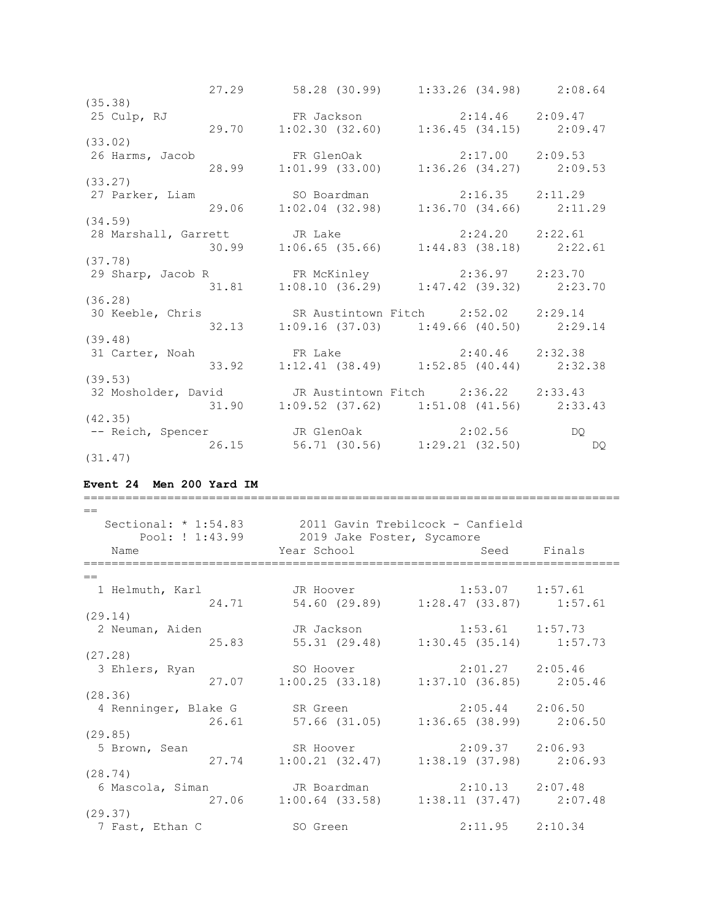```
                27.29      58.28 (30.99)     1:33.26 (34.98)    2:08.64
(35.38)
 25 Culp, RJ                FR Jackson              2:14.46    2:09.47
                29.70    1:02.30 (32.60)     1:36.45 (34.15)    2:09.47
(33.02)
 26 Harms, Jacob            FR GlenOak              2:17.00    2:09.53
                28.99    1:01.99 (33.00)     1:36.26 (34.27)    2:09.53
(33.27)
 27 Parker, Liam            SO Boardman             2:16.35    2:11.29
                29.06    1:02.04 (32.98)     1:36.70 (34.66)    2:11.29
(34.59)
 28 Marshall, Garrett       JR Lake                 2:24.20    2:22.61
                30.99    1:06.65 (35.66)     1:44.83 (38.18)    2:22.61
(37.78)
 29 Sharp, Jacob R          FR McKinley             2:36.97    2:23.70
                31.81    1:08.10 (36.29)     1:47.42 (39.32)    2:23.70
(36.28)
 30 Keeble, Chris           SR Austintown Fitch     2:52.02    2:29.14
                32.13    1:09.16 (37.03)     1:49.66 (40.50)    2:29.14
(39.48)
 31 Carter, Noah            FR Lake                 2:40.46    2:32.38
                33.92    1:12.41 (38.49)     1:52.85 (40.44)    2:32.38
(39.53)
 32 Mosholder, David        JR Austintown Fitch     2:36.22    2:33.43
                31.90    1:09.52 (37.62)     1:51.08 (41.56)    2:33.43
(42.35)
 -- Reich, Spencer          JR GlenOak              2:02.56         DQ
                26.15      56.71 (30.56)     1:29.21 (32.50)         DQ
(31.47)
```

**Event 24  Men 200 Yard IM**

```
===============================================================================
==
   Sectional: * 1:54.83        2011 Gavin Trebilcock - Canfield
        Pool: ! 1:43.99        2019 Jake Foster, Sycamore
    Name                    Year School                 Seed     Finals
===============================================================================
==
  1 Helmuth, Karl           JR Hoover               1:53.07    1:57.61
                24.71      54.60 (29.89)     1:28.47 (33.87)    1:57.61
(29.14)
  2 Neuman, Aiden           JR Jackson              1:53.61    1:57.73
                25.83      55.31 (29.48)     1:30.45 (35.14)    1:57.73
(27.28)
  3 Ehlers, Ryan            SO Hoover               2:01.27    2:05.46
                27.07    1:00.25 (33.18)     1:37.10 (36.85)    2:05.46
(28.36)
  4 Renninger, Blake G      SR Green                2:05.44    2:06.50
                26.61      57.66 (31.05)     1:36.65 (38.99)    2:06.50
(29.85)
  5 Brown, Sean             SR Hoover               2:09.37    2:06.93
                27.74    1:00.21 (32.47)     1:38.19 (37.98)    2:06.93
(28.74)
  6 Mascola, Siman          JR Boardman             2:10.13    2:07.48
                27.06    1:00.64 (33.58)     1:38.11 (37.47)    2:07.48
(29.37)
  7 Fast, Ethan C           SO Green                2:11.95    2:10.34
```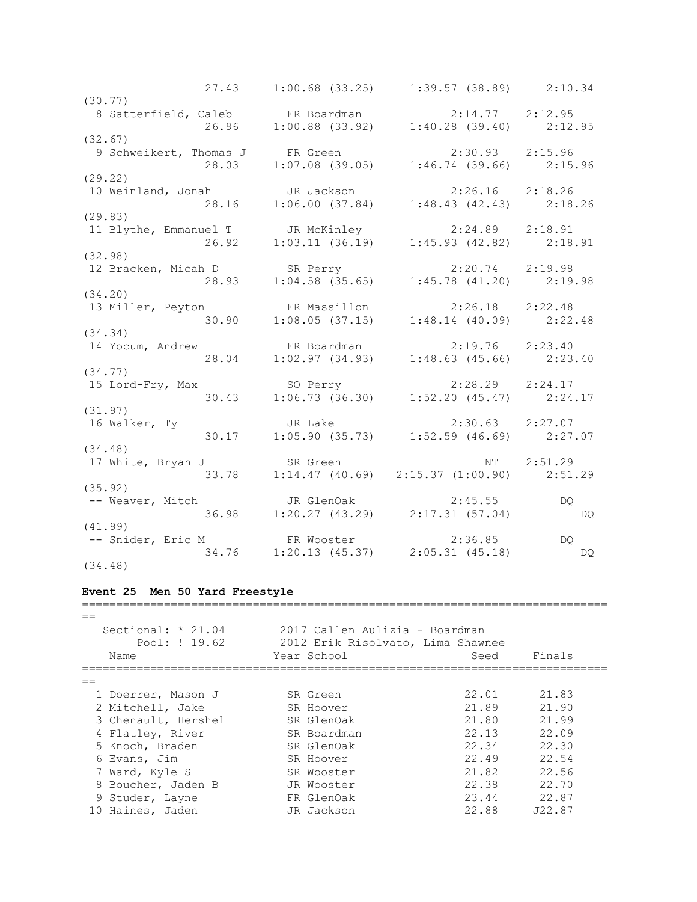```
                27.43    1:00.68 (33.25)    1:39.57 (38.89)    2:10.34
(30.77)
  8 Satterfield, Caleb        FR Boardman              2:14.77    2:12.95
                26.96    1:00.88 (33.92)    1:40.28 (39.40)    2:12.95
(32.67)
  9 Schweikert, Thomas J      FR Green                 2:30.93    2:15.96
                28.03    1:07.08 (39.05)    1:46.74 (39.66)    2:15.96
(29.22)
 10 Weinland, Jonah           JR Jackson               2:26.16    2:18.26
                28.16    1:06.00 (37.84)    1:48.43 (42.43)    2:18.26
(29.83)
 11 Blythe, Emmanuel T        JR McKinley              2:24.89    2:18.91
                26.92    1:03.11 (36.19)    1:45.93 (42.82)    2:18.91
(32.98)
 12 Bracken, Micah D          SR Perry                 2:20.74    2:19.98
                28.93    1:04.58 (35.65)    1:45.78 (41.20)    2:19.98
(34.20)
 13 Miller, Peyton            FR Massillon             2:26.18    2:22.48
                30.90    1:08.05 (37.15)    1:48.14 (40.09)    2:22.48
(34.34)
 14 Yocum, Andrew             FR Boardman              2:19.76    2:23.40
                28.04    1:02.97 (34.93)    1:48.63 (45.66)    2:23.40
(34.77)
 15 Lord-Fry, Max             SO Perry                 2:28.29    2:24.17
                30.43    1:06.73 (36.30)    1:52.20 (45.47)    2:24.17
(31.97)
 16 Walker, Ty                JR Lake                  2:30.63    2:27.07
                30.17    1:05.90 (35.73)    1:52.59 (46.69)    2:27.07
(34.48)
 17 White, Bryan J            SR Green                      NT    2:51.29
                33.78    1:14.47 (40.69)  2:15.37 (1:00.90)    2:51.29
(35.92)
 -- Weaver, Mitch             JR GlenOak               2:45.55         DQ
                36.98    1:20.27 (43.29)    2:17.31 (57.04)         DQ
(41.99)
 -- Snider, Eric M            FR Wooster               2:36.85         DQ
                34.76    1:20.13 (45.37)    2:05.31 (45.18)         DQ
(34.48)
```

**Event 25  Men 50 Yard Freestyle**

```
===========================================================================
==
   Sectional: * 21.04       2017 Callen Aulizia - Boardman
        Pool: ! 19.62       2012 Erik Risolvato, Lima Shawnee
    Name                    Year School                Seed     Finals
===========================================================================
==
  1 Doerrer, Mason J         SR Green                  22.01      21.83
  2 Mitchell, Jake           SR Hoover                 21.89      21.90
  3 Chenault, Hershel        SR GlenOak                21.80      21.99
  4 Flatley, River           SR Boardman               22.13      22.09
  5 Knoch, Braden            SR GlenOak                22.34      22.30
  6 Evans, Jim               SR Hoover                 22.49      22.54
  7 Ward, Kyle S             SR Wooster                21.82      22.56
  8 Boucher, Jaden B         JR Wooster                22.38      22.70
  9 Studer, Layne            FR GlenOak                23.44      22.87
 10 Haines, Jaden            JR Jackson                22.88     J22.87
```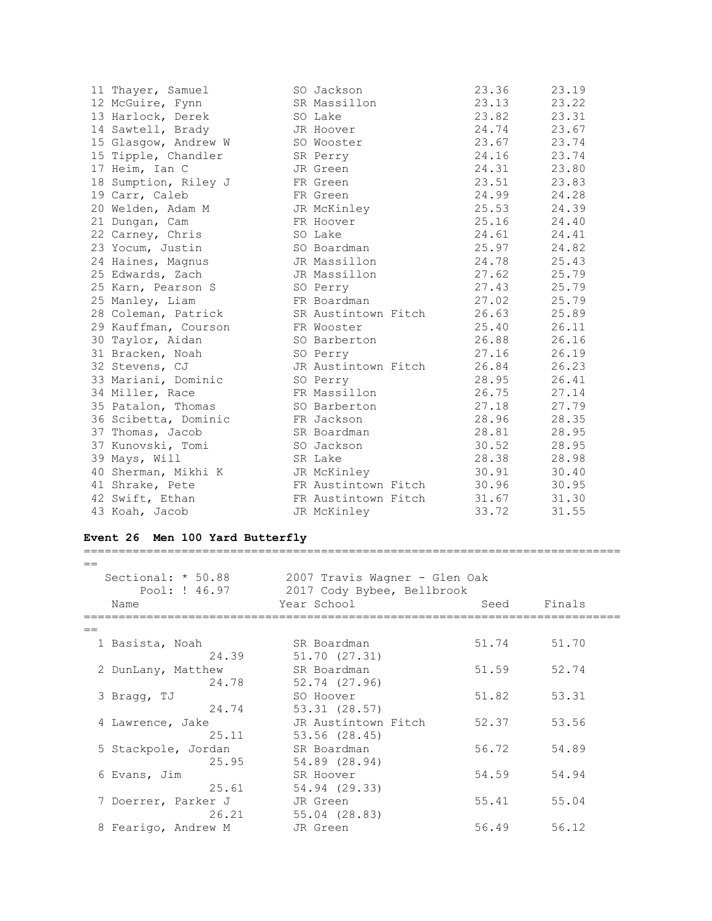| Place | Name | Year | School | Seed | Finals |
|---|---|---|---|---|---|
| 11 | Thayer, Samuel | SO | Jackson | 23.36 | 23.19 |
| 12 | McGuire, Fynn | SR | Massillon | 23.13 | 23.22 |
| 13 | Harlock, Derek | SO | Lake | 23.82 | 23.31 |
| 14 | Sawtell, Brady | JR | Hoover | 24.74 | 23.67 |
| 15 | Glasgow, Andrew W | SO | Wooster | 23.67 | 23.74 |
| 15 | Tipple, Chandler | SR | Perry | 24.16 | 23.74 |
| 17 | Heim, Ian C | JR | Green | 24.31 | 23.80 |
| 18 | Sumption, Riley J | FR | Green | 23.51 | 23.83 |
| 19 | Carr, Caleb | FR | Green | 24.99 | 24.28 |
| 20 | Welden, Adam M | JR | McKinley | 25.53 | 24.39 |
| 21 | Dungan, Cam | FR | Hoover | 25.16 | 24.40 |
| 22 | Carney, Chris | SO | Lake | 24.61 | 24.41 |
| 23 | Yocum, Justin | SO | Boardman | 25.97 | 24.82 |
| 24 | Haines, Magnus | JR | Massillon | 24.78 | 25.43 |
| 25 | Edwards, Zach | JR | Massillon | 27.62 | 25.79 |
| 25 | Karn, Pearson S | SO | Perry | 27.43 | 25.79 |
| 25 | Manley, Liam | FR | Boardman | 27.02 | 25.79 |
| 28 | Coleman, Patrick | SR | Austintown Fitch | 26.63 | 25.89 |
| 29 | Kauffman, Courson | FR | Wooster | 25.40 | 26.11 |
| 30 | Taylor, Aidan | SO | Barberton | 26.88 | 26.16 |
| 31 | Bracken, Noah | SO | Perry | 27.16 | 26.19 |
| 32 | Stevens, CJ | JR | Austintown Fitch | 26.84 | 26.23 |
| 33 | Mariani, Dominic | SO | Perry | 28.95 | 26.41 |
| 34 | Miller, Race | FR | Massillon | 26.75 | 27.14 |
| 35 | Patalon, Thomas | SO | Barberton | 27.18 | 27.79 |
| 36 | Scibetta, Dominic | FR | Jackson | 28.96 | 28.35 |
| 37 | Thomas, Jacob | SR | Boardman | 28.81 | 28.95 |
| 37 | Kunovski, Tomi | SO | Jackson | 30.52 | 28.95 |
| 39 | Mays, Will | SR | Lake | 28.38 | 28.98 |
| 40 | Sherman, Mikhi K | JR | McKinley | 30.91 | 30.40 |
| 41 | Shrake, Pete | FR | Austintown Fitch | 30.96 | 30.95 |
| 42 | Swift, Ethan | FR | Austintown Fitch | 31.67 | 31.30 |
| 43 | Koah, Jacob | JR | McKinley | 33.72 | 31.55 |

**Event 26 Men 100 Yard Butterfly**

Sectional: * 50.88 — 2007 Travis Wagner - Glen Oak

Pool: ! 46.97 — 2017 Cody Bybee, Bellbrook

| Place | Name | Year | School | Seed | Finals | Splits |
|---|---|---|---|---|---|---|
| 1 | Basista, Noah | SR | Boardman | 51.74 | 51.70 | 24.39, 51.70 (27.31) |
| 2 | DunLany, Matthew | SR | Boardman | 51.59 | 52.74 | 24.78, 52.74 (27.96) |
| 3 | Bragg, TJ | SO | Hoover | 51.82 | 53.31 | 24.74, 53.31 (28.57) |
| 4 | Lawrence, Jake | JR | Austintown Fitch | 52.37 | 53.56 | 25.11, 53.56 (28.45) |
| 5 | Stackpole, Jordan | SR | Boardman | 56.72 | 54.89 | 25.95, 54.89 (28.94) |
| 6 | Evans, Jim | SR | Hoover | 54.59 | 54.94 | 25.61, 54.94 (29.33) |
| 7 | Doerrer, Parker J | JR | Green | 55.41 | 55.04 | 26.21, 55.04 (28.83) |
| 8 | Fearigo, Andrew M | JR | Green | 56.49 | 56.12 | |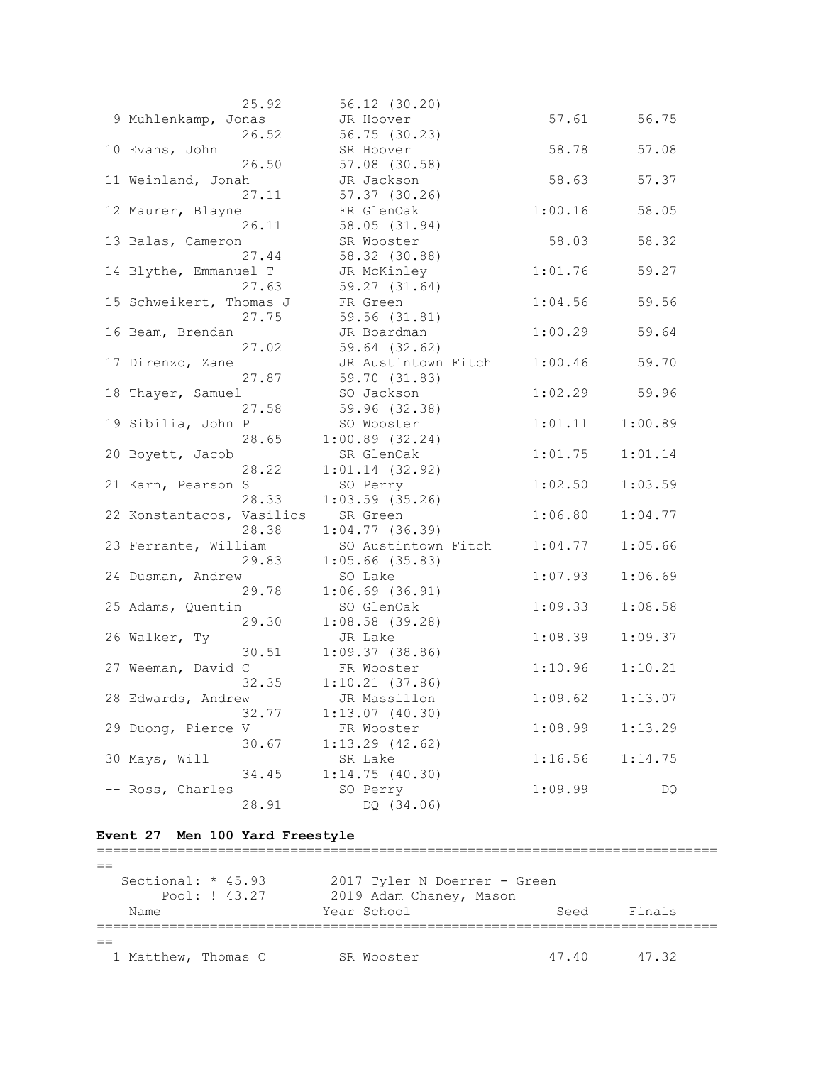```
                25.92       56.12 (30.20)
  9 Muhlenkamp, Jonas         JR Hoover                57.61      56.75
                26.52       56.75 (30.23)
 10 Evans, John               SR Hoover                58.78      57.08
                26.50       57.08 (30.58)
 11 Weinland, Jonah           JR Jackson               58.63      57.37
                27.11       57.37 (30.26)
 12 Maurer, Blayne            FR GlenOak             1:00.16      58.05
                26.11       58.05 (31.94)
 13 Balas, Cameron            SR Wooster               58.03      58.32
                27.44       58.32 (30.88)
 14 Blythe, Emmanuel T        JR McKinley            1:01.76      59.27
                27.63       59.27 (31.64)
 15 Schweikert, Thomas J      FR Green               1:04.56      59.56
                27.75       59.56 (31.81)
 16 Beam, Brendan             JR Boardman            1:00.29      59.64
                27.02       59.64 (32.62)
 17 Direnzo, Zane             JR Austintown Fitch    1:00.46      59.70
                27.87       59.70 (31.83)
 18 Thayer, Samuel            SO Jackson             1:02.29      59.96
                27.58       59.96 (32.38)
 19 Sibilia, John P           SO Wooster             1:01.11    1:00.89
                28.65     1:00.89 (32.24)
 20 Boyett, Jacob             SR GlenOak             1:01.75    1:01.14
                28.22     1:01.14 (32.92)
 21 Karn, Pearson S           SO Perry               1:02.50    1:03.59
                28.33     1:03.59 (35.26)
 22 Konstantacos, Vasilios    SR Green               1:06.80    1:04.77
                28.38     1:04.77 (36.39)
 23 Ferrante, William         SO Austintown Fitch    1:04.77    1:05.66
                29.83     1:05.66 (35.83)
 24 Dusman, Andrew            SO Lake                1:07.93    1:06.69
                29.78     1:06.69 (36.91)
 25 Adams, Quentin            SO GlenOak             1:09.33    1:08.58
                29.30     1:08.58 (39.28)
 26 Walker, Ty                JR Lake                1:08.39    1:09.37
                30.51     1:09.37 (38.86)
 27 Weeman, David C           FR Wooster             1:10.96    1:10.21
                32.35     1:10.21 (37.86)
 28 Edwards, Andrew           JR Massillon           1:09.62    1:13.07
                32.77     1:13.07 (40.30)
 29 Duong, Pierce V           FR Wooster             1:08.99    1:13.29
                30.67     1:13.29 (42.62)
 30 Mays, Will                SR Lake                1:16.56    1:14.75
                34.45     1:14.75 (40.30)
 -- Ross, Charles             SO Perry               1:09.99         DQ
                28.91          DQ (34.06)
```

**Event 27  Men 100 Yard Freestyle**

```
===============================================================================
==
   Sectional: * 45.93       2017 Tyler N Doerrer - Green
        Pool: ! 43.27       2019 Adam Chaney, Mason
    Name                    Year School                 Seed     Finals
===============================================================================
==
  1 Matthew, Thomas C         SR Wooster               47.40      47.32
```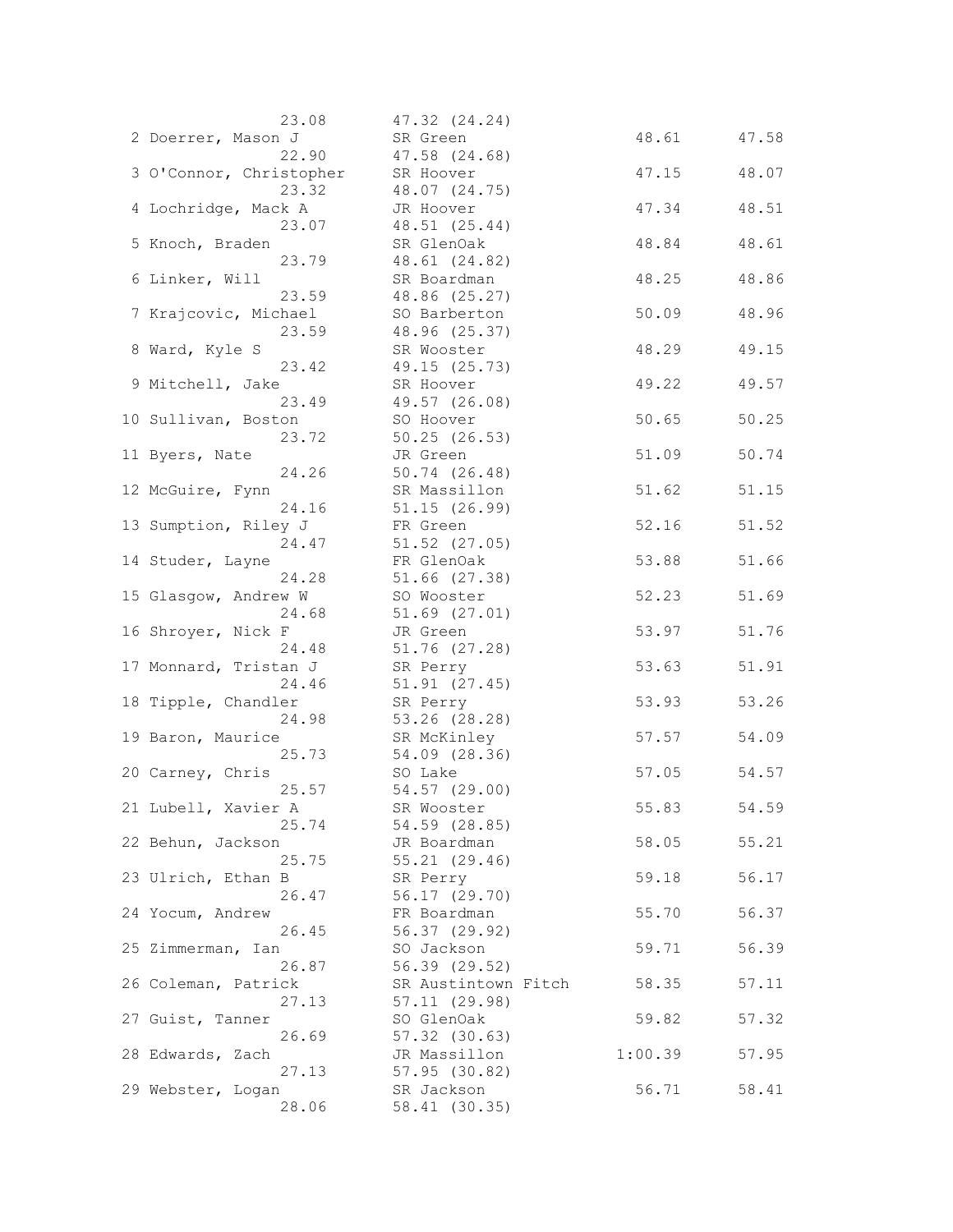```
                 23.08        47.32 (24.24)
  2 Doerrer, Mason J          SR Green                  48.61      47.58
                 22.90        47.58 (24.68)
  3 O'Connor, Christopher     SR Hoover                 47.15      48.07
                 23.32        48.07 (24.75)
  4 Lochridge, Mack A         JR Hoover                 47.34      48.51
                 23.07        48.51 (25.44)
  5 Knoch, Braden             SR GlenOak                48.84      48.61
                 23.79        48.61 (24.82)
  6 Linker, Will              SR Boardman               48.25      48.86
                 23.59        48.86 (25.27)
  7 Krajcovic, Michael        SO Barberton              50.09      48.96
                 23.59        48.96 (25.37)
  8 Ward, Kyle S              SR Wooster                48.29      49.15
                 23.42        49.15 (25.73)
  9 Mitchell, Jake            SR Hoover                 49.22      49.57
                 23.49        49.57 (26.08)
 10 Sullivan, Boston          SO Hoover                 50.65      50.25
                 23.72        50.25 (26.53)
 11 Byers, Nate               JR Green                  51.09      50.74
                 24.26        50.74 (26.48)
 12 McGuire, Fynn             SR Massillon              51.62      51.15
                 24.16        51.15 (26.99)
 13 Sumption, Riley J         FR Green                  52.16      51.52
                 24.47        51.52 (27.05)
 14 Studer, Layne             FR GlenOak                53.88      51.66
                 24.28        51.66 (27.38)
 15 Glasgow, Andrew W         SO Wooster                52.23      51.69
                 24.68        51.69 (27.01)
 16 Shroyer, Nick F           JR Green                  53.97      51.76
                 24.48        51.76 (27.28)
 17 Monnard, Tristan J        SR Perry                  53.63      51.91
                 24.46        51.91 (27.45)
 18 Tipple, Chandler          SR Perry                  53.93      53.26
                 24.98        53.26 (28.28)
 19 Baron, Maurice            SR McKinley               57.57      54.09
                 25.73        54.09 (28.36)
 20 Carney, Chris             SO Lake                   57.05      54.57
                 25.57        54.57 (29.00)
 21 Lubell, Xavier A          SR Wooster                55.83      54.59
                 25.74        54.59 (28.85)
 22 Behun, Jackson            JR Boardman               58.05      55.21
                 25.75        55.21 (29.46)
 23 Ulrich, Ethan B           SR Perry                  59.18      56.17
                 26.47        56.17 (29.70)
 24 Yocum, Andrew             FR Boardman               55.70      56.37
                 26.45        56.37 (29.92)
 25 Zimmerman, Ian            SO Jackson                59.71      56.39
                 26.87        56.39 (29.52)
 26 Coleman, Patrick          SR Austintown Fitch       58.35      57.11
                 27.13        57.11 (29.98)
 27 Guist, Tanner             SO GlenOak                59.82      57.32
                 26.69        57.32 (30.63)
 28 Edwards, Zach             JR Massillon            1:00.39      57.95
                 27.13        57.95 (30.82)
 29 Webster, Logan            SR Jackson                56.71      58.41
                 28.06        58.41 (30.35)
```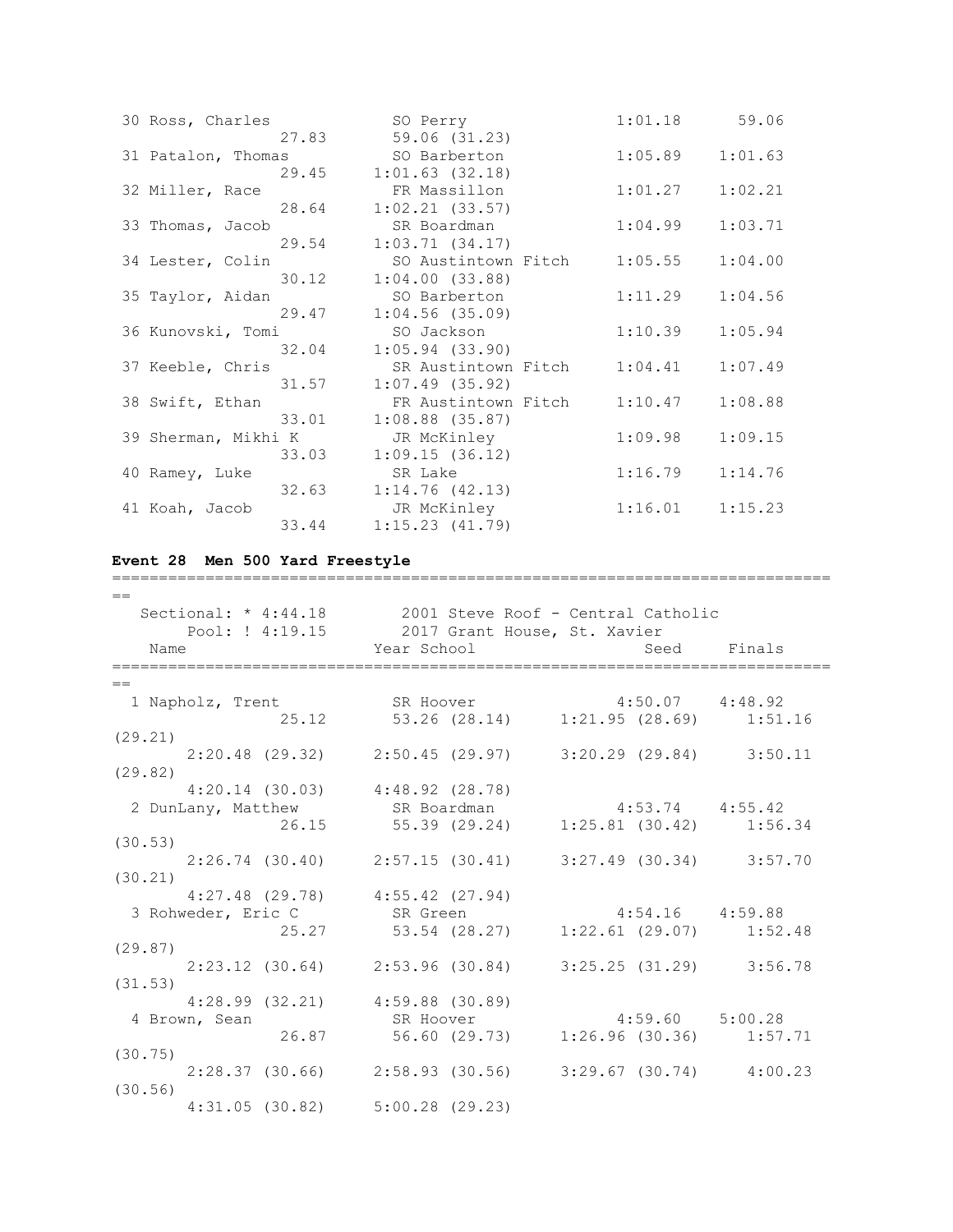```
 30 Ross, Charles            SO Perry                 1:01.18      59.06
                 27.83        59.06 (31.23)
 31 Patalon, Thomas          SO Barberton             1:05.89    1:01.63
                 29.45      1:01.63 (32.18)
 32 Miller, Race             FR Massillon             1:01.27    1:02.21
                 28.64      1:02.21 (33.57)
 33 Thomas, Jacob            SR Boardman              1:04.99    1:03.71
                 29.54      1:03.71 (34.17)
 34 Lester, Colin            SO Austintown Fitch      1:05.55    1:04.00
                 30.12      1:04.00 (33.88)
 35 Taylor, Aidan            SO Barberton             1:11.29    1:04.56
                 29.47      1:04.56 (35.09)
 36 Kunovski, Tomi           SO Jackson               1:10.39    1:05.94
                 32.04      1:05.94 (33.90)
 37 Keeble, Chris            SR Austintown Fitch      1:04.41    1:07.49
                 31.57      1:07.49 (35.92)
 38 Swift, Ethan             FR Austintown Fitch      1:10.47    1:08.88
                 33.01      1:08.88 (35.87)
 39 Sherman, Mikhi K         JR McKinley              1:09.98    1:09.15
                 33.03      1:09.15 (36.12)
 40 Ramey, Luke              SR Lake                  1:16.79    1:14.76
                 32.63      1:14.76 (42.13)
 41 Koah, Jacob              JR McKinley              1:16.01    1:15.23
                 33.44      1:15.23 (41.79)
```

**Event 28  Men 500 Yard Freestyle**

```
===============================================================================
==
   Sectional: * 4:44.18        2001 Steve Roof - Central Catholic
       Pool: ! 4:19.15         2017 Grant House, St. Xavier
    Name                    Year School                 Seed     Finals
===============================================================================
==
  1 Napholz, Trent           SR Hoover                4:50.07    4:48.92
                 25.12        53.26 (28.14)    1:21.95 (28.69)    1:51.16
(29.21)
        2:20.48 (29.32)    2:50.45 (29.97)    3:20.29 (29.84)    3:50.11
(29.82)
        4:20.14 (30.03)    4:48.92 (28.78)
  2 DunLany, Matthew         SR Boardman              4:53.74    4:55.42
                 26.15        55.39 (29.24)    1:25.81 (30.42)    1:56.34
(30.53)
        2:26.74 (30.40)    2:57.15 (30.41)    3:27.49 (30.34)    3:57.70
(30.21)
        4:27.48 (29.78)    4:55.42 (27.94)
  3 Rohweder, Eric C         SR Green                 4:54.16    4:59.88
                 25.27        53.54 (28.27)    1:22.61 (29.07)    1:52.48
(29.87)
        2:23.12 (30.64)    2:53.96 (30.84)    3:25.25 (31.29)    3:56.78
(31.53)
        4:28.99 (32.21)    4:59.88 (30.89)
  4 Brown, Sean              SR Hoover                4:59.60    5:00.28
                 26.87        56.60 (29.73)    1:26.96 (30.36)    1:57.71
(30.75)
        2:28.37 (30.66)    2:58.93 (30.56)    3:29.67 (30.74)    4:00.23
(30.56)
        4:31.05 (30.82)    5:00.28 (29.23)
```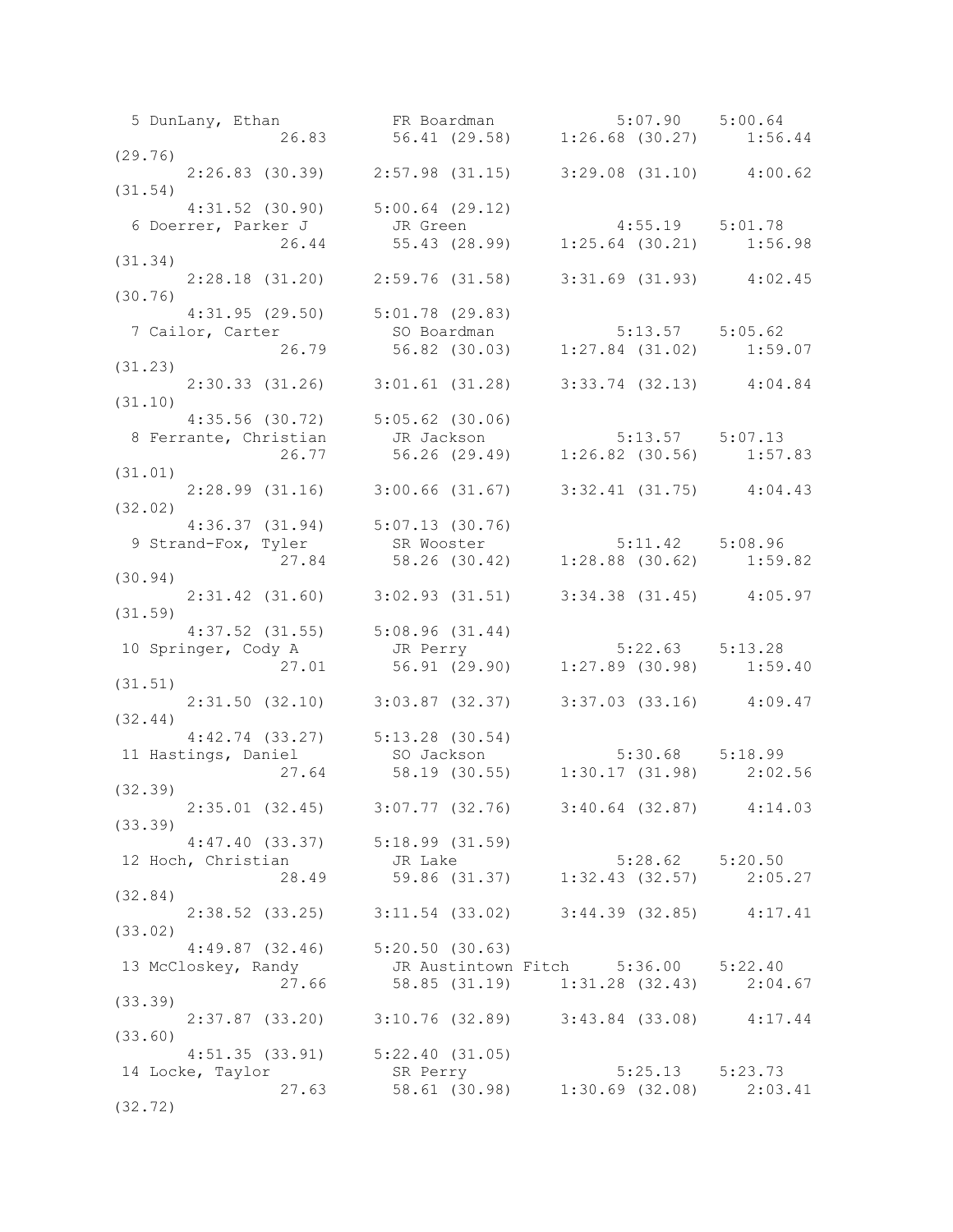```
  5 DunLany, Ethan           FR Boardman              5:07.90    5:00.64 
                26.83         56.41 (29.58)     1:26.68 (30.27)     1:56.44 
(29.76)
       2:26.83 (30.39)     2:57.98 (31.15)     3:29.08 (31.10)     4:00.62 
(31.54)
       4:31.52 (30.90)     5:00.64 (29.12)
  6 Doerrer, Parker J        JR Green                 4:55.19    5:01.78 
                26.44         55.43 (28.99)     1:25.64 (30.21)     1:56.98 
(31.34)
       2:28.18 (31.20)     2:59.76 (31.58)     3:31.69 (31.93)     4:02.45 
(30.76)
       4:31.95 (29.50)     5:01.78 (29.83)
  7 Cailor, Carter           SO Boardman              5:13.57    5:05.62 
                26.79         56.82 (30.03)     1:27.84 (31.02)     1:59.07 
(31.23)
       2:30.33 (31.26)     3:01.61 (31.28)     3:33.74 (32.13)     4:04.84 
(31.10)
       4:35.56 (30.72)     5:05.62 (30.06)
  8 Ferrante, Christian      JR Jackson               5:13.57    5:07.13 
                26.77         56.26 (29.49)     1:26.82 (30.56)     1:57.83 
(31.01)
       2:28.99 (31.16)     3:00.66 (31.67)     3:32.41 (31.75)     4:04.43 
(32.02)
       4:36.37 (31.94)     5:07.13 (30.76)
  9 Strand-Fox, Tyler        SR Wooster               5:11.42    5:08.96 
                27.84         58.26 (30.42)     1:28.88 (30.62)     1:59.82 
(30.94)
       2:31.42 (31.60)     3:02.93 (31.51)     3:34.38 (31.45)     4:05.97 
(31.59)
       4:37.52 (31.55)     5:08.96 (31.44)
 10 Springer, Cody A         JR Perry                 5:22.63    5:13.28 
                27.01         56.91 (29.90)     1:27.89 (30.98)     1:59.40 
(31.51)
       2:31.50 (32.10)     3:03.87 (32.37)     3:37.03 (33.16)     4:09.47 
(32.44)
       4:42.74 (33.27)     5:13.28 (30.54)
 11 Hastings, Daniel         SO Jackson               5:30.68    5:18.99 
                27.64         58.19 (30.55)     1:30.17 (31.98)     2:02.56 
(32.39)
       2:35.01 (32.45)     3:07.77 (32.76)     3:40.64 (32.87)     4:14.03 
(33.39)
       4:47.40 (33.37)     5:18.99 (31.59)
 12 Hoch, Christian          JR Lake                  5:28.62    5:20.50 
                28.49         59.86 (31.37)     1:32.43 (32.57)     2:05.27 
(32.84)
       2:38.52 (33.25)     3:11.54 (33.02)     3:44.39 (32.85)     4:17.41 
(33.02)
       4:49.87 (32.46)     5:20.50 (30.63)
 13 McCloskey, Randy         JR Austintown Fitch      5:36.00    5:22.40 
                27.66         58.85 (31.19)     1:31.28 (32.43)     2:04.67 
(33.39)
       2:37.87 (33.20)     3:10.76 (32.89)     3:43.84 (33.08)     4:17.44 
(33.60)
       4:51.35 (33.91)     5:22.40 (31.05)
 14 Locke, Taylor            SR Perry                 5:25.13    5:23.73 
                27.63         58.61 (30.98)     1:30.69 (32.08)     2:03.41 
(32.72)
```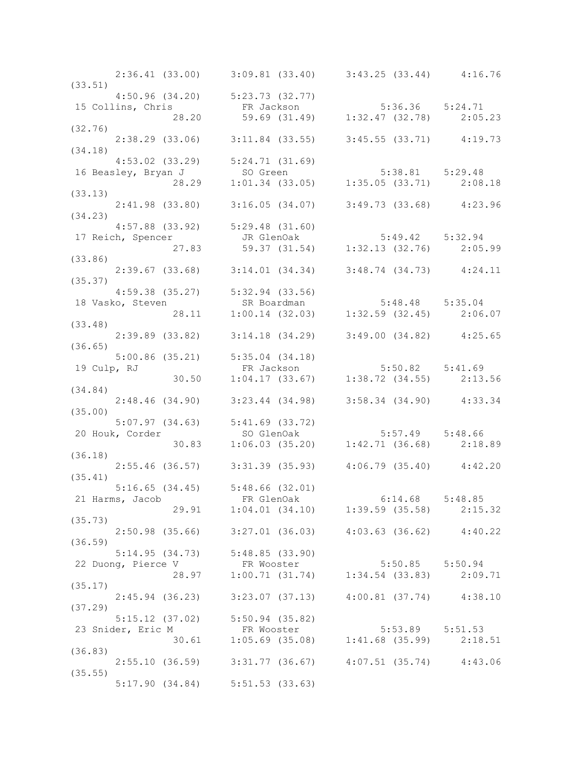```
      2:36.41 (33.00)     3:09.81 (33.40)     3:43.25 (33.44)     4:16.76
(33.51)
      4:50.96 (34.20)     5:23.73 (32.77)
 15 Collins, Chris             FR Jackson                5:36.36    5:24.71
                  28.20       59.69 (31.49)     1:32.47 (32.78)     2:05.23
(32.76)
      2:38.29 (33.06)     3:11.84 (33.55)     3:45.55 (33.71)     4:19.73
(34.18)
      4:53.02 (33.29)     5:24.71 (31.69)
 16 Beasley, Bryan J           SO Green                  5:38.81    5:29.48
                  28.29     1:01.34 (33.05)     1:35.05 (33.71)     2:08.18
(33.13)
      2:41.98 (33.80)     3:16.05 (34.07)     3:49.73 (33.68)     4:23.96
(34.23)
      4:57.88 (33.92)     5:29.48 (31.60)
 17 Reich, Spencer             JR GlenOak                5:49.42    5:32.94
                  27.83       59.37 (31.54)     1:32.13 (32.76)     2:05.99
(33.86)
      2:39.67 (33.68)     3:14.01 (34.34)     3:48.74 (34.73)     4:24.11
(35.37)
      4:59.38 (35.27)     5:32.94 (33.56)
 18 Vasko, Steven              SR Boardman               5:48.48    5:35.04
                  28.11     1:00.14 (32.03)     1:32.59 (32.45)     2:06.07
(33.48)
      2:39.89 (33.82)     3:14.18 (34.29)     3:49.00 (34.82)     4:25.65
(36.65)
      5:00.86 (35.21)     5:35.04 (34.18)
 19 Culp, RJ                   FR Jackson                5:50.82    5:41.69
                  30.50     1:04.17 (33.67)     1:38.72 (34.55)     2:13.56
(34.84)
      2:48.46 (34.90)     3:23.44 (34.98)     3:58.34 (34.90)     4:33.34
(35.00)
      5:07.97 (34.63)     5:41.69 (33.72)
 20 Houk, Corder               SO GlenOak                5:57.49    5:48.66
                  30.83     1:06.03 (35.20)     1:42.71 (36.68)     2:18.89
(36.18)
      2:55.46 (36.57)     3:31.39 (35.93)     4:06.79 (35.40)     4:42.20
(35.41)
      5:16.65 (34.45)     5:48.66 (32.01)
 21 Harms, Jacob               FR GlenOak                6:14.68    5:48.85
                  29.91     1:04.01 (34.10)     1:39.59 (35.58)     2:15.32
(35.73)
      2:50.98 (35.66)     3:27.01 (36.03)     4:03.63 (36.62)     4:40.22
(36.59)
      5:14.95 (34.73)     5:48.85 (33.90)
 22 Duong, Pierce V            FR Wooster                5:50.85    5:50.94
                  28.97     1:00.71 (31.74)     1:34.54 (33.83)     2:09.71
(35.17)
      2:45.94 (36.23)     3:23.07 (37.13)     4:00.81 (37.74)     4:38.10
(37.29)
      5:15.12 (37.02)     5:50.94 (35.82)
 23 Snider, Eric M             FR Wooster                5:53.89    5:51.53
                  30.61     1:05.69 (35.08)     1:41.68 (35.99)     2:18.51
(36.83)
      2:55.10 (36.59)     3:31.77 (36.67)     4:07.51 (35.74)     4:43.06
(35.55)
      5:17.90 (34.84)     5:51.53 (33.63)
```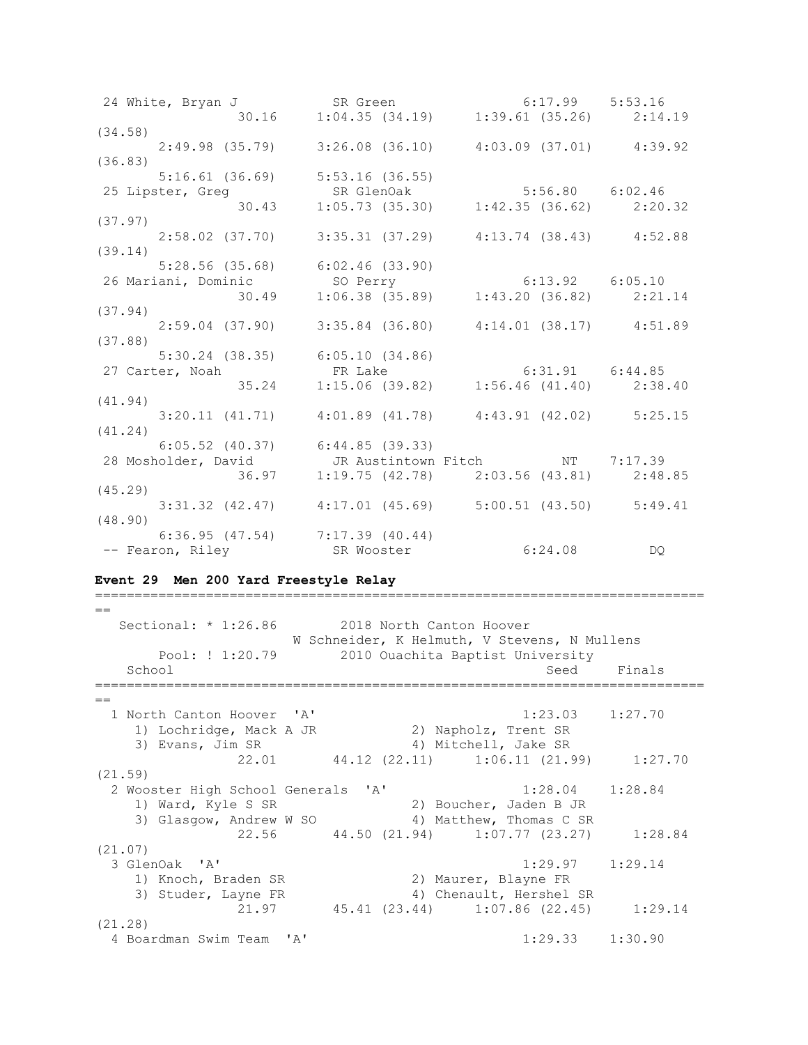```
 24 White, Bryan J           SR Green                 6:17.99    5:53.16 
                30.16     1:04.35 (34.19)     1:39.61 (35.26)     2:14.19 
(34.58)
      2:49.98 (35.79)     3:26.08 (36.10)     4:03.09 (37.01)     4:39.92 
(36.83)
      5:16.61 (36.69)     5:53.16 (36.55)
 25 Lipster, Greg            SR GlenOak               5:56.80    6:02.46 
                30.43     1:05.73 (35.30)     1:42.35 (36.62)     2:20.32 
(37.97)
      2:58.02 (37.70)     3:35.31 (37.29)     4:13.74 (38.43)     4:52.88 
(39.14)
      5:28.56 (35.68)     6:02.46 (33.90)
 26 Mariani, Dominic         SO Perry                 6:13.92    6:05.10 
                30.49     1:06.38 (35.89)     1:43.20 (36.82)     2:21.14 
(37.94)
      2:59.04 (37.90)     3:35.84 (36.80)     4:14.01 (38.17)     4:51.89 
(37.88)
      5:30.24 (38.35)     6:05.10 (34.86)
 27 Carter, Noah             FR Lake                  6:31.91    6:44.85 
                35.24     1:15.06 (39.82)     1:56.46 (41.40)     2:38.40 
(41.94)
      3:20.11 (41.71)     4:01.89 (41.78)     4:43.91 (42.02)     5:25.15 
(41.24)
      6:05.52 (40.37)     6:44.85 (39.33)
 28 Mosholder, David         JR Austintown Fitch         NT    7:17.39 
                36.97     1:19.75 (42.78)     2:03.56 (43.81)     2:48.85 
(45.29)
      3:31.32 (42.47)     4:17.01 (45.69)     5:00.51 (43.50)     5:49.41 
(48.90)
      6:36.95 (47.54)     7:17.39 (40.44)
 -- Fearon, Riley            SR Wooster               6:24.08         DQ 
```

**Event 29  Men 200 Yard Freestyle Relay**

```
===============================================================================
==
   Sectional: * 1:26.86        2018 North Canton Hoover                       
                      W Schneider, K Helmuth, V Stevens, N Mullens
       Pool: ! 1:20.79        2010 Ouachita Baptist University              
    School                                            Seed     Finals  
===============================================================================
==
  1 North Canton Hoover  'A'                        1:23.03    1:27.70  
     1) Lochridge, Mack A JR           2) Napholz, Trent SR              
     3) Evans, Jim SR                  4) Mitchell, Jake SR              
             22.01       44.12 (22.11)     1:06.11 (21.99)     1:27.70 
(21.59)
  2 Wooster High School Generals  'A'               1:28.04    1:28.84  
     1) Ward, Kyle S SR                2) Boucher, Jaden B JR            
     3) Glasgow, Andrew W SO           4) Matthew, Thomas C SR           
             22.56       44.50 (21.94)     1:07.77 (23.27)     1:28.84 
(21.07)
  3 GlenOak  'A'                                    1:29.97    1:29.14  
     1) Knoch, Braden SR               2) Maurer, Blayne FR              
     3) Studer, Layne FR               4) Chenault, Hershel SR           
             21.97       45.41 (23.44)     1:07.86 (22.45)     1:29.14 
(21.28)
  4 Boardman Swim Team  'A'                         1:29.33    1:30.90  
```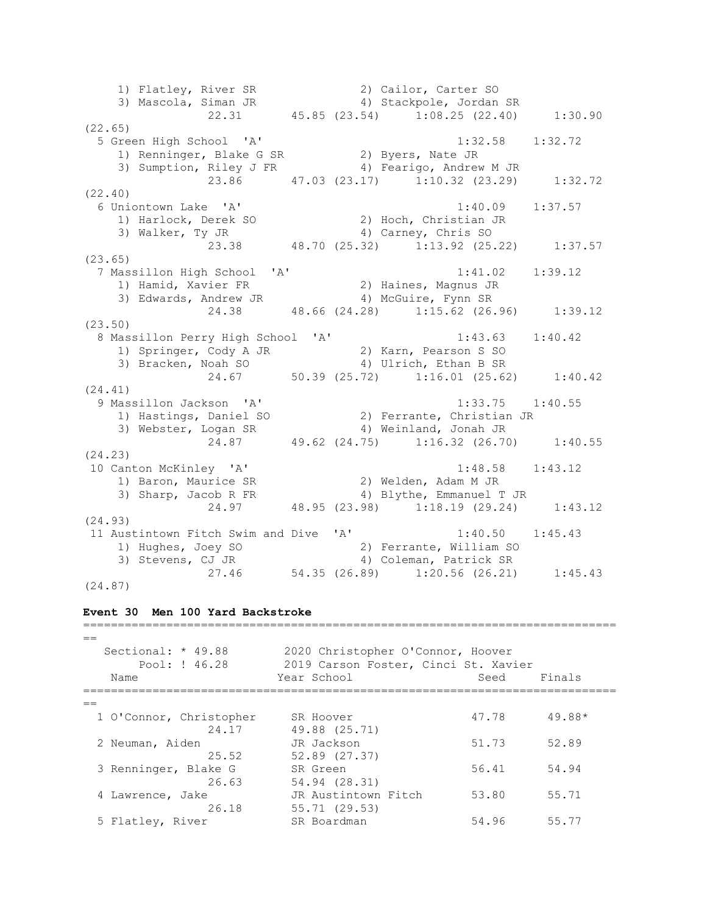```
    1) Flatley, River SR              2) Cailor, Carter SO
    3) Mascola, Siman JR              4) Stackpole, Jordan SR
             22.31       45.85 (23.54)     1:08.25 (22.40)     1:30.90
(22.65)
  5 Green High School  'A'                         1:32.58    1:32.72
    1) Renninger, Blake G SR          2) Byers, Nate JR
    3) Sumption, Riley J FR           4) Fearigo, Andrew M JR
             23.86       47.03 (23.17)     1:10.32 (23.29)     1:32.72
(22.40)
  6 Uniontown Lake  'A'                            1:40.09    1:37.57
    1) Harlock, Derek SO              2) Hoch, Christian JR
    3) Walker, Ty JR                  4) Carney, Chris SO
             23.38       48.70 (25.32)     1:13.92 (25.22)     1:37.57
(23.65)
  7 Massillon High School  'A'                     1:41.02    1:39.12
    1) Hamid, Xavier FR               2) Haines, Magnus JR
    3) Edwards, Andrew JR             4) McGuire, Fynn SR
             24.38       48.66 (24.28)     1:15.62 (26.96)     1:39.12
(23.50)
  8 Massillon Perry High School  'A'               1:43.63    1:40.42
    1) Springer, Cody A JR            2) Karn, Pearson S SO
    3) Bracken, Noah SO               4) Ulrich, Ethan B SR
             24.67       50.39 (25.72)     1:16.01 (25.62)     1:40.42
(24.41)
  9 Massillon Jackson  'A'                         1:33.75    1:40.55
    1) Hastings, Daniel SO            2) Ferrante, Christian JR
    3) Webster, Logan SR              4) Weinland, Jonah JR
             24.87       49.62 (24.75)     1:16.32 (26.70)     1:40.55
(24.23)
 10 Canton McKinley  'A'                           1:48.58    1:43.12
    1) Baron, Maurice SR              2) Welden, Adam M JR
    3) Sharp, Jacob R FR              4) Blythe, Emmanuel T JR
             24.97       48.95 (23.98)     1:18.19 (29.24)     1:43.12
(24.93)
 11 Austintown Fitch Swim and Dive  'A'            1:40.50    1:45.43
    1) Hughes, Joey SO                2) Ferrante, William SO
    3) Stevens, CJ JR                 4) Coleman, Patrick SR
             27.46       54.35 (26.89)     1:20.56 (26.21)     1:45.43
(24.87)
```

**Event 30  Men 100 Yard Backstroke**

```
===============================================================================
==
   Sectional: * 49.88        2020 Christopher O'Connor, Hoover
        Pool: ! 46.28        2019 Carson Foster, Cinci St. Xavier
    Name                    Year School                  Seed     Finals
===============================================================================
==
  1 O'Connor, Christopher     SR Hoover                 47.78      49.88*
             24.17          49.88 (25.71)
  2 Neuman, Aiden             JR Jackson                51.73      52.89
             25.52          52.89 (27.37)
  3 Renninger, Blake G        SR Green                  56.41      54.94
             26.63          54.94 (28.31)
  4 Lawrence, Jake            JR Austintown Fitch       53.80      55.71
             26.18          55.71 (29.53)
  5 Flatley, River            SR Boardman               54.96      55.77
```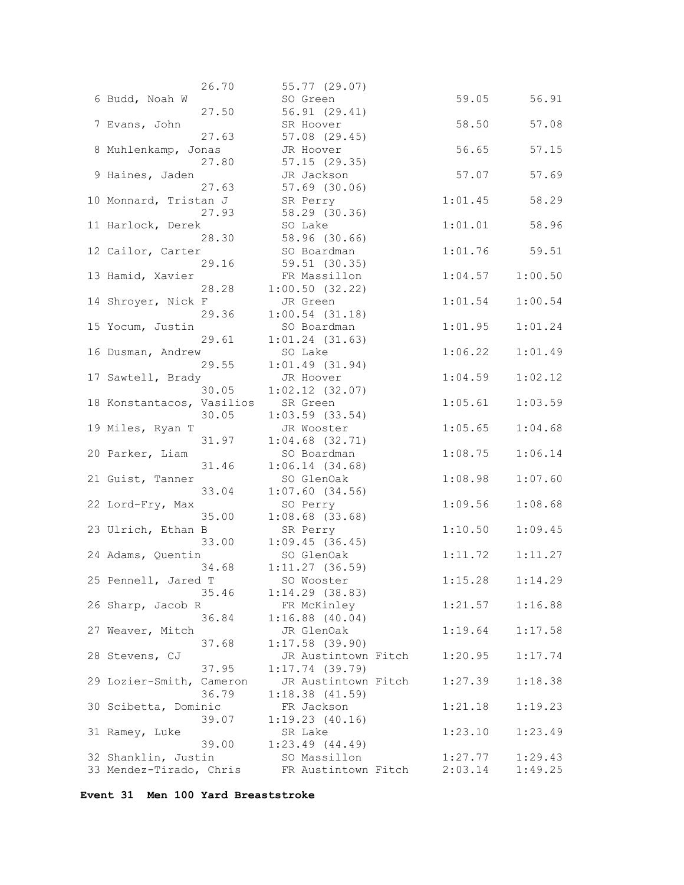```
                 26.70       55.77 (29.07)
  6 Budd, Noah W              SO Green                  59.05        56.91
                 27.50       56.91 (29.41)
  7 Evans, John               SR Hoover                 58.50        57.08
                 27.63       57.08 (29.45)
  8 Muhlenkamp, Jonas         JR Hoover                 56.65        57.15
                 27.80       57.15 (29.35)
  9 Haines, Jaden             JR Jackson                57.07        57.69
                 27.63       57.69 (30.06)
 10 Monnard, Tristan J        SR Perry                1:01.45        58.29
                 27.93       58.29 (30.36)
 11 Harlock, Derek            SO Lake                 1:01.01        58.96
                 28.30       58.96 (30.66)
 12 Cailor, Carter            SO Boardman             1:01.76        59.51
                 29.16       59.51 (30.35)
 13 Hamid, Xavier             FR Massillon            1:04.57      1:00.50
                 28.28     1:00.50 (32.22)
 14 Shroyer, Nick F          JR Green                1:01.54      1:00.54
                 29.36     1:00.54 (31.18)
 15 Yocum, Justin            SO Boardman             1:01.95      1:01.24
                 29.61     1:01.24 (31.63)
 16 Dusman, Andrew           SO Lake                 1:06.22      1:01.49
                 29.55     1:01.49 (31.94)
 17 Sawtell, Brady           JR Hoover               1:04.59      1:02.12
                 30.05     1:02.12 (32.07)
 18 Konstantacos, Vasilios   SR Green                1:05.61      1:03.59
                 30.05     1:03.59 (33.54)
 19 Miles, Ryan T            JR Wooster              1:05.65      1:04.68
                 31.97     1:04.68 (32.71)
 20 Parker, Liam             SO Boardman             1:08.75      1:06.14
                 31.46     1:06.14 (34.68)
 21 Guist, Tanner            SO GlenOak              1:08.98      1:07.60
                 33.04     1:07.60 (34.56)
 22 Lord-Fry, Max            SO Perry                1:09.56      1:08.68
                 35.00     1:08.68 (33.68)
 23 Ulrich, Ethan B          SR Perry                1:10.50      1:09.45
                 33.00     1:09.45 (36.45)
 24 Adams, Quentin           SO GlenOak              1:11.72      1:11.27
                 34.68     1:11.27 (36.59)
 25 Pennell, Jared T         SO Wooster              1:15.28      1:14.29
                 35.46     1:14.29 (38.83)
 26 Sharp, Jacob R           FR McKinley             1:21.57      1:16.88
                 36.84     1:16.88 (40.04)
 27 Weaver, Mitch            JR GlenOak              1:19.64      1:17.58
                 37.68     1:17.58 (39.90)
 28 Stevens, CJ              JR Austintown Fitch     1:20.95      1:17.74
                 37.95     1:17.74 (39.79)
 29 Lozier-Smith, Cameron    JR Austintown Fitch     1:27.39      1:18.38
                 36.79     1:18.38 (41.59)
 30 Scibetta, Dominic        FR Jackson              1:21.18      1:19.23
                 39.07     1:19.23 (40.16)
 31 Ramey, Luke              SR Lake                 1:23.10      1:23.49
                 39.00     1:23.49 (44.49)
 32 Shanklin, Justin         SO Massillon            1:27.77      1:29.43
 33 Mendez-Tirado, Chris     FR Austintown Fitch     2:03.14      1:49.25
```

**Event 31  Men 100 Yard Breaststroke**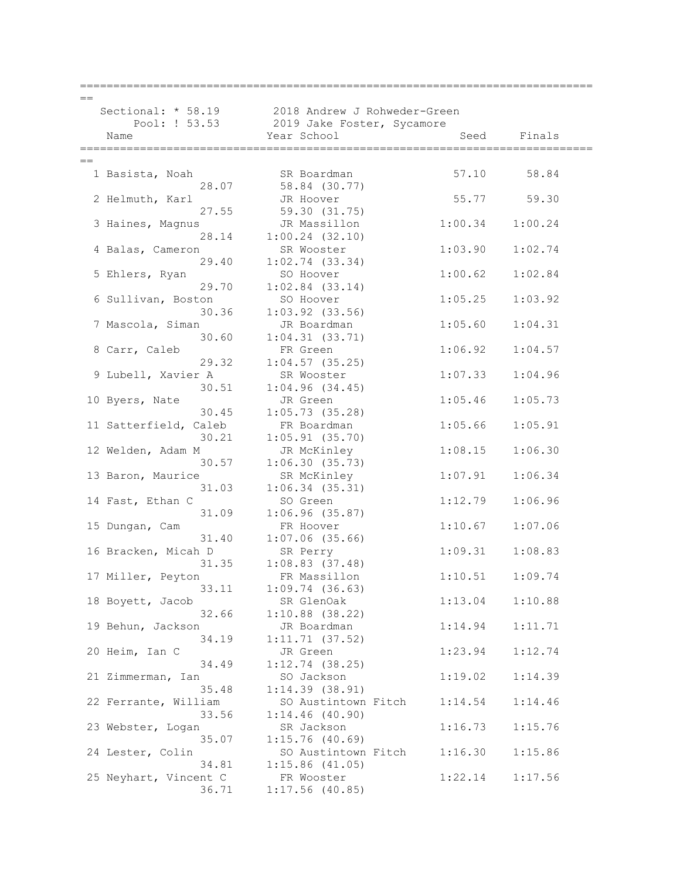Sectional: * 58.19 — 2018 Andrew J Rohweder-Green

Pool: ! 53.53 — 2019 Jake Foster, Sycamore

| Place | Name | Year | School | Seed | Finals | Splits |
|---|---|---|---|---|---|---|
| 1 | Basista, Noah | SR | Boardman | 57.10 | 58.84 | 28.07, 58.84 (30.77) |
| 2 | Helmuth, Karl | JR | Hoover | 55.77 | 59.30 | 27.55, 59.30 (31.75) |
| 3 | Haines, Magnus | JR | Massillon | 1:00.34 | 1:00.24 | 28.14, 1:00.24 (32.10) |
| 4 | Balas, Cameron | SR | Wooster | 1:03.90 | 1:02.74 | 29.40, 1:02.74 (33.34) |
| 5 | Ehlers, Ryan | SO | Hoover | 1:00.62 | 1:02.84 | 29.70, 1:02.84 (33.14) |
| 6 | Sullivan, Boston | SO | Hoover | 1:05.25 | 1:03.92 | 30.36, 1:03.92 (33.56) |
| 7 | Mascola, Siman | JR | Boardman | 1:05.60 | 1:04.31 | 30.60, 1:04.31 (33.71) |
| 8 | Carr, Caleb | FR | Green | 1:06.92 | 1:04.57 | 29.32, 1:04.57 (35.25) |
| 9 | Lubell, Xavier A | SR | Wooster | 1:07.33 | 1:04.96 | 30.51, 1:04.96 (34.45) |
| 10 | Byers, Nate | JR | Green | 1:05.46 | 1:05.73 | 30.45, 1:05.73 (35.28) |
| 11 | Satterfield, Caleb | FR | Boardman | 1:05.66 | 1:05.91 | 30.21, 1:05.91 (35.70) |
| 12 | Welden, Adam M | JR | McKinley | 1:08.15 | 1:06.30 | 30.57, 1:06.30 (35.73) |
| 13 | Baron, Maurice | SR | McKinley | 1:07.91 | 1:06.34 | 31.03, 1:06.34 (35.31) |
| 14 | Fast, Ethan C | SO | Green | 1:12.79 | 1:06.96 | 31.09, 1:06.96 (35.87) |
| 15 | Dungan, Cam | FR | Hoover | 1:10.67 | 1:07.06 | 31.40, 1:07.06 (35.66) |
| 16 | Bracken, Micah D | SR | Perry | 1:09.31 | 1:08.83 | 31.35, 1:08.83 (37.48) |
| 17 | Miller, Peyton | FR | Massillon | 1:10.51 | 1:09.74 | 33.11, 1:09.74 (36.63) |
| 18 | Boyett, Jacob | SR | GlenOak | 1:13.04 | 1:10.88 | 32.66, 1:10.88 (38.22) |
| 19 | Behun, Jackson | JR | Boardman | 1:14.94 | 1:11.71 | 34.19, 1:11.71 (37.52) |
| 20 | Heim, Ian C | JR | Green | 1:23.94 | 1:12.74 | 34.49, 1:12.74 (38.25) |
| 21 | Zimmerman, Ian | SO | Jackson | 1:19.02 | 1:14.39 | 35.48, 1:14.39 (38.91) |
| 22 | Ferrante, William | SO | Austintown Fitch | 1:14.54 | 1:14.46 | 33.56, 1:14.46 (40.90) |
| 23 | Webster, Logan | SR | Jackson | 1:16.73 | 1:15.76 | 35.07, 1:15.76 (40.69) |
| 24 | Lester, Colin | SO | Austintown Fitch | 1:16.30 | 1:15.86 | 34.81, 1:15.86 (41.05) |
| 25 | Neyhart, Vincent C | FR | Wooster | 1:22.14 | 1:17.56 | 36.71, 1:17.56 (40.85) |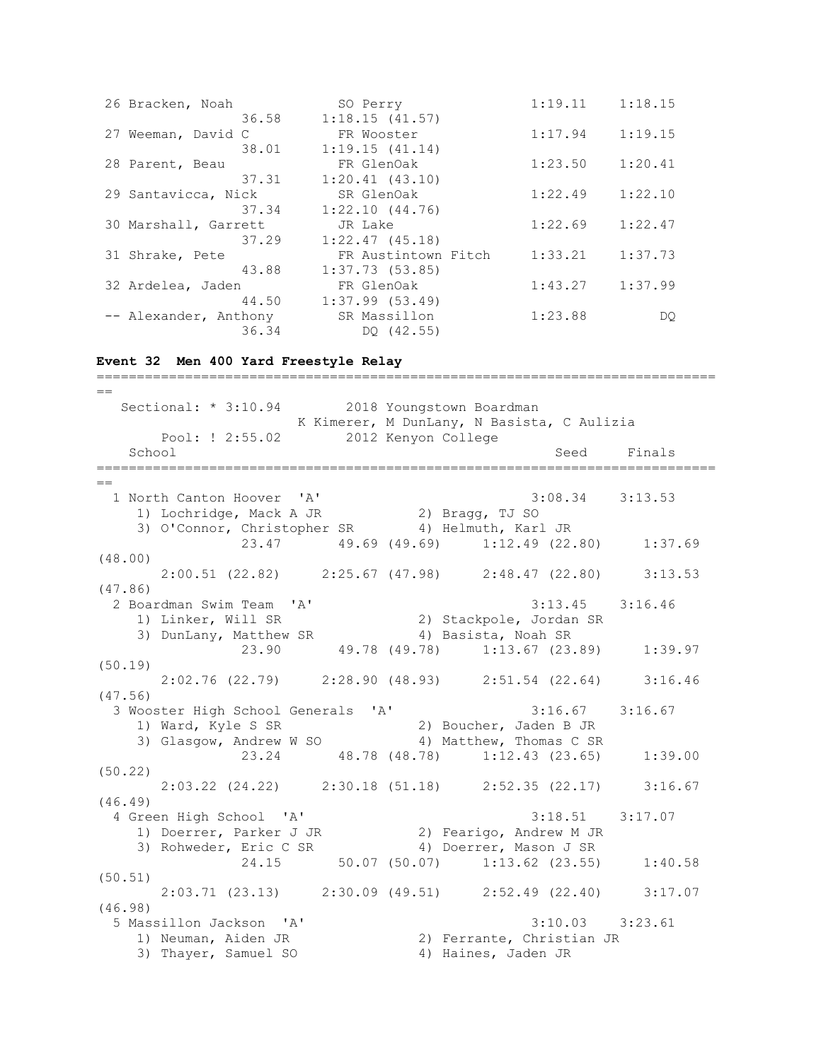```
 26 Bracken, Noah            SO Perry                 1:19.11    1:18.15 
               36.58     1:18.15 (41.57)
 27 Weeman, David C          FR Wooster               1:17.94    1:19.15 
               38.01     1:19.15 (41.14)
 28 Parent, Beau             FR GlenOak               1:23.50    1:20.41 
               37.31     1:20.41 (43.10)
 29 Santavicca, Nick         SR GlenOak               1:22.49    1:22.10 
               37.34     1:22.10 (44.76)
 30 Marshall, Garrett        JR Lake                  1:22.69    1:22.47 
               37.29     1:22.47 (45.18)
 31 Shrake, Pete             FR Austintown Fitch      1:33.21    1:37.73 
               43.88     1:37.73 (53.85)
 32 Ardelea, Jaden           FR GlenOak               1:43.27    1:37.99 
               44.50     1:37.99 (53.49)
 -- Alexander, Anthony       SR Massillon             1:23.88         DQ 
               36.34        DQ (42.55)
```

**Event 32  Men 400 Yard Freestyle Relay**

```
===============================================================================
==
   Sectional: * 3:10.94        2018 Youngstown Boardman
                      K Kimerer, M DunLany, N Basista, C Aulizia
       Pool: ! 2:55.02        2012 Kenyon College
    School                                                 Seed     Finals 
===============================================================================
==
  1 North Canton Hoover  'A'                             3:08.34    3:13.53 
     1) Lochridge, Mack A JR            2) Bragg, TJ SO
     3) O'Connor, Christopher SR        4) Helmuth, Karl JR
               23.47       49.69 (49.69)     1:12.49 (22.80)     1:37.69 
(48.00)
       2:00.51 (22.82)     2:25.67 (47.98)     2:48.47 (22.80)     3:13.53 
(47.86)
  2 Boardman Swim Team  'A'                              3:13.45    3:16.46 
     1) Linker, Will SR                 2) Stackpole, Jordan SR
     3) DunLany, Matthew SR             4) Basista, Noah SR
               23.90       49.78 (49.78)     1:13.67 (23.89)     1:39.97 
(50.19)
       2:02.76 (22.79)     2:28.90 (48.93)     2:51.54 (22.64)     3:16.46 
(47.56)
  3 Wooster High School Generals  'A'                    3:16.67    3:16.67 
     1) Ward, Kyle S SR                 2) Boucher, Jaden B JR
     3) Glasgow, Andrew W SO            4) Matthew, Thomas C SR
               23.24       48.78 (48.78)     1:12.43 (23.65)     1:39.00 
(50.22)
       2:03.22 (24.22)     2:30.18 (51.18)     2:52.35 (22.17)     3:16.67 
(46.49)
  4 Green High School  'A'                               3:18.51    3:17.07 
     1) Doerrer, Parker J JR            2) Fearigo, Andrew M JR
     3) Rohweder, Eric C SR             4) Doerrer, Mason J SR
               24.15       50.07 (50.07)     1:13.62 (23.55)     1:40.58 
(50.51)
       2:03.71 (23.13)     2:30.09 (49.51)     2:52.49 (22.40)     3:17.07 
(46.98)
  5 Massillon Jackson  'A'                               3:10.03    3:23.61 
     1) Neuman, Aiden JR                2) Ferrante, Christian JR
     3) Thayer, Samuel SO               4) Haines, Jaden JR
```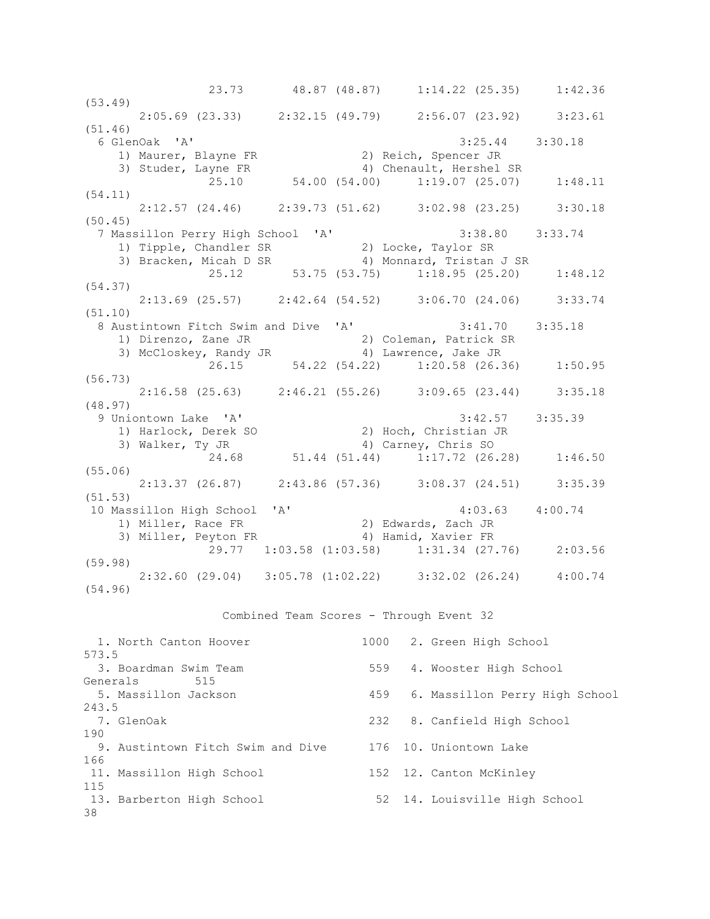```
              23.73       48.87 (48.87)     1:14.22 (25.35)     1:42.36 (53.49)
       2:05.69 (23.33)     2:32.15 (49.79)     2:56.07 (23.92)     3:23.61 (51.46)
  6 GlenOak  'A'                                     3:25.44    3:30.18
     1) Maurer, Blayne FR              2) Reich, Spencer JR
     3) Studer, Layne FR               4) Chenault, Hershel SR
              25.10       54.00 (54.00)     1:19.07 (25.07)     1:48.11 (54.11)
       2:12.57 (24.46)     2:39.73 (51.62)     3:02.98 (23.25)     3:30.18 (50.45)
  7 Massillon Perry High School  'A'                 3:38.80    3:33.74
     1) Tipple, Chandler SR            2) Locke, Taylor SR
     3) Bracken, Micah D SR            4) Monnard, Tristan J SR
              25.12       53.75 (53.75)     1:18.95 (25.20)     1:48.12 (54.37)
       2:13.69 (25.57)     2:42.64 (54.52)     3:06.70 (24.06)     3:33.74 (51.10)
  8 Austintown Fitch Swim and Dive  'A'              3:41.70    3:35.18
     1) Direnzo, Zane JR               2) Coleman, Patrick SR
     3) McCloskey, Randy JR            4) Lawrence, Jake JR
              26.15       54.22 (54.22)     1:20.58 (26.36)     1:50.95 (56.73)
       2:16.58 (25.63)     2:46.21 (55.26)     3:09.65 (23.44)     3:35.18 (48.97)
  9 Uniontown Lake  'A'                              3:42.57    3:35.39
     1) Harlock, Derek SO              2) Hoch, Christian JR
     3) Walker, Ty JR                  4) Carney, Chris SO
              24.68       51.44 (51.44)     1:17.72 (26.28)     1:46.50 (55.06)
       2:13.37 (26.87)     2:43.86 (57.36)     3:08.37 (24.51)     3:35.39 (51.53)
 10 Massillon High School  'A'                       4:03.63    4:00.74
     1) Miller, Race FR                2) Edwards, Zach JR
     3) Miller, Peyton FR              4) Hamid, Xavier FR
              29.77  1:03.58 (1:03.58)     1:31.34 (27.76)     2:03.56 (59.98)
       2:32.60 (29.04)   3:05.78 (1:02.22)     3:32.02 (26.24)     4:00.74 (54.96)
```

## Combined Team Scores - Through Event 32

| Place | Team | Score | Place | Team | Score |
|---|---|---|---|---|---|
| 1. | North Canton Hoover | 1000 | 2. | Green High School | 573.5 |
| 3. | Boardman Swim Team | 559 | 4. | Wooster High School Generals | 515 |
| 5. | Massillon Jackson | 459 | 6. | Massillon Perry High School | 243.5 |
| 7. | GlenOak | 232 | 8. | Canfield High School | 190 |
| 9. | Austintown Fitch Swim and Dive | 176 | 10. | Uniontown Lake | 166 |
| 11. | Massillon High School | 152 | 12. | Canton McKinley | 115 |
| 13. | Barberton High School | 52 | 14. | Louisville High School | 38 |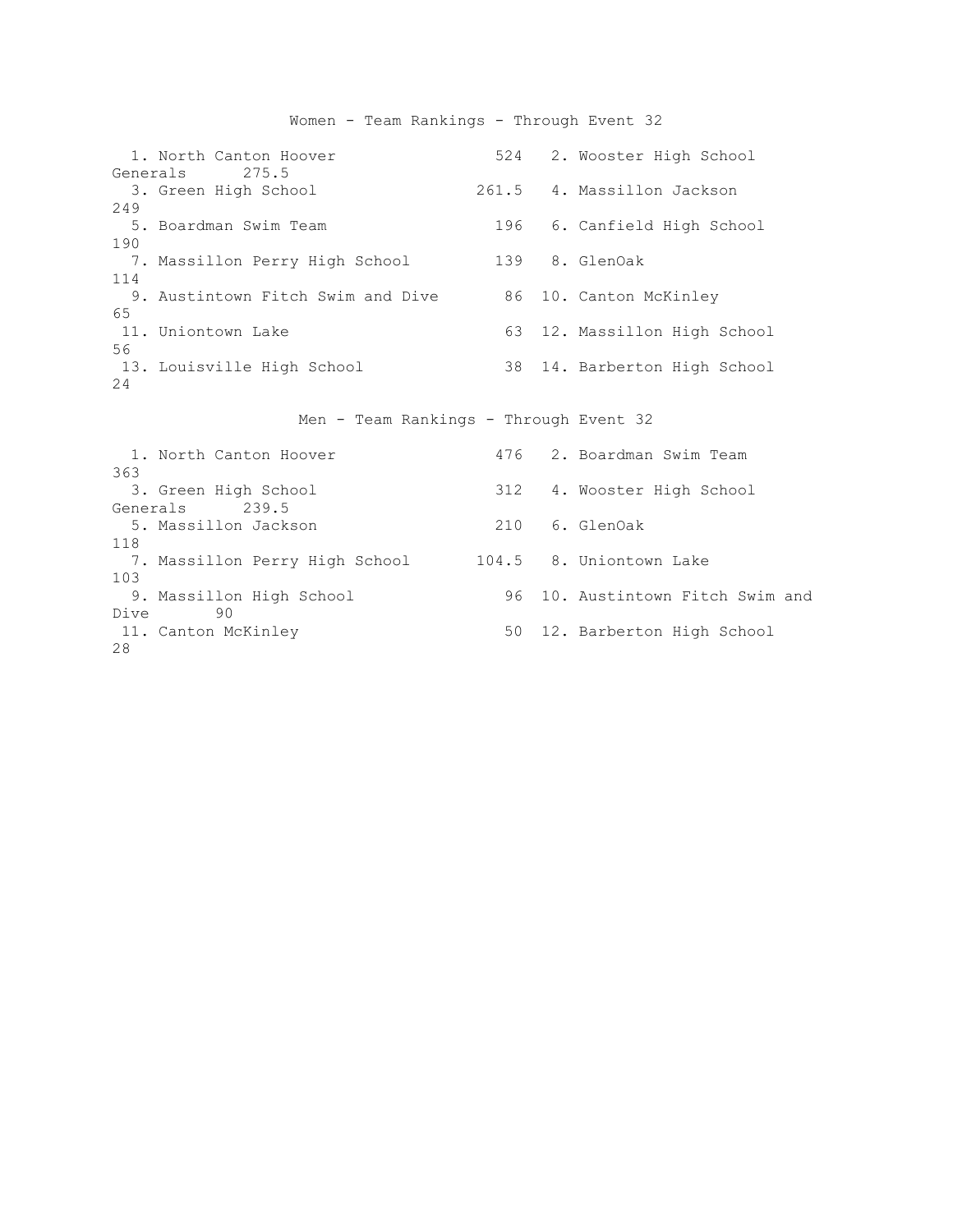## Women - Team Rankings - Through Event 32

| | | | | | |
|---|---|---|---|---|---|
| 1. | North Canton Hoover | 524 | 2. | Wooster High School Generals | 275.5 |
| 3. | Green High School | 261.5 | 4. | Massillon Jackson | 249 |
| 5. | Boardman Swim Team | 196 | 6. | Canfield High School | 190 |
| 7. | Massillon Perry High School | 139 | 8. | GlenOak | 114 |
| 9. | Austintown Fitch Swim and Dive | 86 | 10. | Canton McKinley | 65 |
| 11. | Uniontown Lake | 63 | 12. | Massillon High School | 56 |
| 13. | Louisville High School | 38 | 14. | Barberton High School | 24 |

## Men - Team Rankings - Through Event 32

| | | | | | |
|---|---|---|---|---|---|
| 1. | North Canton Hoover | 476 | 2. | Boardman Swim Team | 363 |
| 3. | Green High School | 312 | 4. | Wooster High School Generals | 239.5 |
| 5. | Massillon Jackson | 210 | 6. | GlenOak | 118 |
| 7. | Massillon Perry High School | 104.5 | 8. | Uniontown Lake | 103 |
| 9. | Massillon High School | 96 | 10. | Austintown Fitch Swim and Dive | 90 |
| 11. | Canton McKinley | 50 | 12. | Barberton High School | 28 |